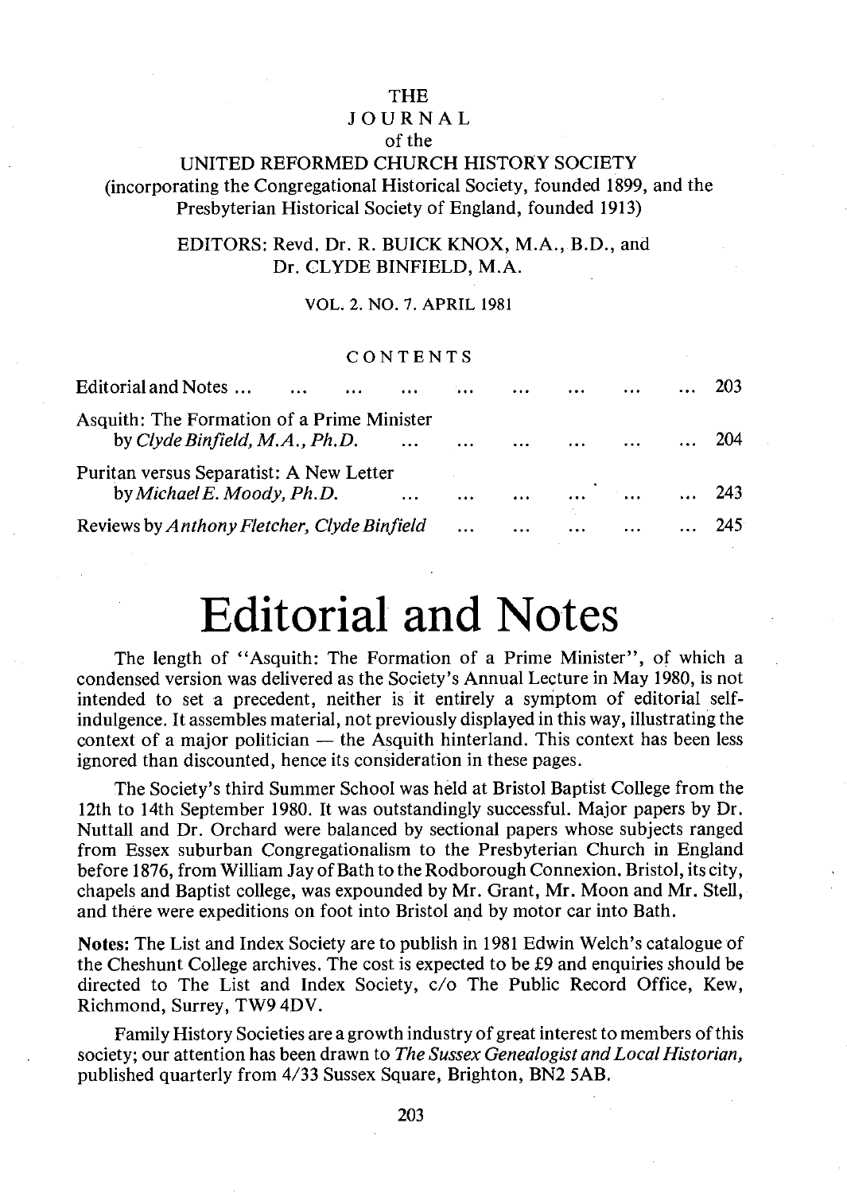THE

JOURNAL

of the

UNITED REFORMED CHURCH HISTORY SOCIETY

(incorporating the Congregational Historical Society, founded 1899, and the Presbyterian Historical Society of England, founded 1913)

EDITORS: Revd. Dr. R. BUICK KNOX, M.A., B.D., and Dr. CLYDE BINFIELD, M.A.

VOL. 2. NO. 7. APRIL 1981

CONTENTS

| | |
|---|---|
| Editorial and Notes ... | 203 |
| Asquith: The Formation of a Prime Minister by *Clyde Binfield, M.A., Ph.D.* | 204 |
| Puritan versus Separatist: A New Letter by *Michael E. Moody, Ph.D.* | 243 |
| Reviews by *Anthony Fletcher, Clyde Binfield* | 245 |

# Editorial and Notes

The length of "Asquith: The Formation of a Prime Minister", of which a condensed version was delivered as the Society's Annual Lecture in May 1980, is not intended to set a precedent, neither is it entirely a symptom of editorial self-indulgence. It assembles material, not previously displayed in this way, illustrating the context of a major politician — the Asquith hinterland. This context has been less ignored than discounted, hence its consideration in these pages.

The Society's third Summer School was held at Bristol Baptist College from the 12th to 14th September 1980. It was outstandingly successful. Major papers by Dr. Nuttall and Dr. Orchard were balanced by sectional papers whose subjects ranged from Essex suburban Congregationalism to the Presbyterian Church in England before 1876, from William Jay of Bath to the Rodborough Connexion. Bristol, its city, chapels and Baptist college, was expounded by Mr. Grant, Mr. Moon and Mr. Stell, and there were expeditions on foot into Bristol and by motor car into Bath.

**Notes:** The List and Index Society are to publish in 1981 Edwin Welch's catalogue of the Cheshunt College archives. The cost is expected to be £9 and enquiries should be directed to The List and Index Society, c/o The Public Record Office, Kew, Richmond, Surrey, TW9 4DV.

Family History Societies are a growth industry of great interest to members of this society; our attention has been drawn to *The Sussex Genealogist and Local Historian,* published quarterly from 4/33 Sussex Square, Brighton, BN2 5AB.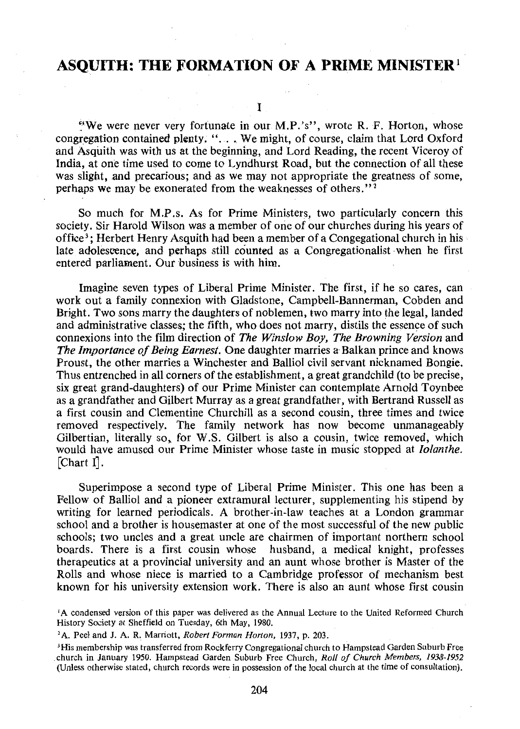# ASQUITH: THE FORMATION OF A PRIME MINISTER[1]

I

"We were never very fortunate in our M.P.'s", wrote R. F. Horton, whose congregation contained plenty. "... We might, of course, claim that Lord Oxford and Asquith was with us at the beginning, and Lord Reading, the recent Viceroy of India, at one time used to come to Lyndhurst Road, but the connection of all these was slight, and precarious; and as we may not appropriate the greatness of some, perhaps we may be exonerated from the weaknesses of others."[2]

So much for M.P.s. As for Prime Ministers, two particularly concern this society. Sir Harold Wilson was a member of one of our churches during his years of office[3]; Herbert Henry Asquith had been a member of a Congegational church in his late adolescence, and perhaps still counted as a Congregationalist when he first entered parliament. Our business is with him.

Imagine seven types of Liberal Prime Minister. The first, if he so cares, can work out a family connexion with Gladstone, Campbell-Bannerman, Cobden and Bright. Two sons marry the daughters of noblemen, two marry into the legal, landed and administrative classes; the fifth, who does not marry, distils the essence of such connexions into the film direction of *The Winslow Boy, The Browning Version* and *The Importance of Being Earnest*. One daughter marries a Balkan prince and knows Proust, the other marries a Winchester and Balliol civil servant nicknamed Bongie. Thus entrenched in all corners of the establishment, a great grandchild (to be precise, six great grand-daughters) of our Prime Minister can contemplate Arnold Toynbee as a grandfather and Gilbert Murray as a great grandfather, with Bertrand Russell as a first cousin and Clementine Churchill as a second cousin, three times and twice removed respectively. The family network has now become unmanageably Gilbertian, literally so, for W.S. Gilbert is also a cousin, twice removed, which would have amused our Prime Minister whose taste in music stopped at *Iolanthe*. [Chart I].

Superimpose a second type of Liberal Prime Minister. This one has been a Fellow of Balliol and a pioneer extramural lecturer, supplementing his stipend by writing for learned periodicals. A brother-in-law teaches at a London grammar school and a brother is housemaster at one of the most successful of the new public schools; two uncles and a great uncle are chairmen of important northern school boards. There is a first cousin whose husband, a medical knight, professes therapeutics at a provincial university and an aunt whose brother is Master of the Rolls and whose niece is married to a Cambridge professor of mechanism best known for his university extension work. There is also an aunt whose first cousin

---

[1] A condensed version of this paper was delivered as the Annual Lecture to the United Reformed Church History Society at Sheffield on Tuesday, 6th May, 1980.

[2] A. Peel and J. A. R. Marriott, *Robert Forman Horton*, 1937, p. 203.

[3] His membership was transferred from Rockferry Congregational church to Hampstead Garden Suburb Free church in January 1950. Hampstead Garden Suburb Free Church, *Roll of Church Members, 1938-1952* (Unless otherwise stated, church records were in possession of the local church at the time of consultation).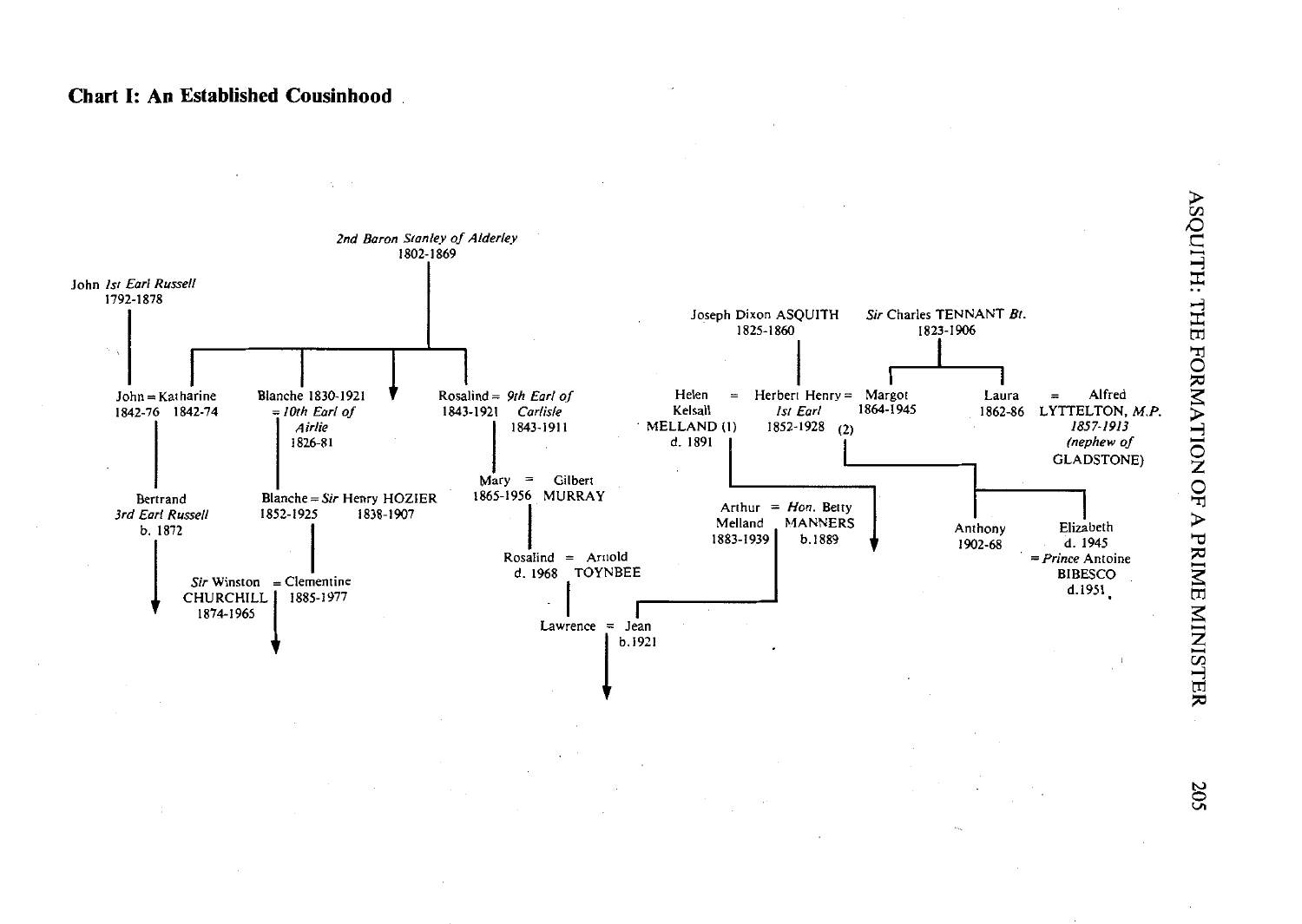## Chart I: An Established Cousinhood

*2nd Baron Stanley of Alderley*
1802-1869

John *1st Earl Russell*
1792-1878

John = Katharine
1842-76 1842-74

Bertrand
*3rd Earl Russell*
b. 1872

Blanche 1830-1921
= *10th Earl of Airlie*
1826-81

Blanche = *Sir* Henry HOZIER
1852-1925 1838-1907

*Sir* Winston = Clementine
CHURCHILL 1885-1977
1874-1965

Rosalind = *9th Earl of Carlisle*
1843-1921 1843-1911

Mary = Gilbert
1865-1956 MURRAY

Rosalind = Arnold
d. 1968 TOYNBEE

Lawrence = Jean
b.1921

Joseph Dixon ASQUITH
1825-1860

*Sir* Charles TENNANT *Bt.*
1823-1906

Helen = Herbert Henry = Margot
Kelsall *1st Earl* 1864-1945
MELLAND (1) 1852-1928 (2)
d. 1891

Laura = Alfred
1862-86 LYTTELTON, *M.P.*
*1857-1913*
*(nephew of* GLADSTONE)

Arthur = *Hon.* Betty
Melland MANNERS
1883-1939 b.1889

Anthony
1902-68

Elizabeth
d. 1945
= *Prince* Antoine
BIBESCO
d.1951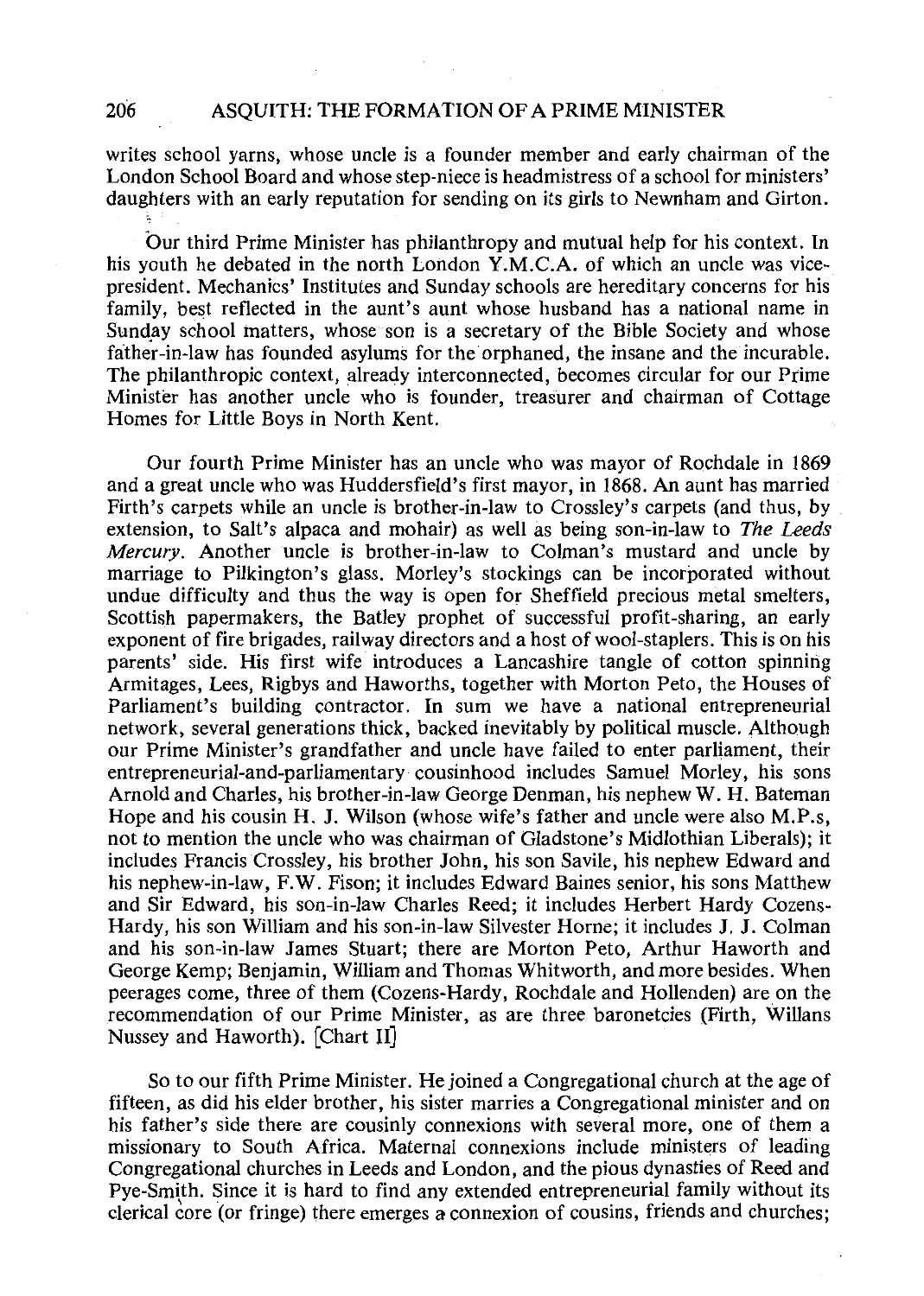writes school yarns, whose uncle is a founder member and early chairman of the London School Board and whose step-niece is headmistress of a school for ministers' daughters with an early reputation for sending on its girls to Newnham and Girton.

Our third Prime Minister has philanthropy and mutual help for his context. In his youth he debated in the north London Y.M.C.A. of which an uncle was vice-president. Mechanics' Institutes and Sunday schools are hereditary concerns for his family, best reflected in the aunt's aunt whose husband has a national name in Sunday school matters, whose son is a secretary of the Bible Society and whose father-in-law has founded asylums for the orphaned, the insane and the incurable. The philanthropic context, already interconnected, becomes circular for our Prime Minister has another uncle who is founder, treasurer and chairman of Cottage Homes for Little Boys in North Kent.

Our fourth Prime Minister has an uncle who was mayor of Rochdale in 1869 and a great uncle who was Huddersfield's first mayor, in 1868. An aunt has married Firth's carpets while an uncle is brother-in-law to Crossley's carpets (and thus, by extension, to Salt's alpaca and mohair) as well as being son-in-law to *The Leeds Mercury*. Another uncle is brother-in-law to Colman's mustard and uncle by marriage to Pilkington's glass. Morley's stockings can be incorporated without undue difficulty and thus the way is open for Sheffield precious metal smelters, Scottish papermakers, the Batley prophet of successful profit-sharing, an early exponent of fire brigades, railway directors and a host of wool-staplers. This is on his parents' side. His first wife introduces a Lancashire tangle of cotton spinning Armitages, Lees, Rigbys and Haworths, together with Morton Peto, the Houses of Parliament's building contractor. In sum we have a national entrepreneurial network, several generations thick, backed inevitably by political muscle. Although our Prime Minister's grandfather and uncle have failed to enter parliament, their entrepreneurial-and-parliamentary cousinhood includes Samuel Morley, his sons Arnold and Charles, his brother-in-law George Denman, his nephew W. H. Bateman Hope and his cousin H. J. Wilson (whose wife's father and uncle were also M.P.s, not to mention the uncle who was chairman of Gladstone's Midlothian Liberals); it includes Francis Crossley, his brother John, his son Savile, his nephew Edward and his nephew-in-law, F.W. Fison; it includes Edward Baines senior, his sons Matthew and Sir Edward, his son-in-law Charles Reed; it includes Herbert Hardy Cozens-Hardy, his son William and his son-in-law Silvester Horne; it includes J. J. Colman and his son-in-law James Stuart; there are Morton Peto, Arthur Haworth and George Kemp; Benjamin, William and Thomas Whitworth, and more besides. When peerages come, three of them (Cozens-Hardy, Rochdale and Hollenden) are on the recommendation of our Prime Minister, as are three baronetcies (Firth, Willans Nussey and Haworth). [Chart II]

So to our fifth Prime Minister. He joined a Congregational church at the age of fifteen, as did his elder brother, his sister marries a Congregational minister and on his father's side there are cousinly connexions with several more, one of them a missionary to South Africa. Maternal connexions include ministers of leading Congregational churches in Leeds and London, and the pious dynasties of Reed and Pye-Smith. Since it is hard to find any extended entrepreneurial family without its clerical core (or fringe) there emerges a connexion of cousins, friends and churches;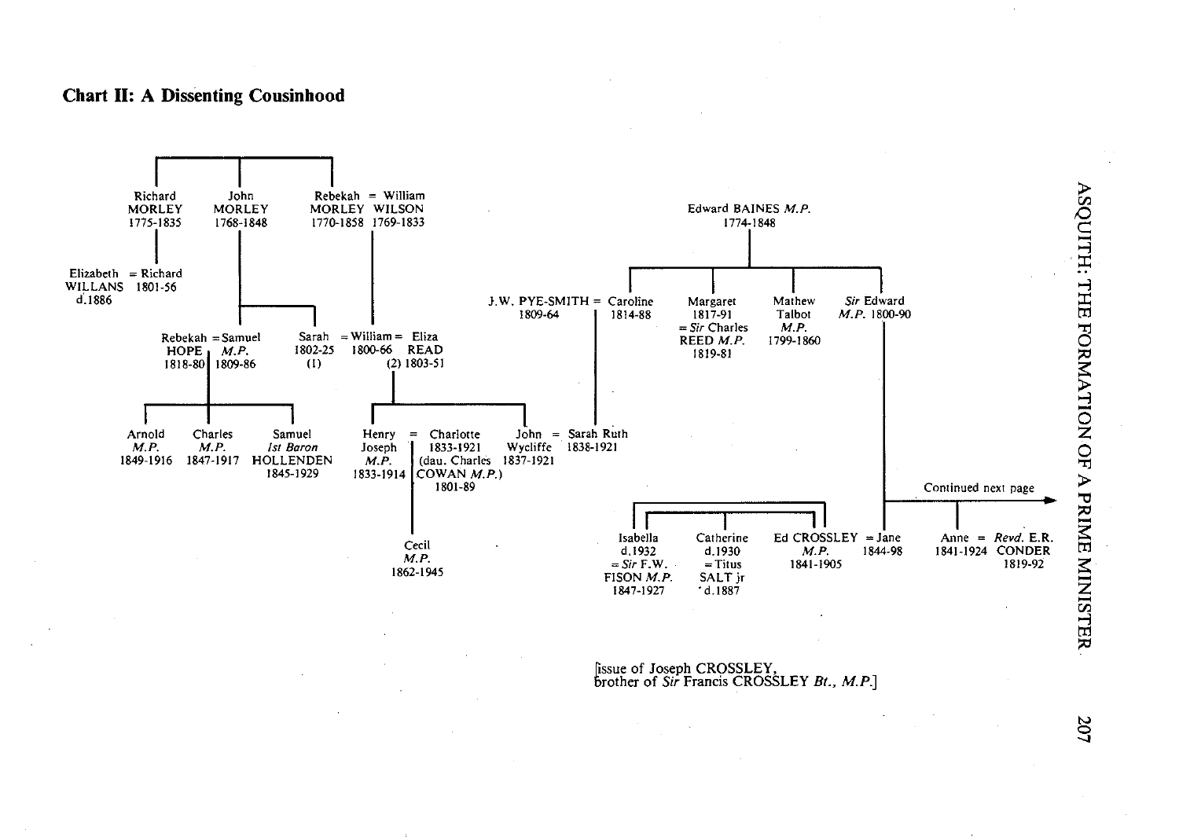**Chart II: A Dissenting Cousinhood**

Richard MORLEY 1775-1835

John MORLEY 1768-1848

Rebekah MORLEY 1770-1858 = William WILSON 1769-1833

Elizabeth WILLANS d.1886 = Richard 1801-56

Rebekah HOPE 1818-80 = Samuel *M.P.* 1809-86

Sarah 1802-25 (1) = William 1800-66 = Eliza READ (2) 1803-51

Arnold *M.P.* 1849-1916

Charles *M.P.* 1847-1917

Samuel *1st Baron* HOLLENDEN 1845-1929

Henry Joseph *M.P.* 1833-1914 = Charlotte 1833-1921 (dau. Charles COWAN *M.P.*) 1801-89

John Wycliffe 1837-1921 = Sarah Ruth 1838-1921

Cecil *M.P.* 1862-1945

Edward BAINES *M.P.* 1774-1848

J.W. PYE-SMITH 1809-64 = Caroline 1814-88

Margaret 1817-91 = *Sir* Charles REED *M.P.* 1819-81

Mathew Talbot *M.P.* 1799-1860

*Sir* Edward *M.P.* 1800-90

Continued next page

Isabella d.1932 = *Sir* F.W. FISON *M.P.* 1847-1927

Catherine d.1930 = Titus SALT jr d.1887

Ed CROSSLEY *M.P.* 1841-1905 = Jane 1844-98

Anne 1841-1924 = *Revd.* E.R. CONDER 1819-92

[issue of Joseph CROSSLEY, brother of *Sir* Francis CROSSLEY *Bt., M.P.*]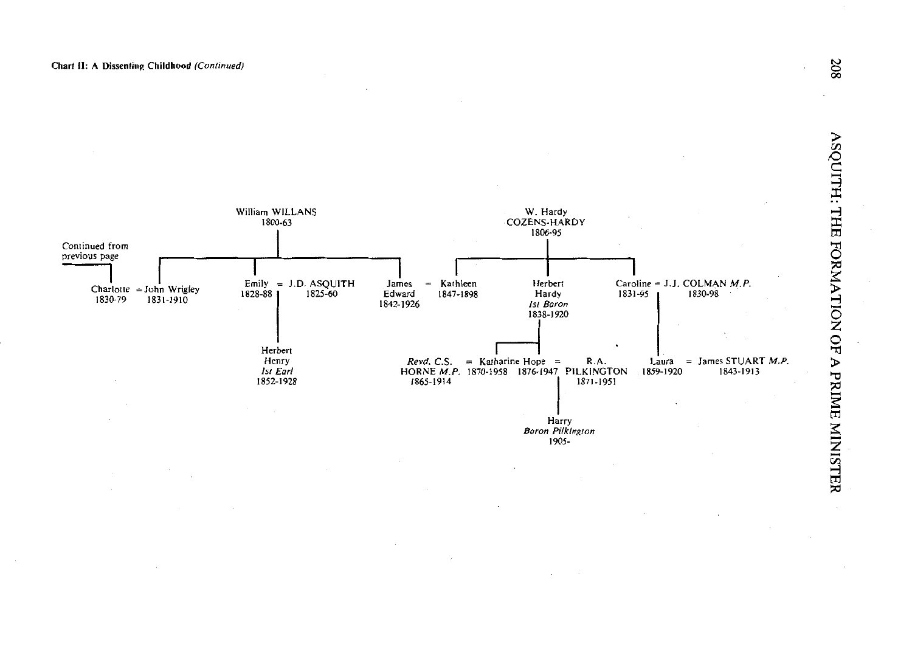**Chart II: A Dissenting Childhood** *(Continued)*

William WILLANS
1800-63

W. Hardy
COZENS-HARDY
1806-95

Continued from previous page

- Charlotte 1830-79 = John Wrigley 1831-*1910*
- Emily 1828-88 = J.D. ASQUITH 1825-60
  - Herbert Henry *1st Earl* 1852-1928
- James Edward 1842-1926 = Kathleen 1847-1898

Children of W. Hardy COZENS-HARDY:

- Kathleen 1847-1898 (= James Edward)
- Herbert Hardy *1st Baron* 1838-1920
  - Katharine Hope 1870-1958 = *Revd.* C.S. HORNE *M.P.* *1865*-1914
  - 1876-*1947* = R.A. PILKINGTON 1871-1951
    - Harry *Baron Pilkington* 1905-
- Caroline 1831-95 = J.J. COLMAN *M.P.* 1830-98
  - Laura 1859-1920 = James STUART *M.P.* 1843-1913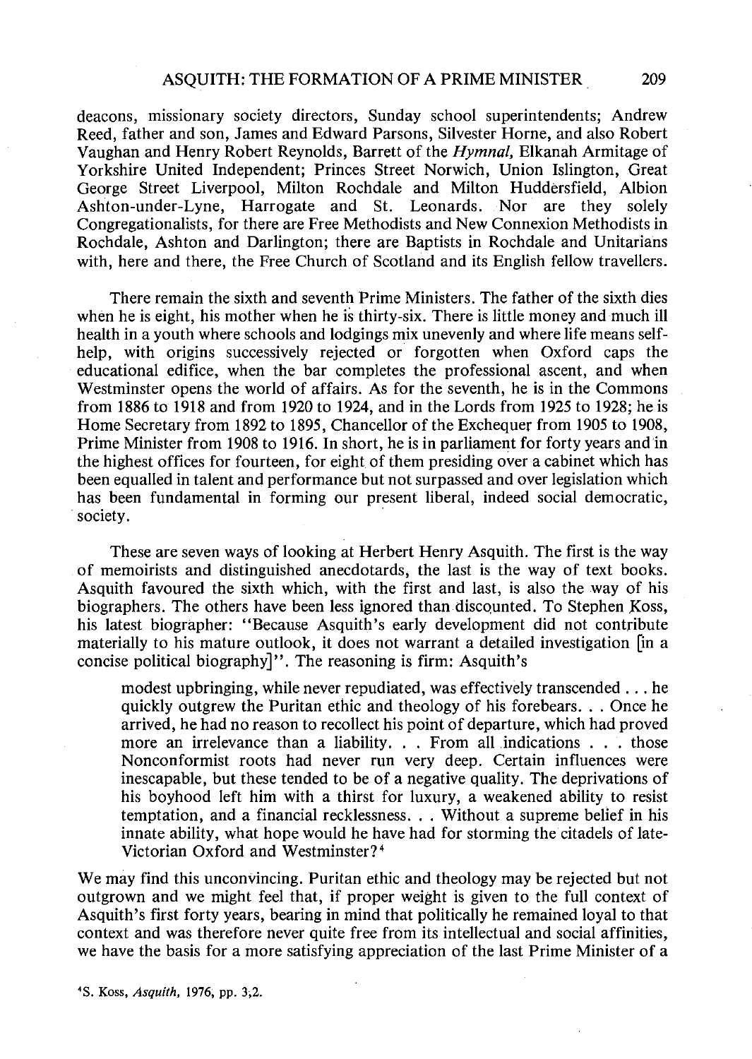deacons, missionary society directors, Sunday school superintendents; Andrew Reed, father and son, James and Edward Parsons, Silvester Horne, and also Robert Vaughan and Henry Robert Reynolds, Barrett of the *Hymnal*, Elkanah Armitage of Yorkshire United Independent; Princes Street Norwich, Union Islington, Great George Street Liverpool, Milton Rochdale and Milton Huddersfield, Albion Ashton-under-Lyne, Harrogate and St. Leonards. Nor are they solely Congregationalists, for there are Free Methodists and New Connexion Methodists in Rochdale, Ashton and Darlington; there are Baptists in Rochdale and Unitarians with, here and there, the Free Church of Scotland and its English fellow travellers.

There remain the sixth and seventh Prime Ministers. The father of the sixth dies when he is eight, his mother when he is thirty-six. There is little money and much ill health in a youth where schools and lodgings mix unevenly and where life means self-help, with origins successively rejected or forgotten when Oxford caps the educational edifice, when the bar completes the professional ascent, and when Westminster opens the world of affairs. As for the seventh, he is in the Commons from 1886 to 1918 and from 1920 to 1924, and in the Lords from 1925 to 1928; he is Home Secretary from 1892 to 1895, Chancellor of the Exchequer from 1905 to 1908, Prime Minister from 1908 to 1916. In short, he is in parliament for forty years and in the highest offices for fourteen, for eight of them presiding over a cabinet which has been equalled in talent and performance but not surpassed and over legislation which has been fundamental in forming our present liberal, indeed social democratic, society.

These are seven ways of looking at Herbert Henry Asquith. The first is the way of memoirists and distinguished anecdotards, the last is the way of text books. Asquith favoured the sixth which, with the first and last, is also the way of his biographers. The others have been less ignored than discounted. To Stephen Koss, his latest biographer: "Because Asquith's early development did not contribute materially to his mature outlook, it does not warrant a detailed investigation [in a concise political biography]". The reasoning is firm: Asquith's

> modest upbringing, while never repudiated, was effectively transcended . . . he quickly outgrew the Puritan ethic and theology of his forebears. . . Once he arrived, he had no reason to recollect his point of departure, which had proved more an irrelevance than a liability. . . From all indications . . . those Nonconformist roots had never run very deep. Certain influences were inescapable, but these tended to be of a negative quality. The deprivations of his boyhood left him with a thirst for luxury, a weakened ability to resist temptation, and a financial recklessness. . . Without a supreme belief in his innate ability, what hope would he have had for storming the citadels of late-Victorian Oxford and Westminster?[4]

We may find this unconvincing. Puritan ethic and theology may be rejected but not outgrown and we might feel that, if proper weight is given to the full context of Asquith's first forty years, bearing in mind that politically he remained loyal to that context and was therefore never quite free from its intellectual and social affinities, we have the basis for a more satisfying appreciation of the last Prime Minister of a

[4] S. Koss, *Asquith*, 1976, pp. 3,2.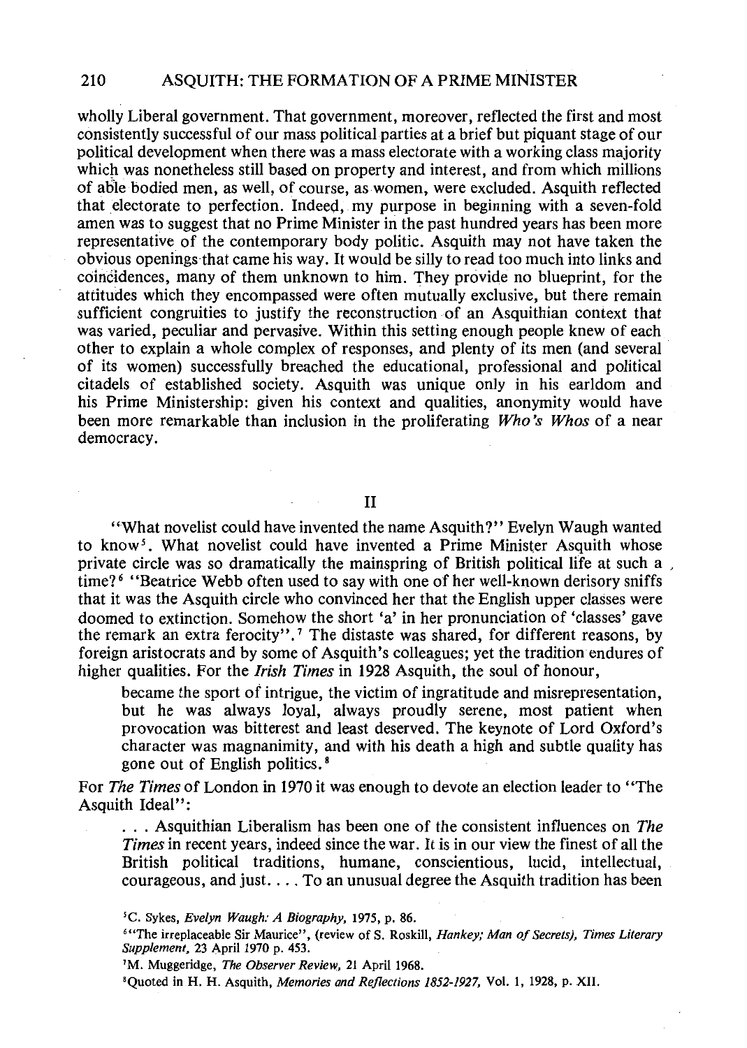wholly Liberal government. That government, moreover, reflected the first and most consistently successful of our mass political parties at a brief but piquant stage of our political development when there was a mass electorate with a working class majority which was nonetheless still based on property and interest, and from which millions of able bodied men, as well, of course, as women, were excluded. Asquith reflected that electorate to perfection. Indeed, my purpose in beginning with a seven-fold amen was to suggest that no Prime Minister in the past hundred years has been more representative of the contemporary body politic. Asquith may not have taken the obvious openings that came his way. It would be silly to read too much into links and coincidences, many of them unknown to him. They provide no blueprint, for the attitudes which they encompassed were often mutually exclusive, but there remain sufficient congruities to justify the reconstruction of an Asquithian context that was varied, peculiar and pervasive. Within this setting enough people knew of each other to explain a whole complex of responses, and plenty of its men (and several of its women) successfully breached the educational, professional and political citadels of established society. Asquith was unique only in his earldom and his Prime Ministership: given his context and qualities, anonymity would have been more remarkable than inclusion in the proliferating *Who's Whos* of a near democracy.

## II

"What novelist could have invented the name Asquith?" Evelyn Waugh wanted to know[5]. What novelist could have invented a Prime Minister Asquith whose private circle was so dramatically the mainspring of British political life at such a time?[6] "Beatrice Webb often used to say with one of her well-known derisory sniffs that it was the Asquith circle who convinced her that the English upper classes were doomed to extinction. Somehow the short 'a' in her pronunciation of 'classes' gave the remark an extra ferocity".[7] The distaste was shared, for different reasons, by foreign aristocrats and by some of Asquith's colleagues; yet the tradition endures of higher qualities. For the *Irish Times* in 1928 Asquith, the soul of honour,

> became the sport of intrigue, the victim of ingratitude and misrepresentation, but he was always loyal, always proudly serene, most patient when provocation was bitterest and least deserved. The keynote of Lord Oxford's character was magnanimity, and with his death a high and subtle quality has gone out of English politics.[8]

For *The Times* of London in 1970 it was enough to devote an election leader to "The Asquith Ideal":

> . . . Asquithian Liberalism has been one of the consistent influences on *The Times* in recent years, indeed since the war. It is in our view the finest of all the British political traditions, humane, conscientious, lucid, intellectual, courageous, and just. . . . To an unusual degree the Asquith tradition has been

[5] C. Sykes, *Evelyn Waugh: A Biography*, 1975, p. 86.

[6] "The irreplaceable Sir Maurice", (review of S. Roskill, *Hankey; Man of Secrets*), *Times Literary Supplement*, 23 April 1970 p. 453.

[7] M. Muggeridge, *The Observer Review*, 21 April 1968.

[8] Quoted in H. H. Asquith, *Memories and Reflections 1852-1927*, Vol. 1, 1928, p. XII.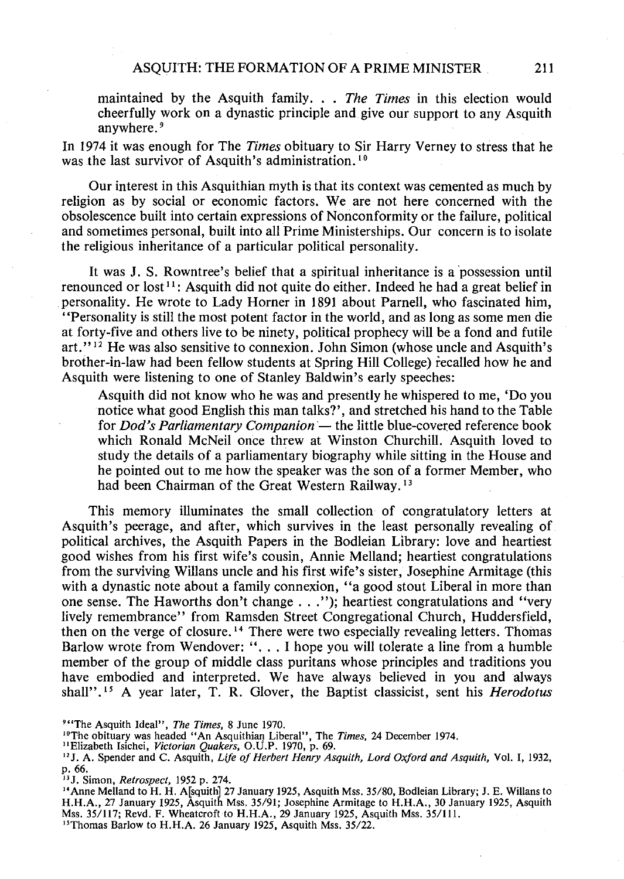> maintained by the Asquith family. . . *The Times* in this election would cheerfully work on a dynastic principle and give our support to any Asquith anywhere.[9]

In 1974 it was enough for The *Times* obituary to Sir Harry Verney to stress that he was the last survivor of Asquith's administration.[10]

Our interest in this Asquithian myth is that its context was cemented as much by religion as by social or economic factors. We are not here concerned with the obsolescence built into certain expressions of Nonconformity or the failure, political and sometimes personal, built into all Prime Ministerships. Our concern is to isolate the religious inheritance of a particular political personality.

It was J. S. Rowntree's belief that a spiritual inheritance is a possession until renounced or lost[11]: Asquith did not quite do either. Indeed he had a great belief in personality. He wrote to Lady Horner in 1891 about Parnell, who fascinated him, "Personality is still the most potent factor in the world, and as long as some men die at forty-five and others live to be ninety, political prophecy will be a fond and futile art."[12] He was also sensitive to connexion. John Simon (whose uncle and Asquith's brother-in-law had been fellow students at Spring Hill College) recalled how he and Asquith were listening to one of Stanley Baldwin's early speeches:

> Asquith did not know who he was and presently he whispered to me, 'Do you notice what good English this man talks?', and stretched his hand to the Table for *Dod's Parliamentary Companion* — the little blue-covered reference book which Ronald McNeil once threw at Winston Churchill. Asquith loved to study the details of a parliamentary biography while sitting in the House and he pointed out to me how the speaker was the son of a former Member, who had been Chairman of the Great Western Railway.[13]

This memory illuminates the small collection of congratulatory letters at Asquith's peerage, and after, which survives in the least personally revealing of political archives, the Asquith Papers in the Bodleian Library: love and heartiest good wishes from his first wife's cousin, Annie Melland; heartiest congratulations from the surviving Willans uncle and his first wife's sister, Josephine Armitage (this with a dynastic note about a family connexion, "a good stout Liberal in more than one sense. The Haworths don't change . . ."); heartiest congratulations and "very lively remembrance" from Ramsden Street Congregational Church, Huddersfield, then on the verge of closure.[14] There were two especially revealing letters. Thomas Barlow wrote from Wendover: ". . . I hope you will tolerate a line from a humble member of the group of middle class puritans whose principles and traditions you have embodied and interpreted. We have always believed in you and always shall".[15] A year later, T. R. Glover, the Baptist classicist, sent his *Herodotus*

---

[9] "The Asquith Ideal", *The Times*, 8 June 1970.

[10] The obituary was headed "An Asquithian Liberal", The *Times*, 24 December 1974.

[11] Elizabeth Isichei, *Victorian Quakers*, O.U.P. 1970, p. 69.

[12] J. A. Spender and C. Asquith, *Life of Herbert Henry Asquith, Lord Oxford and Asquith*, Vol. I, 1932, p. 66.

[13] J. Simon, *Retrospect*, 1952 p. 274.

[14] Anne Melland to H. H. A[squith] 27 January 1925, Asquith Mss. 35/80, Bodleian Library; J. E. Willans to H.H.A., 27 January 1925, Asquith Mss. 35/91; Josephine Armitage to H.H.A., 30 January 1925, Asquith Mss. 35/117; Revd. F. Wheatcroft to H.H.A., 29 January 1925, Asquith Mss. 35/111.

[15] Thomas Barlow to H.H.A. 26 January 1925, Asquith Mss. 35/22.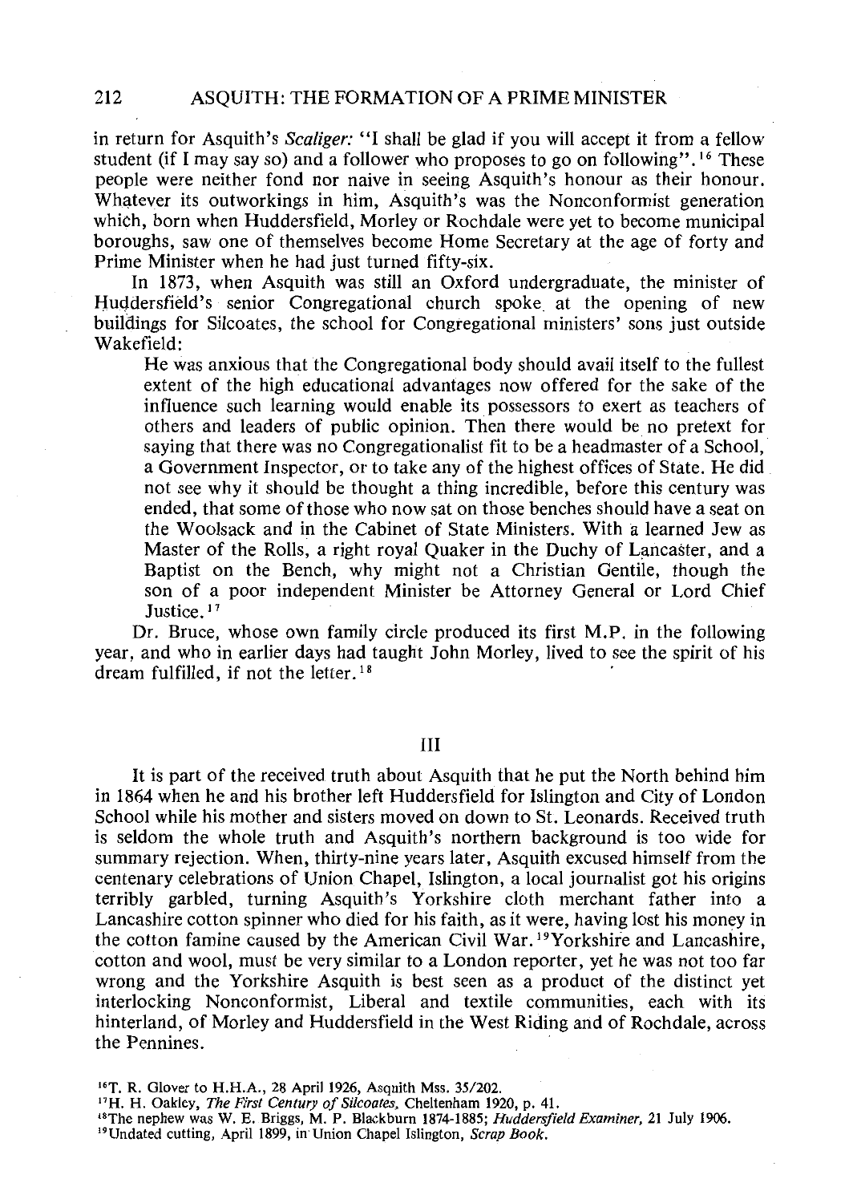in return for Asquith's *Scaliger:* "I shall be glad if you will accept it from a fellow student (if I may say so) and a follower who proposes to go on following".[16] These people were neither fond nor naive in seeing Asquith's honour as their honour. Whatever its outworkings in him, Asquith's was the Nonconformist generation which, born when Huddersfield, Morley or Rochdale were yet to become municipal boroughs, saw one of themselves become Home Secretary at the age of forty and Prime Minister when he had just turned fifty-six.

In 1873, when Asquith was still an Oxford undergraduate, the minister of Huddersfield's senior Congregational church spoke at the opening of new buildings for Silcoates, the school for Congregational ministers' sons just outside Wakefield:

> He was anxious that the Congregational body should avail itself to the fullest extent of the high educational advantages now offered for the sake of the influence such learning would enable its possessors to exert as teachers of others and leaders of public opinion. Then there would be no pretext for saying that there was no Congregationalist fit to be a headmaster of a School, a Government Inspector, or to take any of the highest offices of State. He did not see why it should be thought a thing incredible, before this century was ended, that some of those who now sat on those benches should have a seat on the Woolsack and in the Cabinet of State Ministers. With a learned Jew as Master of the Rolls, a right royal Quaker in the Duchy of Lancaster, and a Baptist on the Bench, why might not a Christian Gentile, though the son of a poor independent Minister be Attorney General or Lord Chief Justice.[17]

Dr. Bruce, whose own family circle produced its first M.P. in the following year, and who in earlier days had taught John Morley, lived to see the spirit of his dream fulfilled, if not the letter.[18]

## III

It is part of the received truth about Asquith that he put the North behind him in 1864 when he and his brother left Huddersfield for Islington and City of London School while his mother and sisters moved on down to St. Leonards. Received truth is seldom the whole truth and Asquith's northern background is too wide for summary rejection. When, thirty-nine years later, Asquith excused himself from the centenary celebrations of Union Chapel, Islington, a local journalist got his origins terribly garbled, turning Asquith's Yorkshire cloth merchant father into a Lancashire cotton spinner who died for his faith, as it were, having lost his money in the cotton famine caused by the American Civil War.[19] Yorkshire and Lancashire, cotton and wool, must be very similar to a London reporter, yet he was not too far wrong and the Yorkshire Asquith is best seen as a product of the distinct yet interlocking Nonconformist, Liberal and textile communities, each with its hinterland, of Morley and Huddersfield in the West Riding and of Rochdale, across the Pennines.

[16] T. R. Glover to H.H.A., 28 April 1926, Asquith Mss. 35/202.

[17] H. H. Oakley, *The First Century of Silcoates*, Cheltenham 1920, p. 41.

[18] The nephew was W. E. Briggs, M. P. Blackburn 1874-1885; *Huddersfield Examiner*, 21 July 1906.

[19] Undated cutting, April 1899, in Union Chapel Islington, *Scrap Book*.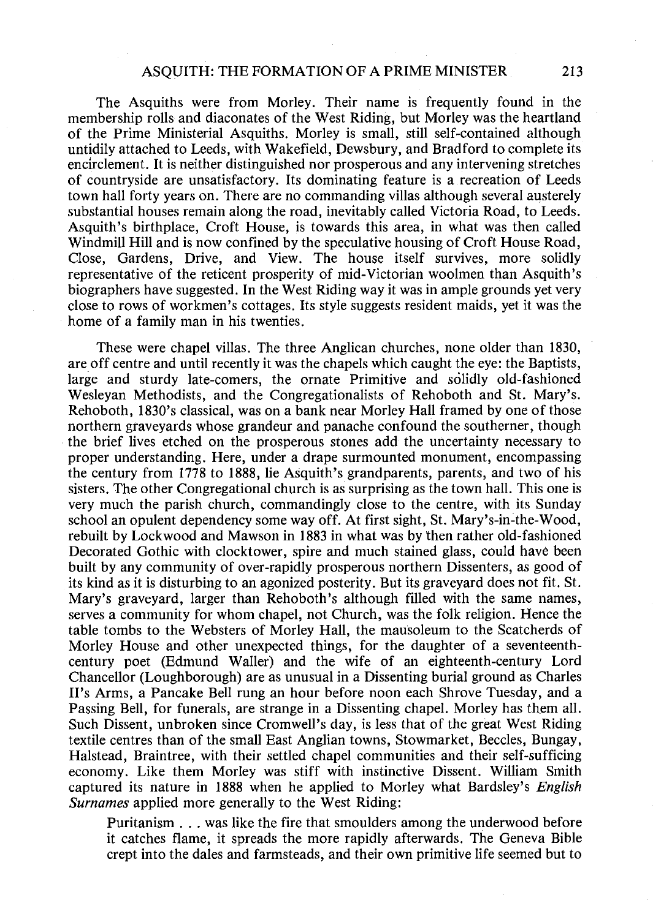The Asquiths were from Morley. Their name is frequently found in the membership rolls and diaconates of the West Riding, but Morley was the heartland of the Prime Ministerial Asquiths. Morley is small, still self-contained although untidily attached to Leeds, with Wakefield, Dewsbury, and Bradford to complete its encirclement. It is neither distinguished nor prosperous and any intervening stretches of countryside are unsatisfactory. Its dominating feature is a recreation of Leeds town hall forty years on. There are no commanding villas although several austerely substantial houses remain along the road, inevitably called Victoria Road, to Leeds. Asquith's birthplace, Croft House, is towards this area, in what was then called Windmill Hill and is now confined by the speculative housing of Croft House Road, Close, Gardens, Drive, and View. The house itself survives, more solidly representative of the reticent prosperity of mid-Victorian woolmen than Asquith's biographers have suggested. In the West Riding way it was in ample grounds yet very close to rows of workmen's cottages. Its style suggests resident maids, yet it was the home of a family man in his twenties.

These were chapel villas. The three Anglican churches, none older than 1830, are off centre and until recently it was the chapels which caught the eye: the Baptists, large and sturdy late-comers, the ornate Primitive and solidly old-fashioned Wesleyan Methodists, and the Congregationalists of Rehoboth and St. Mary's. Rehoboth, 1830's classical, was on a bank near Morley Hall framed by one of those northern graveyards whose grandeur and panache confound the southerner, though the brief lives etched on the prosperous stones add the uncertainty necessary to proper understanding. Here, under a drape surmounted monument, encompassing the century from 1778 to 1888, lie Asquith's grandparents, parents, and two of his sisters. The other Congregational church is as surprising as the town hall. This one is very much the parish church, commandingly close to the centre, with its Sunday school an opulent dependency some way off. At first sight, St. Mary's-in-the-Wood, rebuilt by Lockwood and Mawson in 1883 in what was by then rather old-fashioned Decorated Gothic with clocktower, spire and much stained glass, could have been built by any community of over-rapidly prosperous northern Dissenters, as good of its kind as it is disturbing to an agonized posterity. But its graveyard does not fit. St. Mary's graveyard, larger than Rehoboth's although filled with the same names, serves a community for whom chapel, not Church, was the folk religion. Hence the table tombs to the Websters of Morley Hall, the mausoleum to the Scatcherds of Morley House and other unexpected things, for the daughter of a seventeenth-century poet (Edmund Waller) and the wife of an eighteenth-century Lord Chancellor (Loughborough) are as unusual in a Dissenting burial ground as Charles II's Arms, a Pancake Bell rung an hour before noon each Shrove Tuesday, and a Passing Bell, for funerals, are strange in a Dissenting chapel. Morley has them all. Such Dissent, unbroken since Cromwell's day, is less that of the great West Riding textile centres than of the small East Anglian towns, Stowmarket, Beccles, Bungay, Halstead, Braintree, with their settled chapel communities and their self-sufficing economy. Like them Morley was stiff with instinctive Dissent. William Smith captured its nature in 1888 when he applied to Morley what Bardsley's *English Surnames* applied more generally to the West Riding:

> Puritanism . . . was like the fire that smoulders among the underwood before it catches flame, it spreads the more rapidly afterwards. The Geneva Bible crept into the dales and farmsteads, and their own primitive life seemed but to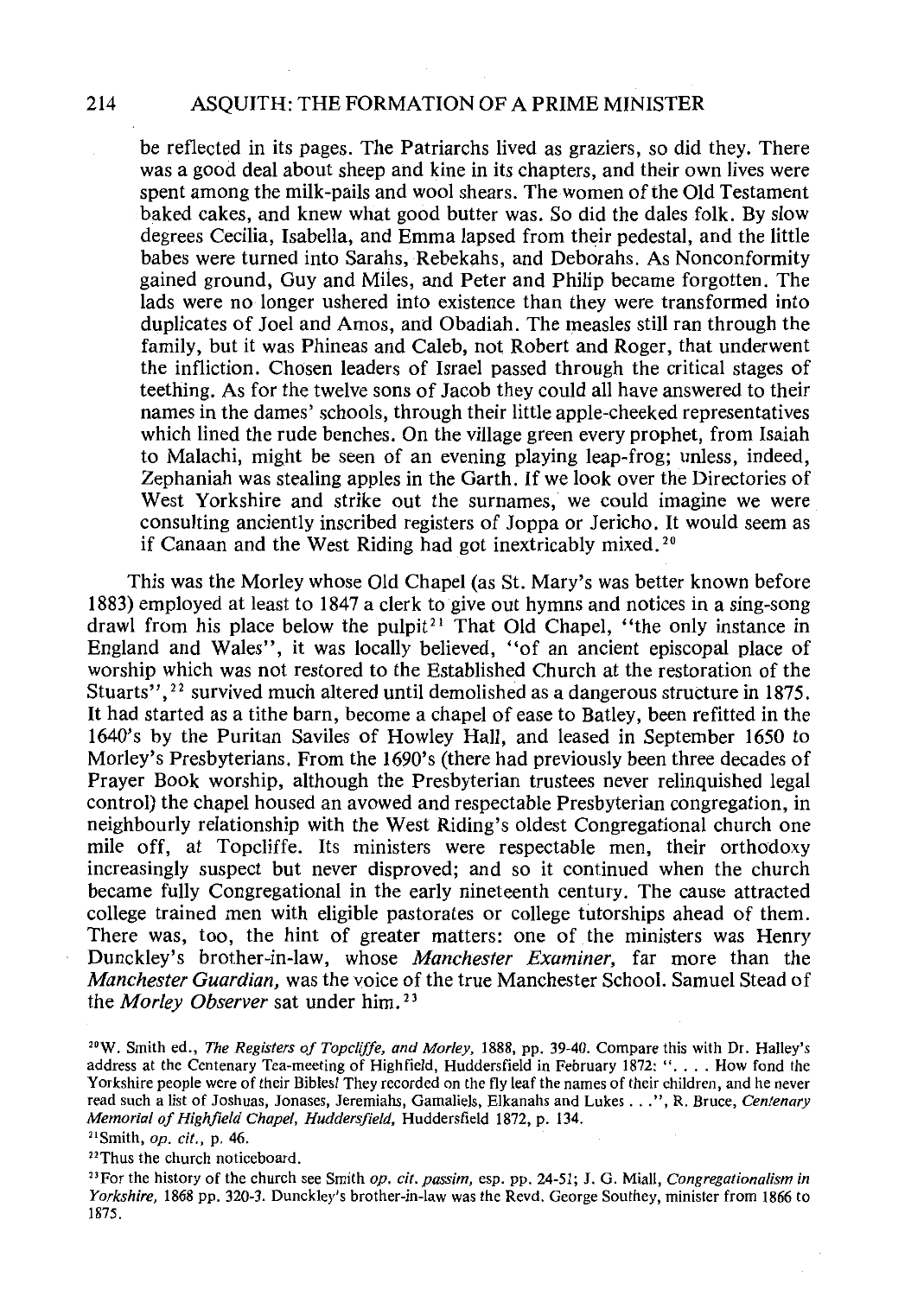be reflected in its pages. The Patriarchs lived as graziers, so did they. There was a good deal about sheep and kine in its chapters, and their own lives were spent among the milk-pails and wool shears. The women of the Old Testament baked cakes, and knew what good butter was. So did the dales folk. By slow degrees Cecilia, Isabella, and Emma lapsed from their pedestal, and the little babes were turned into Sarahs, Rebekahs, and Deborahs. As Nonconformity gained ground, Guy and Miles, and Peter and Philip became forgotten. The lads were no longer ushered into existence than they were transformed into duplicates of Joel and Amos, and Obadiah. The measles still ran through the family, but it was Phineas and Caleb, not Robert and Roger, that underwent the infliction. Chosen leaders of Israel passed through the critical stages of teething. As for the twelve sons of Jacob they could all have answered to their names in the dames' schools, through their little apple-cheeked representatives which lined the rude benches. On the village green every prophet, from Isaiah to Malachi, might be seen of an evening playing leap-frog; unless, indeed, Zephaniah was stealing apples in the Garth. If we look over the Directories of West Yorkshire and strike out the surnames, we could imagine we were consulting anciently inscribed registers of Joppa or Jericho. It would seem as if Canaan and the West Riding had got inextricably mixed.[20]

This was the Morley whose Old Chapel (as St. Mary's was better known before 1883) employed at least to 1847 a clerk to give out hymns and notices in a sing-song drawl from his place below the pulpit[21] That Old Chapel, "the only instance in England and Wales", it was locally believed, "of an ancient episcopal place of worship which was not restored to the Established Church at the restoration of the Stuarts",[22] survived much altered until demolished as a dangerous structure in 1875. It had started as a tithe barn, become a chapel of ease to Batley, been refitted in the 1640's by the Puritan Saviles of Howley Hall, and leased in September 1650 to Morley's Presbyterians. From the 1690's (there had previously been three decades of Prayer Book worship, although the Presbyterian trustees never relinquished legal control) the chapel housed an avowed and respectable Presbyterian congregation, in neighbourly relationship with the West Riding's oldest Congregational church one mile off, at Topcliffe. Its ministers were respectable men, their orthodoxy increasingly suspect but never disproved; and so it continued when the church became fully Congregational in the early nineteenth century. The cause attracted college trained men with eligible pastorates or college tutorships ahead of them. There was, too, the hint of greater matters: one of the ministers was Henry Dunckley's brother-in-law, whose *Manchester Examiner,* far more than the *Manchester Guardian,* was the voice of the true Manchester School. Samuel Stead of the *Morley Observer* sat under him.[23]

[20] W. Smith ed., *The Registers of Topcliffe, and Morley,* 1888, pp. 39-40. Compare this with Dr. Halley's address at the Centenary Tea-meeting of Highfield, Huddersfield in February 1872: ". . . . How fond the Yorkshire people were of their Bibles! They recorded on the fly leaf the names of their children, and he never read such a list of Joshuas, Jonases, Jeremiahs, Gamaliels, Elkanahs and Lukes . . .", R. Bruce, *Centenary Memorial of Highfield Chapel, Huddersfield,* Huddersfield 1872, p. 134.

[21] Smith, *op. cit.,* p. 46.

[22] Thus the church noticeboard.

[23] For the history of the church see Smith *op. cit. passim,* esp. pp. 24-51; J. G. Miall, *Congregationalism in Yorkshire,* 1868 pp. 320-3. Dunckley's brother-in-law was the Revd. George Southey, minister from 1866 to 1875.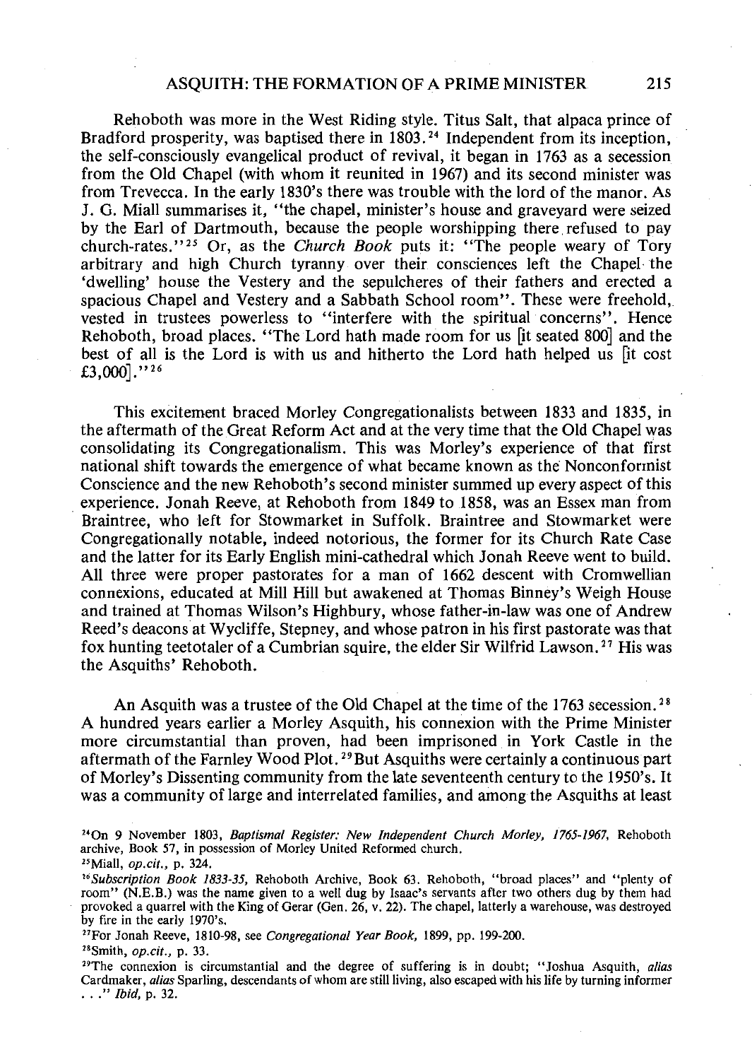Rehoboth was more in the West Riding style. Titus Salt, that alpaca prince of Bradford prosperity, was baptised there in 1803.[24] Independent from its inception, the self-consciously evangelical product of revival, it began in 1763 as a secession from the Old Chapel (with whom it reunited in 1967) and its second minister was from Trevecca. In the early 1830's there was trouble with the lord of the manor. As J. G. Miall summarises it, "the chapel, minister's house and graveyard were seized by the Earl of Dartmouth, because the people worshipping there refused to pay church-rates."[25] Or, as the *Church Book* puts it: "The people weary of Tory arbitrary and high Church tyranny over their consciences left the Chapel the 'dwelling' house the Vestery and the sepulcheres of their fathers and erected a spacious Chapel and Vestery and a Sabbath School room". These were freehold, vested in trustees powerless to "interfere with the spiritual concerns". Hence Rehoboth, broad places. "The Lord hath made room for us [it seated 800] and the best of all is the Lord is with us and hitherto the Lord hath helped us [it cost £3,000]."[26]

This excitement braced Morley Congregationalists between 1833 and 1835, in the aftermath of the Great Reform Act and at the very time that the Old Chapel was consolidating its Congregationalism. This was Morley's experience of that first national shift towards the emergence of what became known as the Nonconformist Conscience and the new Rehoboth's second minister summed up every aspect of this experience. Jonah Reeve, at Rehoboth from 1849 to 1858, was an Essex man from Braintree, who left for Stowmarket in Suffolk. Braintree and Stowmarket were Congregationally notable, indeed notorious, the former for its Church Rate Case and the latter for its Early English mini-cathedral which Jonah Reeve went to build. All three were proper pastorates for a man of 1662 descent with Cromwellian connexions, educated at Mill Hill but awakened at Thomas Binney's Weigh House and trained at Thomas Wilson's Highbury, whose father-in-law was one of Andrew Reed's deacons at Wycliffe, Stepney, and whose patron in his first pastorate was that fox hunting teetotaler of a Cumbrian squire, the elder Sir Wilfrid Lawson.[27] His was the Asquiths' Rehoboth.

An Asquith was a trustee of the Old Chapel at the time of the 1763 secession.[28] A hundred years earlier a Morley Asquith, his connexion with the Prime Minister more circumstantial than proven, had been imprisoned in York Castle in the aftermath of the Farnley Wood Plot.[29] But Asquiths were certainly a continuous part of Morley's Dissenting community from the late seventeenth century to the 1950's. It was a community of large and interrelated families, and among the Asquiths at least

---

[24] On 9 November 1803, *Baptismal Register: New Independent Church Morley, 1765-1967*, Rehoboth archive, Book 57, in possession of Morley United Reformed church.

[25] Miall, *op.cit.*, p. 324.

[26] *Subscription Book 1833-35*, Rehoboth Archive, Book 63. Rehoboth, "broad places" and "plenty of room" (N.E.B.) was the name given to a well dug by Isaac's servants after two others dug by them had provoked a quarrel with the King of Gerar (Gen. 26, v. 22). The chapel, latterly a warehouse, was destroyed by fire in the early 1970's.

[27] For Jonah Reeve, 1810-98, see *Congregational Year Book*, 1899, pp. 199-200.

[28] Smith, *op.cit.*, p. 33.

[29] The connexion is circumstantial and the degree of suffering is in doubt; "Joshua Asquith, *alias* Cardmaker, *alias* Sparling, descendants of whom are still living, also escaped with his life by turning informer . . ." *Ibid*, p. 32.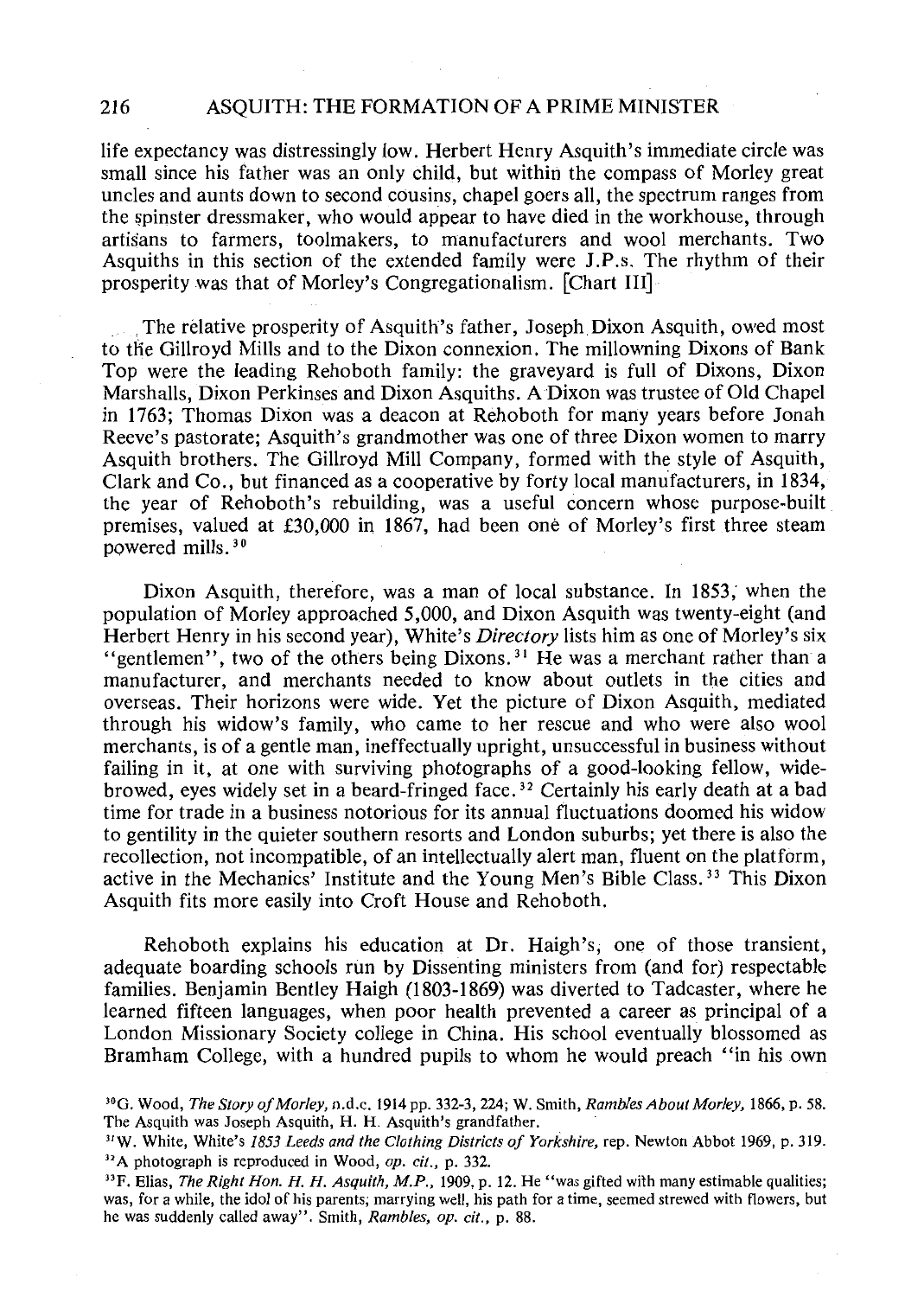life expectancy was distressingly low. Herbert Henry Asquith's immediate circle was small since his father was an only child, but within the compass of Morley great uncles and aunts down to second cousins, chapel goers all, the spectrum ranges from the spinster dressmaker, who would appear to have died in the workhouse, through artisans to farmers, toolmakers, to manufacturers and wool merchants. Two Asquiths in this section of the extended family were J.P.s. The rhythm of their prosperity was that of Morley's Congregationalism. [Chart III]

The relative prosperity of Asquith's father, Joseph Dixon Asquith, owed most to the Gillroyd Mills and to the Dixon connexion. The millowning Dixons of Bank Top were the leading Rehoboth family: the graveyard is full of Dixons, Dixon Marshalls, Dixon Perkinses and Dixon Asquiths. A Dixon was trustee of Old Chapel in 1763; Thomas Dixon was a deacon at Rehoboth for many years before Jonah Reeve's pastorate; Asquith's grandmother was one of three Dixon women to marry Asquith brothers. The Gillroyd Mill Company, formed with the style of Asquith, Clark and Co., but financed as a cooperative by forty local manufacturers, in 1834, the year of Rehoboth's rebuilding, was a useful concern whose purpose-built premises, valued at £30,000 in 1867, had been one of Morley's first three steam powered mills.[30]

Dixon Asquith, therefore, was a man of local substance. In 1853, when the population of Morley approached 5,000, and Dixon Asquith was twenty-eight (and Herbert Henry in his second year), White's *Directory* lists him as one of Morley's six "gentlemen", two of the others being Dixons.[31] He was a merchant rather than a manufacturer, and merchants needed to know about outlets in the cities and overseas. Their horizons were wide. Yet the picture of Dixon Asquith, mediated through his widow's family, who came to her rescue and who were also wool merchants, is of a gentle man, ineffectually upright, unsuccessful in business without failing in it, at one with surviving photographs of a good-looking fellow, wide-browed, eyes widely set in a beard-fringed face.[32] Certainly his early death at a bad time for trade in a business notorious for its annual fluctuations doomed his widow to gentility in the quieter southern resorts and London suburbs; yet there is also the recollection, not incompatible, of an intellectually alert man, fluent on the platform, active in the Mechanics' Institute and the Young Men's Bible Class.[33] This Dixon Asquith fits more easily into Croft House and Rehoboth.

Rehoboth explains his education at Dr. Haigh's, one of those transient, adequate boarding schools run by Dissenting ministers from (and for) respectable families. Benjamin Bentley Haigh (1803-1869) was diverted to Tadcaster, where he learned fifteen languages, when poor health prevented a career as principal of a London Missionary Society college in China. His school eventually blossomed as Bramham College, with a hundred pupils to whom he would preach "in his own

[30] G. Wood, *The Story of Morley*, n.d.c. 1914 pp. 332-3, 224; W. Smith, *Rambles About Morley*, 1866, p. 58. The Asquith was Joseph Asquith, H. H. Asquith's grandfather.

[31] W. White, White's *1853 Leeds and the Clothing Districts of Yorkshire*, rep. Newton Abbot 1969, p. 319.

[32] A photograph is reproduced in Wood, *op. cit.*, p. 332.

[33] F. Elias, *The Right Hon. H. H. Asquith, M.P.*, 1909, p. 12. He "was gifted with many estimable qualities; was, for a while, the idol of his parents; marrying well, his path for a time, seemed strewed with flowers, but he was suddenly called away". Smith, *Rambles*, *op. cit.*, p. 88.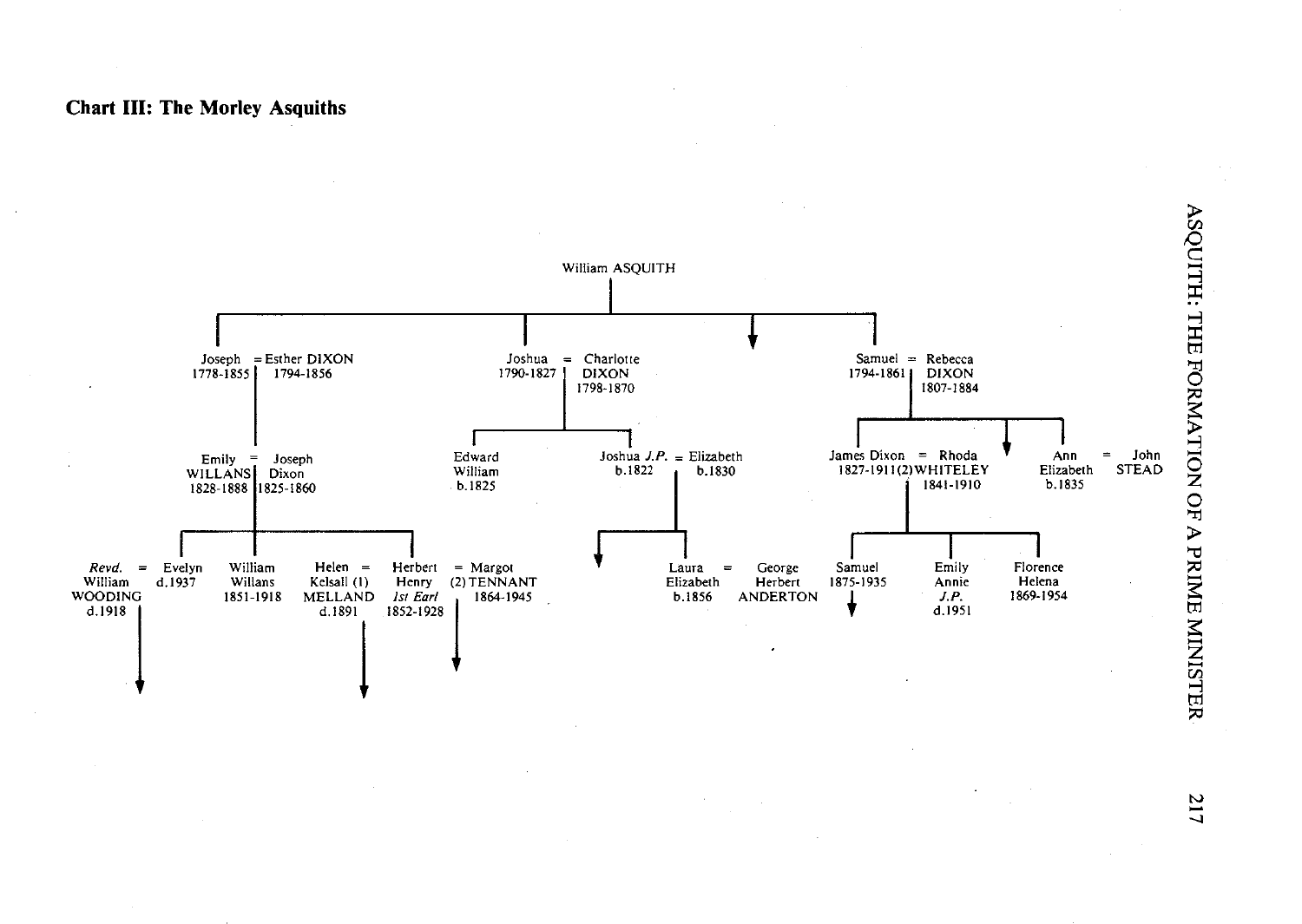## Chart III: The Morley Asquiths

William ASQUITH

- Joseph (1778-1855) = Esther DIXON (1794-1856)
  - Emily WILLANS (1828-1888) = Joseph Dixon (1825-1860)
    - Evelyn (d.1937) = *Revd.* William WOODING (d.1918)
    - William Willans (1851-1918)
    - Herbert Henry, *1st Earl* (1852-1928) = (1) Helen Kelsall MELLAND (d.1891); (2) Margot TENNANT (1864-1945)
- Joshua (1790-1827) = Charlotte DIXON (1798-1870)
  - Edward William (b.1825)
  - Joshua *J.P.* (b.1822) = Elizabeth (b.1830)
    - Laura Elizabeth (b.1856) = George Herbert ANDERTON
- Samuel (1794-1861) = Rebecca DIXON (1807-1884)
  - James Dixon (1827-1911) = (2) Rhoda WHITELEY (1841-1910)
    - Samuel (1875-1935)
    - Emily Annie *J.P.* (d.1951)
    - Florence Helena (1869-1954)
  - Ann Elizabeth (b.1835) = John STEAD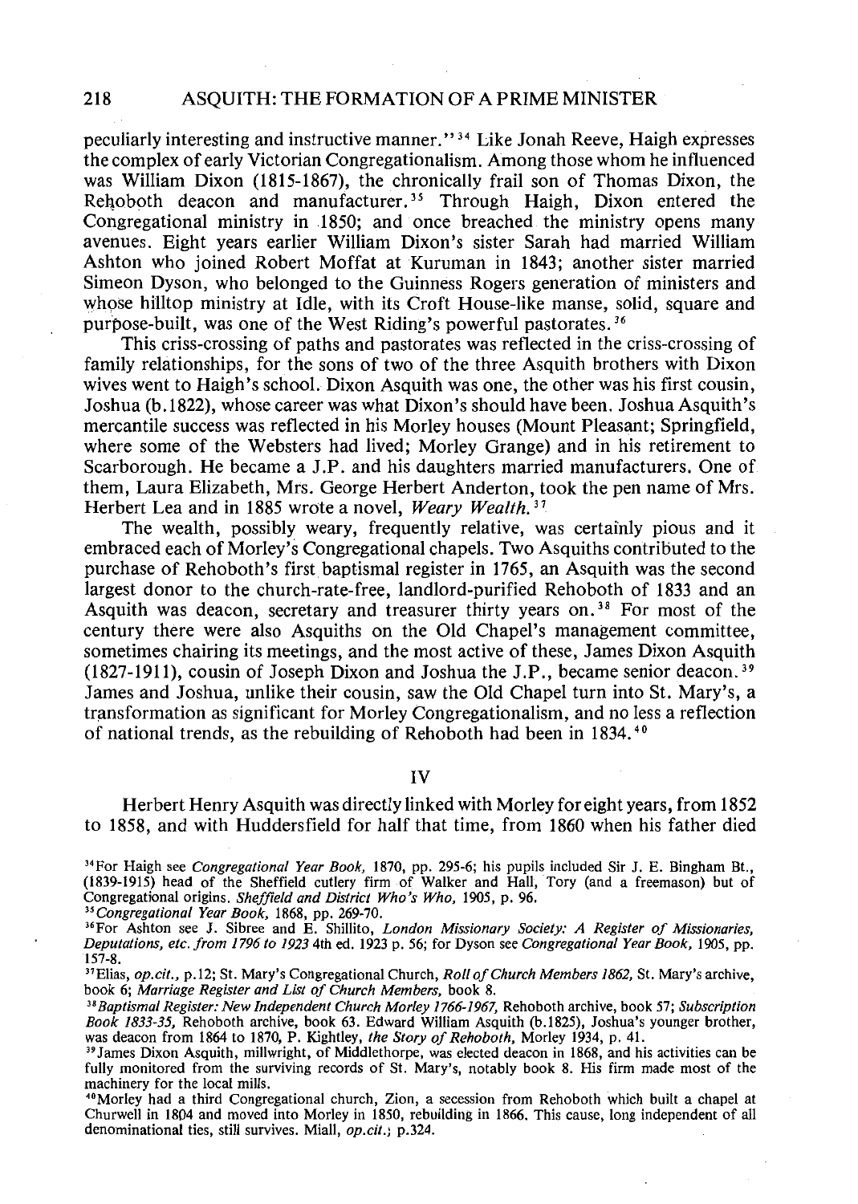peculiarly interesting and instructive manner."[34] Like Jonah Reeve, Haigh expresses the complex of early Victorian Congregationalism. Among those whom he influenced was William Dixon (1815-1867), the chronically frail son of Thomas Dixon, the Rehoboth deacon and manufacturer.[35] Through Haigh, Dixon entered the Congregational ministry in 1850; and once breached the ministry opens many avenues. Eight years earlier William Dixon's sister Sarah had married William Ashton who joined Robert Moffat at Kuruman in 1843; another sister married Simeon Dyson, who belonged to the Guinness Rogers generation of ministers and whose hilltop ministry at Idle, with its Croft House-like manse, solid, square and purpose-built, was one of the West Riding's powerful pastorates.[36]

This criss-crossing of paths and pastorates was reflected in the criss-crossing of family relationships, for the sons of two of the three Asquith brothers with Dixon wives went to Haigh's school. Dixon Asquith was one, the other was his first cousin, Joshua (b.1822), whose career was what Dixon's should have been. Joshua Asquith's mercantile success was reflected in his Morley houses (Mount Pleasant; Springfield, where some of the Websters had lived; Morley Grange) and in his retirement to Scarborough. He became a J.P. and his daughters married manufacturers. One of them, Laura Elizabeth, Mrs. George Herbert Anderton, took the pen name of Mrs. Herbert Lea and in 1885 wrote a novel, *Weary Wealth*.[37]

The wealth, possibly weary, frequently relative, was certainly pious and it embraced each of Morley's Congregational chapels. Two Asquiths contributed to the purchase of Rehoboth's first baptismal register in 1765, an Asquith was the second largest donor to the church-rate-free, landlord-purified Rehoboth of 1833 and an Asquith was deacon, secretary and treasurer thirty years on.[38] For most of the century there were also Asquiths on the Old Chapel's management committee, sometimes chairing its meetings, and the most active of these, James Dixon Asquith (1827-1911), cousin of Joseph Dixon and Joshua the J.P., became senior deacon.[39] James and Joshua, unlike their cousin, saw the Old Chapel turn into St. Mary's, a transformation as significant for Morley Congregationalism, and no less a reflection of national trends, as the rebuilding of Rehoboth had been in 1834.[40]

## IV

Herbert Henry Asquith was directly linked with Morley for eight years, from 1852 to 1858, and with Huddersfield for half that time, from 1860 when his father died

---

[34] For Haigh see *Congregational Year Book*, 1870, pp. 295-6; his pupils included Sir J. E. Bingham Bt., (1839-1915) head of the Sheffield cutlery firm of Walker and Hall, Tory (and a freemason) but of Congregational origins. *Sheffield and District Who's Who*, 1905, p. 96.

[35] *Congregational Year Book*, 1868, pp. 269-70.

[36] For Ashton see J. Sibree and E. Shillito, *London Missionary Society: A Register of Missionaries, Deputations, etc. from 1796 to 1923* 4th ed. 1923 p. 56; for Dyson see *Congregational Year Book*, 1905, pp. 157-8.

[37] Elias, *op.cit.*, p.12; St. Mary's Congregational Church, *Roll of Church Members 1862*, St. Mary's archive, book 6; *Marriage Register and List of Church Members*, book 8.

[38] *Baptismal Register: New Independent Church Morley 1766-1967*, Rehoboth archive, book 57; *Subscription Book 1833-35*, Rehoboth archive, book 63. Edward William Asquith (b.1825), Joshua's younger brother, was deacon from 1864 to 1870, P. Kightley, *the Story of Rehoboth*, Morley 1934, p. 41.

[39] James Dixon Asquith, millwright, of Middlethorpe, was elected deacon in 1868, and his activities can be fully monitored from the surviving records of St. Mary's, notably book 8. His firm made most of the machinery for the local mills.

[40] Morley had a third Congregational church, Zion, a secession from Rehoboth which built a chapel at Churwell in 1804 and moved into Morley in 1850, rebuilding in 1866. This cause, long independent of all denominational ties, still survives. Miall, *op.cit.*, p.324.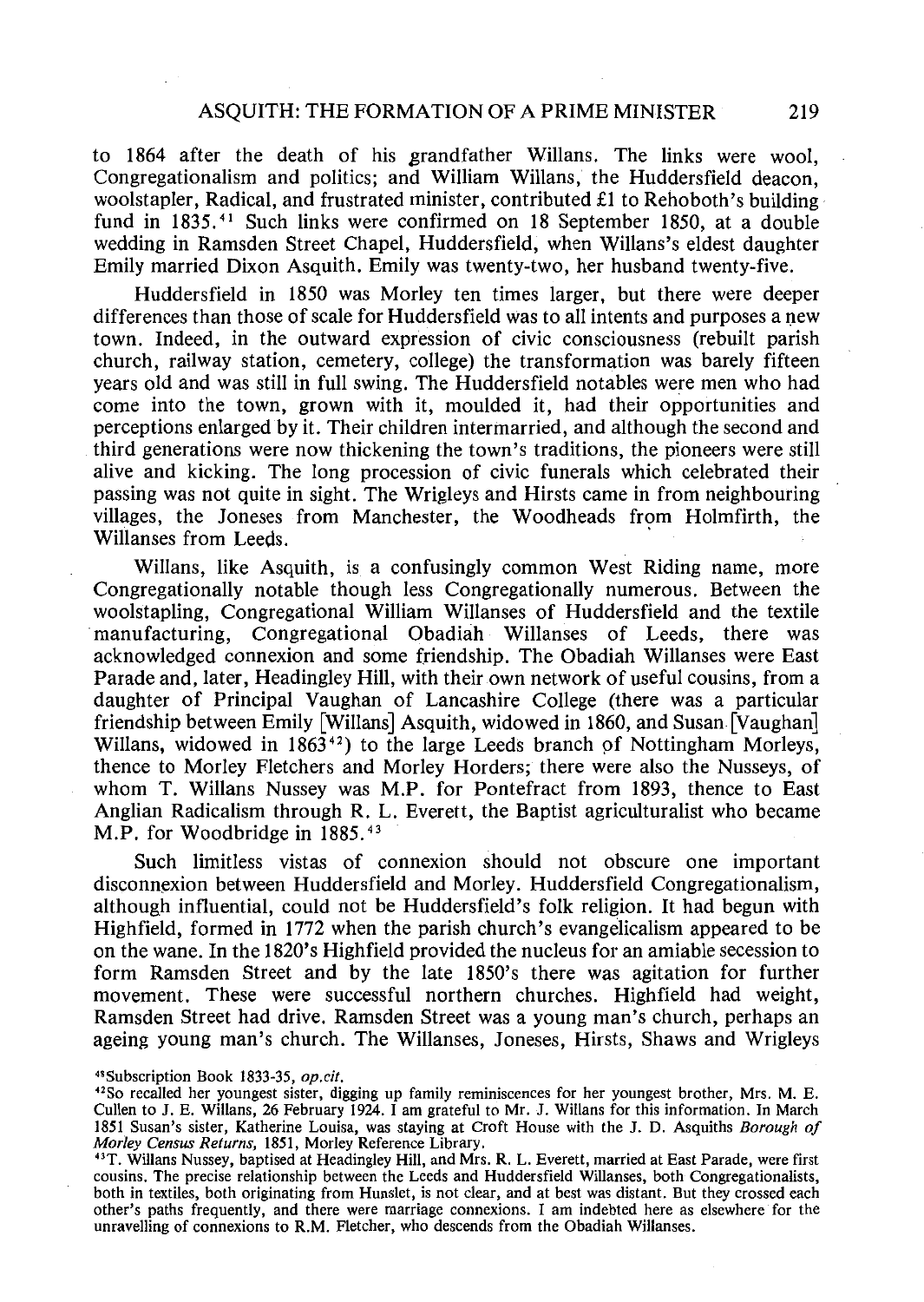to 1864 after the death of his grandfather Willans. The links were wool, Congregationalism and politics; and William Willans, the Huddersfield deacon, woolstapler, Radical, and frustrated minister, contributed £1 to Rehoboth's building fund in 1835.[41] Such links were confirmed on 18 September 1850, at a double wedding in Ramsden Street Chapel, Huddersfield, when Willans's eldest daughter Emily married Dixon Asquith. Emily was twenty-two, her husband twenty-five.

Huddersfield in 1850 was Morley ten times larger, but there were deeper differences than those of scale for Huddersfield was to all intents and purposes a new town. Indeed, in the outward expression of civic consciousness (rebuilt parish church, railway station, cemetery, college) the transformation was barely fifteen years old and was still in full swing. The Huddersfield notables were men who had come into the town, grown with it, moulded it, had their opportunities and perceptions enlarged by it. Their children intermarried, and although the second and third generations were now thickening the town's traditions, the pioneers were still alive and kicking. The long procession of civic funerals which celebrated their passing was not quite in sight. The Wrigleys and Hirsts came in from neighbouring villages, the Joneses from Manchester, the Woodheads from Holmfirth, the Willanses from Leeds.

Willans, like Asquith, is a confusingly common West Riding name, more Congregationally notable though less Congregationally numerous. Between the woolstapling, Congregational William Willanses of Huddersfield and the textile manufacturing, Congregational Obadiah Willanses of Leeds, there was acknowledged connexion and some friendship. The Obadiah Willanses were East Parade and, later, Headingley Hill, with their own network of useful cousins, from a daughter of Principal Vaughan of Lancashire College (there was a particular friendship between Emily [Willans] Asquith, widowed in 1860, and Susan [Vaughan] Willans, widowed in 1863[42]) to the large Leeds branch of Nottingham Morleys, thence to Morley Fletchers and Morley Horders; there were also the Nusseys, of whom T. Willans Nussey was M.P. for Pontefract from 1893, thence to East Anglian Radicalism through R. L. Everett, the Baptist agriculturalist who became M.P. for Woodbridge in 1885.[43]

Such limitless vistas of connexion should not obscure one important disconnexion between Huddersfield and Morley. Huddersfield Congregationalism, although influential, could not be Huddersfield's folk religion. It had begun with Highfield, formed in 1772 when the parish church's evangelicalism appeared to be on the wane. In the 1820's Highfield provided the nucleus for an amiable secession to form Ramsden Street and by the late 1850's there was agitation for further movement. These were successful northern churches. Highfield had weight, Ramsden Street had drive. Ramsden Street was a young man's church, perhaps an ageing young man's church. The Willanses, Joneses, Hirsts, Shaws and Wrigleys

[41] Subscription Book 1833-35, *op.cit.*

[42] So recalled her youngest sister, digging up family reminiscences for her youngest brother, Mrs. M. E. Cullen to J. E. Willans, 26 February 1924. I am grateful to Mr. J. Willans for this information. In March 1851 Susan's sister, Katherine Louisa, was staying at Croft House with the J. D. Asquiths *Borough of Morley Census Returns*, 1851, Morley Reference Library.

[43] T. Willans Nussey, baptised at Headingley Hill, and Mrs. R. L. Everett, married at East Parade, were first cousins. The precise relationship between the Leeds and Huddersfield Willanses, both Congregationalists, both in textiles, both originating from Hunslet, is not clear, and at best was distant. But they crossed each other's paths frequently, and there were marriage connexions. I am indebted here as elsewhere for the unravelling of connexions to R.M. Fletcher, who descends from the Obadiah Willanses.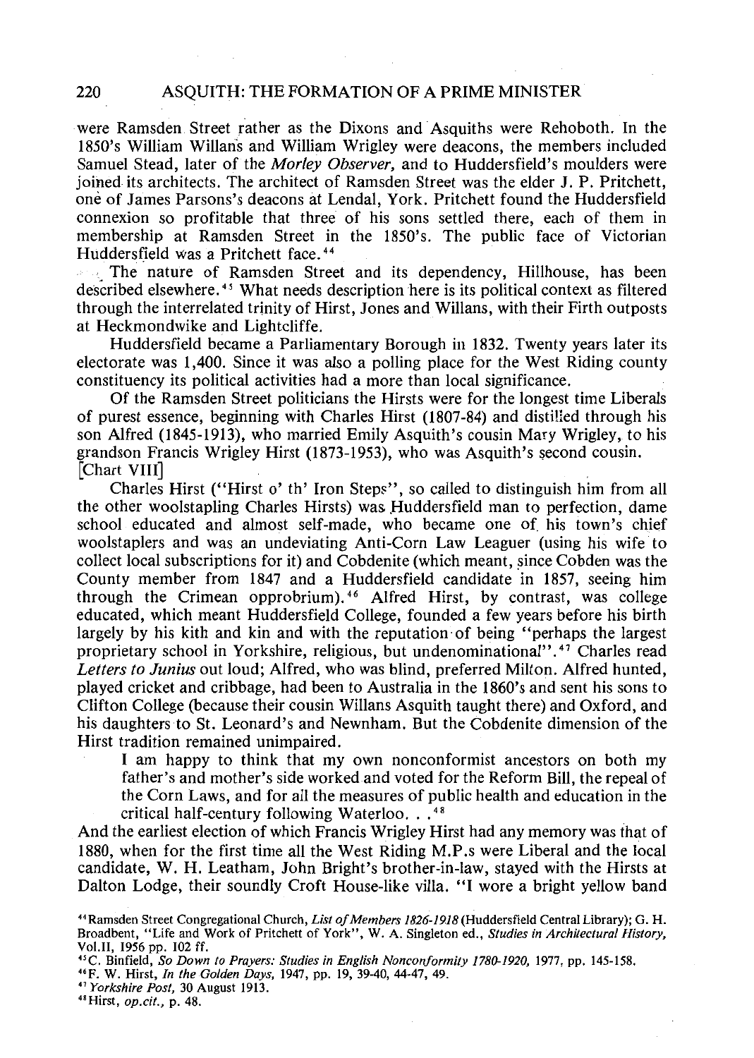were Ramsden Street rather as the Dixons and Asquiths were Rehoboth. In the 1850's William Willans and William Wrigley were deacons, the members included Samuel Stead, later of the *Morley Observer*, and to Huddersfield's moulders were joined its architects. The architect of Ramsden Street was the elder J. P. Pritchett, one of James Parsons's deacons at Lendal, York. Pritchett found the Huddersfield connexion so profitable that three of his sons settled there, each of them in membership at Ramsden Street in the 1850's. The public face of Victorian Huddersfield was a Pritchett face.[44]

The nature of Ramsden Street and its dependency, Hillhouse, has been described elsewhere.[45] What needs description here is its political context as filtered through the interrelated trinity of Hirst, Jones and Willans, with their Firth outposts at Heckmondwike and Lightcliffe.

Huddersfield became a Parliamentary Borough in 1832. Twenty years later its electorate was 1,400. Since it was also a polling place for the West Riding county constituency its political activities had a more than local significance.

Of the Ramsden Street politicians the Hirsts were for the longest time Liberals of purest essence, beginning with Charles Hirst (1807-84) and distilled through his son Alfred (1845-1913), who married Emily Asquith's cousin Mary Wrigley, to his grandson Francis Wrigley Hirst (1873-1953), who was Asquith's second cousin. [Chart VIII]

Charles Hirst ("Hirst o' th' Iron Steps", so called to distinguish him from all the other woolstapling Charles Hirsts) was Huddersfield man to perfection, dame school educated and almost self-made, who became one of his town's chief woolstaplers and was an undeviating Anti-Corn Law Leaguer (using his wife to collect local subscriptions for it) and Cobdenite (which meant, since Cobden was the County member from 1847 and a Huddersfield candidate in 1857, seeing him through the Crimean opprobrium).[46] Alfred Hirst, by contrast, was college educated, which meant Huddersfield College, founded a few years before his birth largely by his kith and kin and with the reputation of being "perhaps the largest proprietary school in Yorkshire, religious, but undenominational".[47] Charles read *Letters to Junius* out loud; Alfred, who was blind, preferred Milton. Alfred hunted, played cricket and cribbage, had been to Australia in the 1860's and sent his sons to Clifton College (because their cousin Willans Asquith taught there) and Oxford, and his daughters to St. Leonard's and Newnham. But the Cobdenite dimension of the Hirst tradition remained unimpaired.

> I am happy to think that my own nonconformist ancestors on both my father's and mother's side worked and voted for the Reform Bill, the repeal of the Corn Laws, and for all the measures of public health and education in the critical half-century following Waterloo. . .[48]

And the earliest election of which Francis Wrigley Hirst had any memory was that of 1880, when for the first time all the West Riding M.P.s were Liberal and the local candidate, W. H. Leatham, John Bright's brother-in-law, stayed with the Hirsts at Dalton Lodge, their soundly Croft House-like villa. "I wore a bright yellow band

---

[44] Ramsden Street Congregational Church, *List of Members 1826-1918* (Huddersfield Central Library); G. H. Broadbent, "Life and Work of Pritchett of York", W. A. Singleton ed., *Studies in Architectural History*, Vol.II, 1956 pp. 102 ff.

[45] C. Binfield, *So Down to Prayers: Studies in English Nonconformity 1780-1920*, 1977, pp. 145-158.

[46] F. W. Hirst, *In the Golden Days*, 1947, pp. 19, 39-40, 44-47, 49.

[47] *Yorkshire Post*, 30 August 1913.

[48] Hirst, *op.cit.*, p. 48.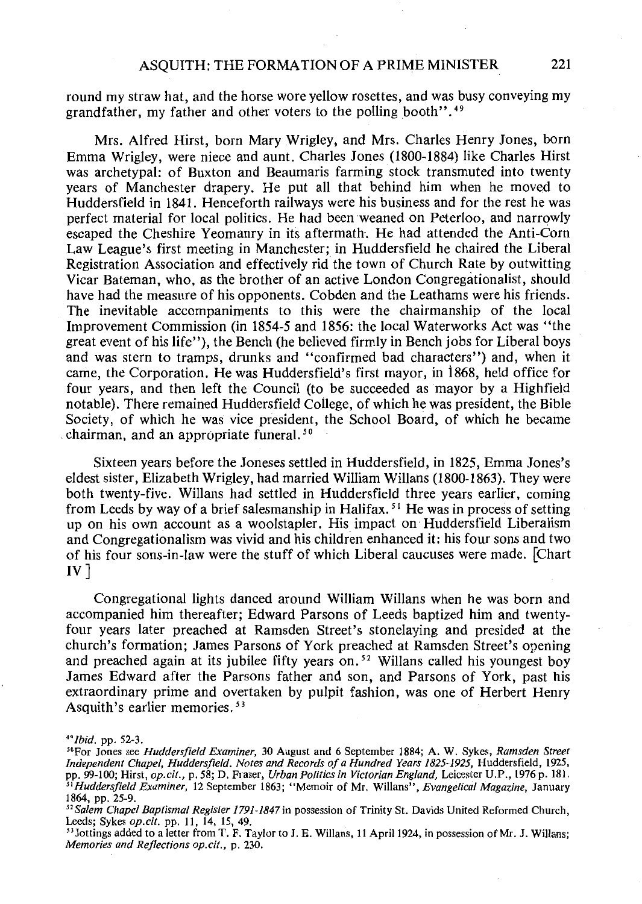round my straw hat, and the horse wore yellow rosettes, and was busy conveying my grandfather, my father and other voters to the polling booth".[49]

Mrs. Alfred Hirst, born Mary Wrigley, and Mrs. Charles Henry Jones, born Emma Wrigley, were niece and aunt. Charles Jones (1800-1884) like Charles Hirst was archetypal: of Buxton and Beaumaris farming stock transmuted into twenty years of Manchester drapery. He put all that behind him when he moved to Huddersfield in 1841. Henceforth railways were his business and for the rest he was perfect material for local politics. He had been weaned on Peterloo, and narrowly escaped the Cheshire Yeomanry in its aftermath. He had attended the Anti-Corn Law League's first meeting in Manchester; in Huddersfield he chaired the Liberal Registration Association and effectively rid the town of Church Rate by outwitting Vicar Bateman, who, as the brother of an active London Congregationalist, should have had the measure of his opponents. Cobden and the Leathams were his friends. The inevitable accompaniments to this were the chairmanship of the local Improvement Commission (in 1854-5 and 1856: the local Waterworks Act was "the great event of his life"), the Bench (he believed firmly in Bench jobs for Liberal boys and was stern to tramps, drunks and "confirmed bad characters") and, when it came, the Corporation. He was Huddersfield's first mayor, in 1868, held office for four years, and then left the Council (to be succeeded as mayor by a Highfield notable). There remained Huddersfield College, of which he was president, the Bible Society, of which he was vice president, the School Board, of which he became chairman, and an appropriate funeral.[50]

Sixteen years before the Joneses settled in Huddersfield, in 1825, Emma Jones's eldest sister, Elizabeth Wrigley, had married William Willans (1800-1863). They were both twenty-five. Willans had settled in Huddersfield three years earlier, coming from Leeds by way of a brief salesmanship in Halifax.[51] He was in process of setting up on his own account as a woolstapler. His impact on Huddersfield Liberalism and Congregationalism was vivid and his children enhanced it: his four sons and two of his four sons-in-law were the stuff of which Liberal caucuses were made. [Chart IV]

Congregational lights danced around William Willans when he was born and accompanied him thereafter; Edward Parsons of Leeds baptized him and twenty-four years later preached at Ramsden Street's stonelaying and presided at the church's formation; James Parsons of York preached at Ramsden Street's opening and preached again at its jubilee fifty years on.[52] Willans called his youngest boy James Edward after the Parsons father and son, and Parsons of York, past his extraordinary prime and overtaken by pulpit fashion, was one of Herbert Henry Asquith's earlier memories.[53]

---

[49] *Ibid.* pp. 52-3.

[50] For Jones see *Huddersfield Examiner*, 30 August and 6 September 1884; A. W. Sykes, *Ramsden Street Independent Chapel, Huddersfield. Notes and Records of a Hundred Years 1825-1925*, Huddersfield, 1925, pp. 99-100; Hirst, *op.cit.*, p. 58; D. Fraser, *Urban Politics in Victorian England*, Leicester U.P., 1976 p. 181.

[51] *Huddersfield Examiner*, 12 September 1863; "Memoir of Mr. Willans", *Evangelical Magazine*, January 1864, pp. 25-9.

[52] *Salem Chapel Baptismal Register 1791-1847* in possession of Trinity St. Davids United Reformed Church, Leeds; Sykes *op.cit.* pp. 11, 14, 15, 49.

[53] Jottings added to a letter from T. F. Taylor to J. E. Willans, 11 April 1924, in possession of Mr. J. Willans; *Memories and Reflections op.cit.*, p. 230.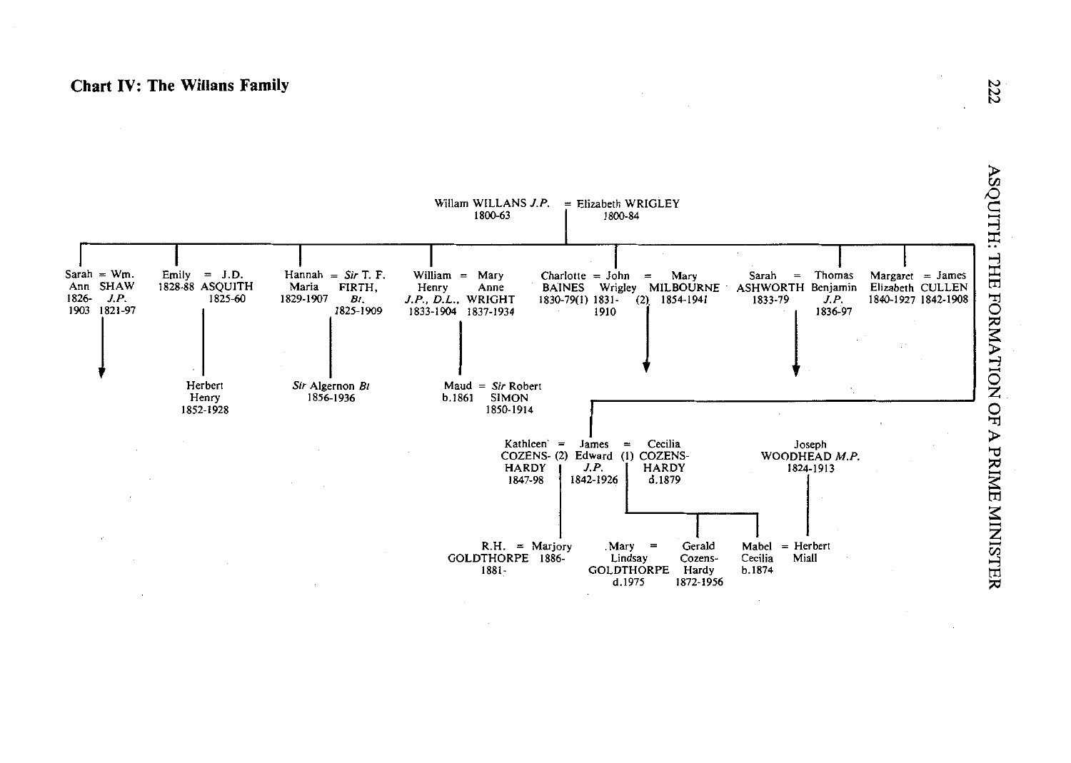## Chart IV: The Willans Family

Willam WILLANS *J.P.* = Elizabeth WRIGLEY
1800-63 — 1800-84

**Children:**

- Sarah Ann = Wm. SHAW *J.P.*
  1826-1903 — 1821-97
- Emily = J.D. ASQUITH
  1828-88 — 1825-60
  - Herbert Henry 1852-1928
- Hannah Maria = *Sir* T. F. FIRTH, *Bt.*
  1829-1907 — 1825-1909
  - *Sir* Algernon *Bt* 1856-1936
- William Henry *J.P., D.L.*, = Mary Anne WRIGHT
  1833-1904 — 1837-1934
  - Maud = *Sir* Robert SIMON
    b.1861 — 1850-1914
- Charlotte BAINES = John Wrigley = Mary MILBOURNE
  1830-79 (1) — 1831-1910 — (2) 1854-1941
- Sarah ASHWORTH = Thomas Benjamin *J.P.*
  1833-79 — 1836-97
- Margaret Elizabeth = James CULLEN
  1840-1927 — 1842-1908
- Kathleen COZENS-HARDY (2) = James Edward *J.P.* = (1) Cecilia COZENS-HARDY
  1847-98 — 1842-1926 — d.1879
  - (by Kathleen) R.H. GOLDTHORPE = Marjory
    1881- — 1886-
  - (by Cecilia) Mary Lindsay GOLDTHORPE = Gerald Cozens-Hardy
    d.1975 — 1872-1956
  - (by Cecilia) Mabel Cecilia = Herbert Miall
    b.1874
    - (Herbert Miall's father) Joseph WOODHEAD *M.P.* 1824-1913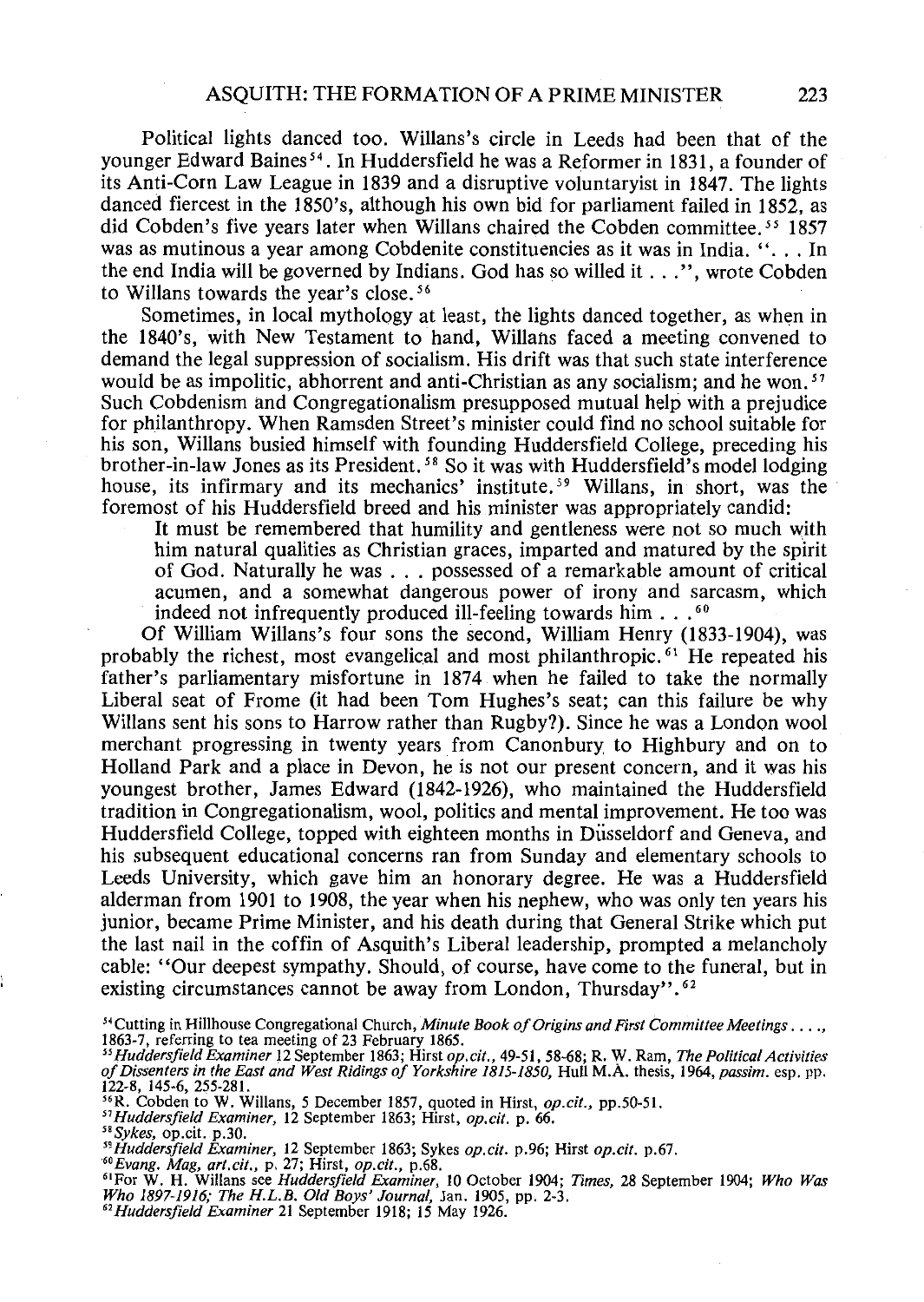Political lights danced too. Willans's circle in Leeds had been that of the younger Edward Baines[54]. In Huddersfield he was a Reformer in 1831, a founder of its Anti-Corn Law League in 1839 and a disruptive voluntaryist in 1847. The lights danced fiercest in the 1850's, although his own bid for parliament failed in 1852, as did Cobden's five years later when Willans chaired the Cobden committee.[55] 1857 was as mutinous a year among Cobdenite constituencies as it was in India. "... In the end India will be governed by Indians. God has so willed it ...", wrote Cobden to Willans towards the year's close.[56]

Sometimes, in local mythology at least, the lights danced together, as when in the 1840's, with New Testament to hand, Willans faced a meeting convened to demand the legal suppression of socialism. His drift was that such state interference would be as impolitic, abhorrent and anti-Christian as any socialism; and he won.[57] Such Cobdenism and Congregationalism presupposed mutual help with a prejudice for philanthropy. When Ramsden Street's minister could find no school suitable for his son, Willans busied himself with founding Huddersfield College, preceding his brother-in-law Jones as its President.[58] So it was with Huddersfield's model lodging house, its infirmary and its mechanics' institute.[59] Willans, in short, was the foremost of his Huddersfield breed and his minister was appropriately candid:

> It must be remembered that humility and gentleness were not so much with him natural qualities as Christian graces, imparted and matured by the spirit of God. Naturally he was . . . possessed of a remarkable amount of critical acumen, and a somewhat dangerous power of irony and sarcasm, which indeed not infrequently produced ill-feeling towards him . . .[60]

Of William Willans's four sons the second, William Henry (1833-1904), was probably the richest, most evangelical and most philanthropic.[61] He repeated his father's parliamentary misfortune in 1874 when he failed to take the normally Liberal seat of Frome (it had been Tom Hughes's seat; can this failure be why Willans sent his sons to Harrow rather than Rugby?). Since he was a London wool merchant progressing in twenty years from Canonbury to Highbury and on to Holland Park and a place in Devon, he is not our present concern, and it was his youngest brother, James Edward (1842-1926), who maintained the Huddersfield tradition in Congregationalism, wool, politics and mental improvement. He too was Huddersfield College, topped with eighteen months in Düsseldorf and Geneva, and his subsequent educational concerns ran from Sunday and elementary schools to Leeds University, which gave him an honorary degree. He was a Huddersfield alderman from 1901 to 1908, the year when his nephew, who was only ten years his junior, became Prime Minister, and his death during that General Strike which put the last nail in the coffin of Asquith's Liberal leadership, prompted a melancholy cable: "Our deepest sympathy. Should, of course, have come to the funeral, but in existing circumstances cannot be away from London, Thursday".[62]

---

[54] Cutting in Hillhouse Congregational Church, *Minute Book of Origins and First Committee Meetings . . . .*, 1863-7, referring to tea meeting of 23 February 1865.

[55] *Huddersfield Examiner* 12 September 1863; Hirst *op.cit.*, 49-51, 58-68; R. W. Ram, *The Political Activities of Dissenters in the East and West Ridings of Yorkshire 1815-1850*, Hull M.A. thesis, 1964, *passim*. esp. pp. 122-8, 145-6, 255-281.

[56] R. Cobden to W. Willans, 5 December 1857, quoted in Hirst, *op.cit.*, pp.50-51.

[57] *Huddersfield Examiner*, 12 September 1863; Hirst, *op.cit.* p. 66.

[58] *Sykes*, op.cit. p.30.

[59] *Huddersfield Examiner*, 12 September 1863; Sykes *op.cit.* p.96; Hirst *op.cit.* p.67.

[60] *Evang. Mag, art.cit.*, p. 27; Hirst, *op.cit.*, p.68.

[61] For W. H. Willans see *Huddersfield Examiner*, 10 October 1904; *Times*, 28 September 1904; *Who Was Who 1897-1916*; *The H.L.B. Old Boys' Journal*, Jan. 1905, pp. 2-3.

[62] *Huddersfield Examiner* 21 September 1918; 15 May 1926.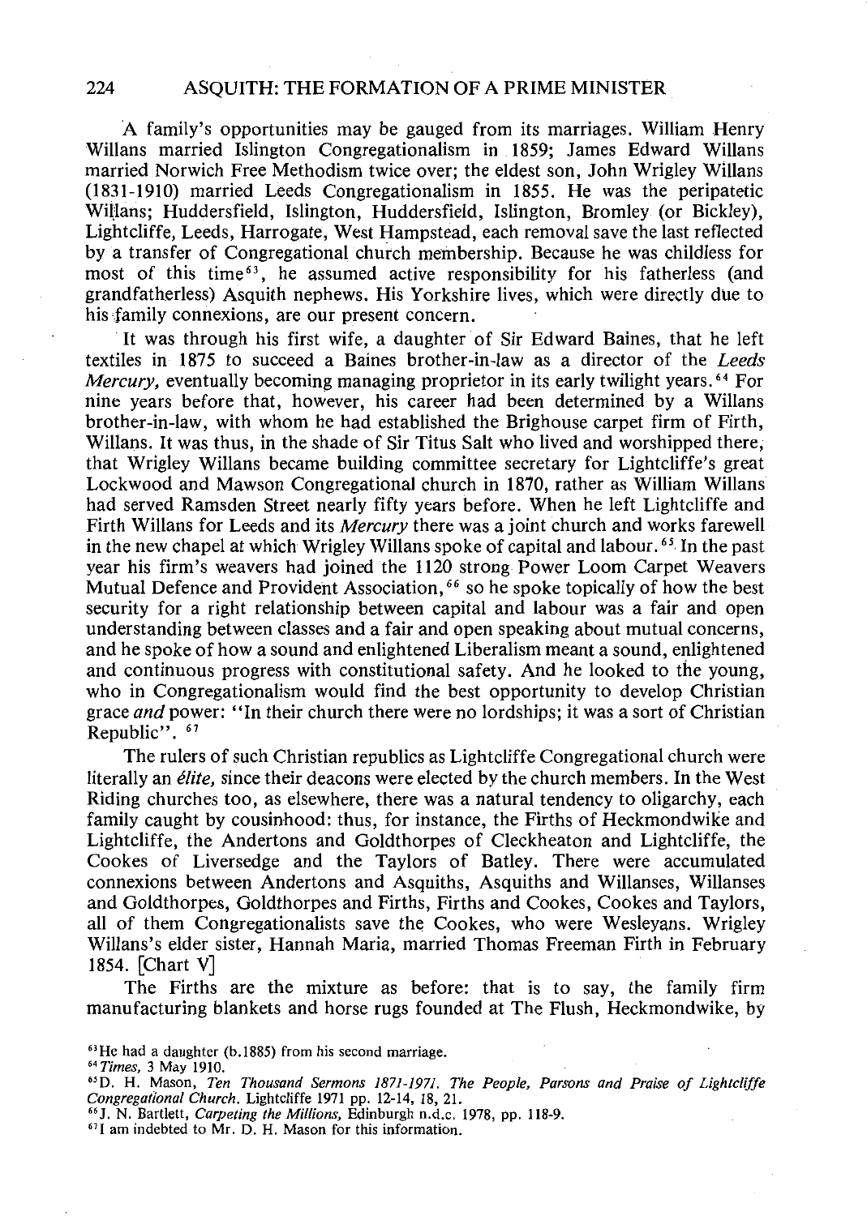A family's opportunities may be gauged from its marriages. William Henry Willans married Islington Congregationalism in 1859; James Edward Willans married Norwich Free Methodism twice over; the eldest son, John Wrigley Willans (1831-1910) married Leeds Congregationalism in 1855. He was the peripatetic Willans; Huddersfield, Islington, Huddersfield, Islington, Bromley (or Bickley), Lightcliffe, Leeds, Harrogate, West Hampstead, each removal save the last reflected by a transfer of Congregational church membership. Because he was childless for most of this time[63], he assumed active responsibility for his fatherless (and grandfatherless) Asquith nephews. His Yorkshire lives, which were directly due to his family connexions, are our present concern.

It was through his first wife, a daughter of Sir Edward Baines, that he left textiles in 1875 to succeed a Baines brother-in-law as a director of the *Leeds Mercury*, eventually becoming managing proprietor in its early twilight years.[64] For nine years before that, however, his career had been determined by a Willans brother-in-law, with whom he had established the Brighouse carpet firm of Firth, Willans. It was thus, in the shade of Sir Titus Salt who lived and worshipped there, that Wrigley Willans became building committee secretary for Lightcliffe's great Lockwood and Mawson Congregational church in 1870, rather as William Willans had served Ramsden Street nearly fifty years before. When he left Lightcliffe and Firth Willans for Leeds and its *Mercury* there was a joint church and works farewell in the new chapel at which Wrigley Willans spoke of capital and labour.[65] In the past year his firm's weavers had joined the 1120 strong Power Loom Carpet Weavers Mutual Defence and Provident Association,[66] so he spoke topically of how the best security for a right relationship between capital and labour was a fair and open understanding between classes and a fair and open speaking about mutual concerns, and he spoke of how a sound and enlightened Liberalism meant a sound, enlightened and continuous progress with constitutional safety. And he looked to the young, who in Congregationalism would find the best opportunity to develop Christian grace *and* power: "In their church there were no lordships; it was a sort of Christian Republic".[67]

The rulers of such Christian republics as Lightcliffe Congregational church were literally an *élite*, since their deacons were elected by the church members. In the West Riding churches too, as elsewhere, there was a natural tendency to oligarchy, each family caught by cousinhood: thus, for instance, the Firths of Heckmondwike and Lightcliffe, the Andertons and Goldthorpes of Cleckheaton and Lightcliffe, the Cookes of Liversedge and the Taylors of Batley. There were accumulated connexions between Andertons and Asquiths, Asquiths and Willanses, Willanses and Goldthorpes, Goldthorpes and Firths, Firths and Cookes, Cookes and Taylors, all of them Congregationalists save the Cookes, who were Wesleyans. Wrigley Willans's elder sister, Hannah Maria, married Thomas Freeman Firth in February 1854. [Chart V]

The Firths are the mixture as before: that is to say, the family firm manufacturing blankets and horse rugs founded at The Flush, Heckmondwike, by

[63] He had a daughter (b.1885) from his second marriage.

[64] *Times*, 3 May 1910.

[65] D. H. Mason, *Ten Thousand Sermons 1871-1971. The People, Parsons and Praise of Lightcliffe Congregational Church*. Lightcliffe 1971 pp. 12-14, 18, 21.

[66] J. N. Bartlett, *Carpeting the Millions*, Edinburgh n.d.c. 1978, pp. 118-9.

[67] I am indebted to Mr. D. H. Mason for this information.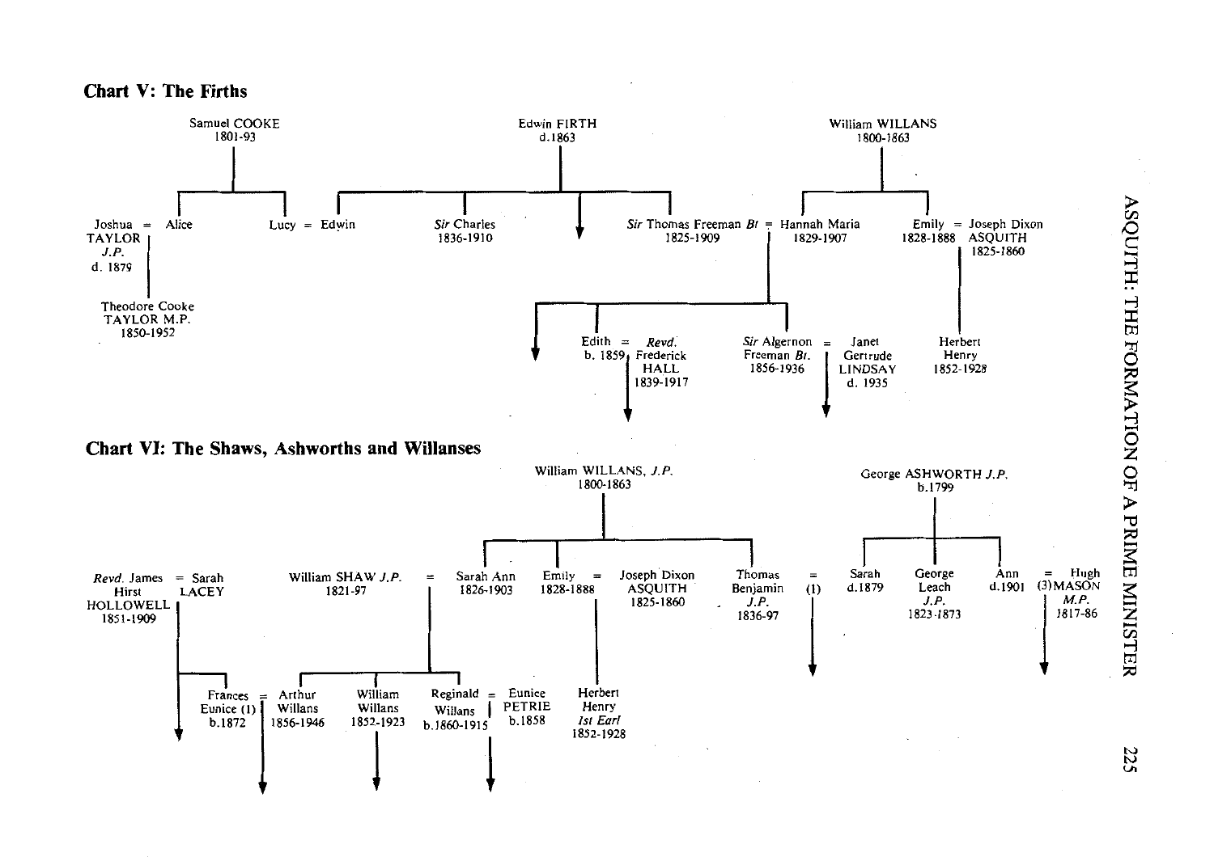## Chart V: The Firths

Samuel COOKE
1801-93

Edwin FIRTH
d.1863

William WILLANS
1800-1863

Joshua = Alice
TAYLOR
*J.P.*
d. 1879

Lucy = Edwin

*Sir* Charles
1836-1910

*Sir* Thomas Freeman *Bt* = Hannah Maria
1825-1909 1829-1907

Emily = Joseph Dixon
1828-1888 ASQUITH
1825-1860

Theodore Cooke
TAYLOR M.P.
1850-1952

Edith = *Revd.*
b. 1859 Frederick
HALL
1839-1917

*Sir* Algernon = Janet
Freeman *Bt.* Gertrude
1856-1936 LINDSAY
d. 1935

Herbert
Henry
1852-1928

## Chart VI: The Shaws, Ashworths and Willanses

William WILLANS, *J.P.*
1800-1863

George ASHWORTH *J.P.*
b.1799

*Revd.* James = Sarah
Hirst LACEY
HOLLOWELL
1851-1909

William SHAW *J.P.* = Sarah Ann
1821-97 1826-1903

Emily = Joseph Dixon
1828-1888 ASQUITH
1825-1860

Thomas = (1)
Benjamin
*J.P.*
1836-97

Sarah
d.1879

George
Leach
*J.P.*
1823-1873

Ann = Hugh
d.1901 (3)MASON
*M.P.*
1817-86

Frances = Arthur
Eunice (1) Willans
b.1872 1856-1946

William
Willans
1852-1923

Reginald = Eunice
Willans PETRIE
b.1860-1915 b.1858

Herbert
Henry
*1st Earl*
1852-1928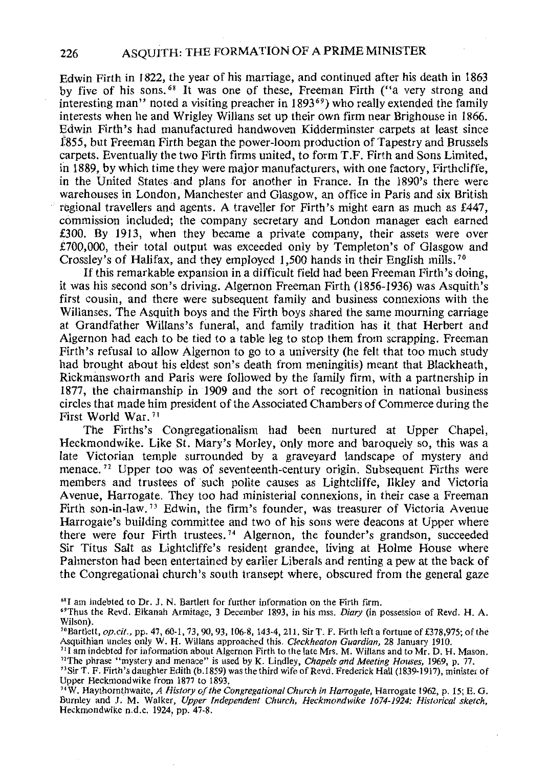Edwin Firth in 1822, the year of his marriage, and continued after his death in 1863 by five of his sons.[68] It was one of these, Freeman Firth ("a very strong and interesting man" noted a visiting preacher in 1893[69]) who really extended the family interests when he and Wrigley Willans set up their own firm near Brighouse in 1866. Edwin Firth's had manufactured handwoven Kidderminster carpets at least since 1855, but Freeman Firth began the power-loom production of Tapestry and Brussels carpets. Eventually the two Firth firms united, to form T.F. Firth and Sons Limited, in 1889, by which time they were major manufacturers, with one factory, Firthcliffe, in the United States and plans for another in France. In the 1890's there were warehouses in London, Manchester and Glasgow, an office in Paris and six British regional travellers and agents. A traveller for Firth's might earn as much as £447, commission included; the company secretary and London manager each earned £300. By 1913, when they became a private company, their assets were over £700,000, their total output was exceeded only by Templeton's of Glasgow and Crossley's of Halifax, and they employed 1,500 hands in their English mills.[70]

If this remarkable expansion in a difficult field had been Freeman Firth's doing, it was his second son's driving. Algernon Freeman Firth (1856-1936) was Asquith's first cousin, and there were subsequent family and business connexions with the Willanses. The Asquith boys and the Firth boys shared the same mourning carriage at Grandfather Willans's funeral, and family tradition has it that Herbert and Algernon had each to be tied to a table leg to stop them from scrapping. Freeman Firth's refusal to allow Algernon to go to a university (he felt that too much study had brought about his eldest son's death from meningitis) meant that Blackheath, Rickmansworth and Paris were followed by the family firm, with a partnership in 1877, the chairmanship in 1909 and the sort of recognition in national business circles that made him president of the Associated Chambers of Commerce during the First World War.[71]

The Firths's Congregationalism had been nurtured at Upper Chapel, Heckmondwike. Like St. Mary's Morley, only more and baroquely so, this was a late Victorian temple surrounded by a graveyard landscape of mystery and menace.[72] Upper too was of seventeenth-century origin. Subsequent Firths were members and trustees of such polite causes as Lightcliffe, Ilkley and Victoria Avenue, Harrogate. They too had ministerial connexions, in their case a Freeman Firth son-in-law.[73] Edwin, the firm's founder, was treasurer of Victoria Avenue Harrogate's building committee and two of his sons were deacons at Upper where there were four Firth trustees.[74] Algernon, the founder's grandson, succeeded Sir Titus Salt as Lightcliffe's resident grandee, living at Holme House where Palmerston had been entertained by earlier Liberals and renting a pew at the back of the Congregational church's south transept where, obscured from the general gaze

---

[68] I am indebted to Dr. J. N. Bartlett for further information on the Firth firm.

[69] Thus the Revd. Elkanah Armitage, 3 December 1893, in his mss. *Diary* (in possession of Revd. H. A. Wilson).

[70] Bartlett, *op.cit.*, pp. 47, 60-1, 73, 90, 93, 106-8, 143-4, 211. Sir T. F. Firth left a fortune of £378,975; of the Asquithian uncles only W. H. Willans approached this. *Cleckheaton Guardian*, 28 January 1910.

[71] I am indebted for information about Algernon Firth to the late Mrs. M. Willans and to Mr. D. H. Mason.

[72] The phrase "mystery and menace" is used by K. Lindley, *Chapels and Meeting Houses*, 1969, p. 77.

[73] Sir T. F. Firth's daughter Edith (b.1859) was the third wife of Revd. Frederick Hall (1839-1917), minister of Upper Heckmondwike from 1877 to 1893.

[74] W. Haythornthwaite, *A History of the Congregational Church in Harrogate*, Harrogate 1962, p. 15; E. G. Burnley and J. M. Walker, *Upper Independent Church, Heckmondwike 1674-1924: Historical sketch*, Heckmondwike n.d.c. 1924, pp. 47-8.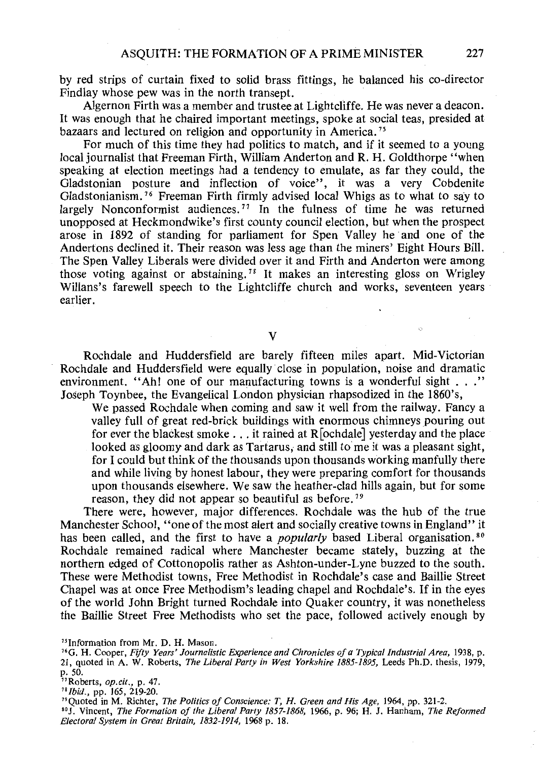by red strips of curtain fixed to solid brass fittings, he balanced his co-director Findlay whose pew was in the north transept.

Algernon Firth was a member and trustee at Lightcliffe. He was never a deacon. It was enough that he chaired important meetings, spoke at social teas, presided at bazaars and lectured on religion and opportunity in America.[75]

For much of this time they had politics to match, and if it seemed to a young local journalist that Freeman Firth, William Anderton and R. H. Goldthorpe "when speaking at election meetings had a tendency to emulate, as far they could, the Gladstonian posture and inflection of voice", it was a very Cobdenite Gladstonianism.[76] Freeman Firth firmly advised local Whigs as to what to say to largely Nonconformist audiences.[77] In the fulness of time he was returned unopposed at Heckmondwike's first county council election, but when the prospect arose in 1892 of standing for parliament for Spen Valley he and one of the Andertons declined it. Their reason was less age than the miners' Eight Hours Bill. The Spen Valley Liberals were divided over it and Firth and Anderton were among those voting against or abstaining.[78] It makes an interesting gloss on Wrigley Willans's farewell speech to the Lightcliffe church and works, seventeen years earlier.

## V

Rochdale and Huddersfield are barely fifteen miles apart. Mid-Victorian Rochdale and Huddersfield were equally close in population, noise and dramatic environment. "Ah! one of our manufacturing towns is a wonderful sight . . ." Joseph Toynbee, the Evangelical London physician rhapsodized in the 1860's,

> We passed Rochdale when coming and saw it well from the railway. Fancy a valley full of great red-brick buildings with enormous chimneys pouring out for ever the blackest smoke . . . it rained at R[ochdale] yesterday and the place looked as gloomy and dark as Tartarus, and still to me it was a pleasant sight, for I could but think of the thousands upon thousands working manfully there and while living by honest labour, they were preparing comfort for thousands upon thousands elsewhere. We saw the heather-clad hills again, but for some reason, they did not appear so beautiful as before.[79]

There were, however, major differences. Rochdale was the hub of the true Manchester School, "one of the most alert and socially creative towns in England" it has been called, and the first to have a *popularly* based Liberal organisation.[80] Rochdale remained radical where Manchester became stately, buzzing at the northern edged of Cottonopolis rather as Ashton-under-Lyne buzzed to the south. These were Methodist towns, Free Methodist in Rochdale's case and Baillie Street Chapel was at once Free Methodism's leading chapel and Rochdale's. If in the eyes of the world John Bright turned Rochdale into Quaker country, it was nonetheless the Baillie Street Free Methodists who set the pace, followed actively enough by

---

[75] Information from Mr. D. H. Mason.

[76] G. H. Cooper, *Fifty Years' Journalistic Experience and Chronicles of a Typical Industrial Area*, 1938, p. 21, quoted in A. W. Roberts, *The Liberal Party in West Yorkshire 1885-1895*, Leeds Ph.D. thesis, 1979, p. 50.

[77] Roberts, *op.cit.*, p. 47.

[78] *Ibid.*, pp. 165, 219-20.

[79] Quoted in M. Richter, *The Politics of Conscience: T, H. Green and His Age*, 1964, pp. 321-2.

[80] J. Vincent, *The Formation of the Liberal Party 1857-1868*, 1966, p. 96; H. J. Hanham, *The Reformed Electoral System in Great Britain, 1832-1914*, 1968 p. 18.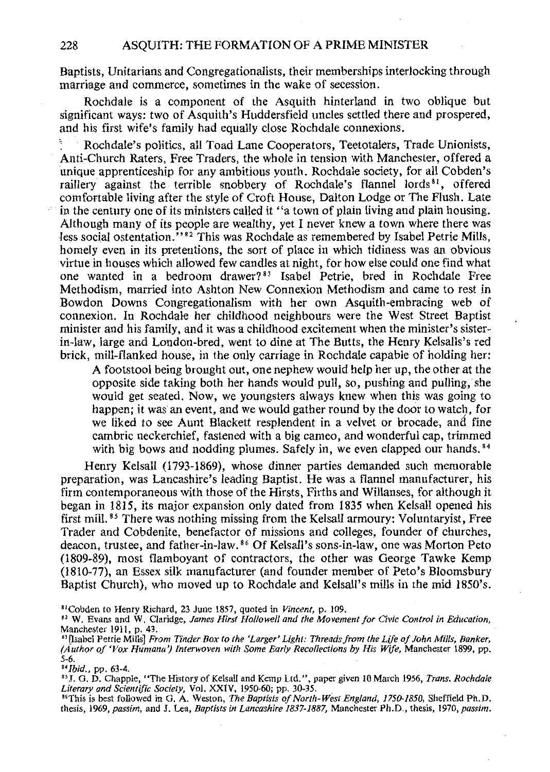Baptists, Unitarians and Congregationalists, their memberships interlocking through marriage and commerce, sometimes in the wake of secession.

Rochdale is a component of the Asquith hinterland in two oblique but significant ways: two of Asquith's Huddersfield uncles settled there and prospered, and his first wife's family had equally close Rochdale connexions.

Rochdale's politics, all Toad Lane Cooperators, Teetotalers, Trade Unionists, Anti-Church Raters, Free Traders, the whole in tension with Manchester, offered a unique apprenticeship for any ambitious youth. Rochdale society, for all Cobden's raillery against the terrible snobbery of Rochdale's flannel lords[81], offered comfortable living after the style of Croft House, Dalton Lodge or The Flush. Late in the century one of its ministers called it "a town of plain living and plain housing. Although many of its people are wealthy, yet I never knew a town where there was less social ostentation."[82] This was Rochdale as remembered by Isabel Petrie Mills, homely even in its pretentions, the sort of place in which tidiness was an obvious virtue in houses which allowed few candles at night, for how else could one find what one wanted in a bedroom drawer?[83] Isabel Petrie, bred in Rochdale Free Methodism, married into Ashton New Connexion Methodism and came to rest in Bowdon Downs Congregationalism with her own Asquith-embracing web of connexion. In Rochdale her childhood neighbours were the West Street Baptist minister and his family, and it was a childhood excitement when the minister's sister-in-law, large and London-bred, went to dine at The Butts, the Henry Kelsalls's red brick, mill-flanked house, in the only carriage in Rochdale capable of holding her:

> A footstool being brought out, one nephew would help her up, the other at the opposite side taking both her hands would pull, so, pushing and pulling, she would get seated. Now, we youngsters always knew when this was going to happen; it was an event, and we would gather round by the door to watch, for we liked to see Aunt Blackett resplendent in a velvet or brocade, and fine cambric neckerchief, fastened with a big cameo, and wonderful cap, trimmed with big bows and nodding plumes. Safely in, we even clapped our hands.[84]

Henry Kelsall (1793-1869), whose dinner parties demanded such memorable preparation, was Lancashire's leading Baptist. He was a flannel manufacturer, his firm contemporaneous with those of the Hirsts, Firths and Willanses, for although it began in 1815, its major expansion only dated from 1835 when Kelsall opened his first mill.[85] There was nothing missing from the Kelsall armoury: Voluntaryist, Free Trader and Cobdenite, benefactor of missions and colleges, founder of churches, deacon, trustee, and father-in-law.[86] Of Kelsall's sons-in-law, one was Morton Peto (1809-89), most flamboyant of contractors, the other was George Tawke Kemp (1810-77), an Essex silk manufacturer (and founder member of Peto's Bloomsbury Baptist Church), who moved up to Rochdale and Kelsall's mills in the mid 1850's.

---

[81] Cobden to Henry Richard, 23 June 1857, quoted in *Vincent*, p. 109.

[82] W. Evans and W. Claridge, *James Hirst Hollowell and the Movement for Civic Control in Education*, Manchester 1911, p. 43.

[83] [Isabel Petrie Mills] *From Tinder Box to the 'Larger' Light: Threads from the Life of John Mills, Banker, (Author of 'Vox Humana') Interwoven with Some Early Recollections by His Wife*, Manchester 1899, pp. 5-6.

[84] *Ibid.*, pp. 63-4.

[85] J. G. D. Chapple, "The History of Kelsall and Kemp Ltd.", paper given 10 March 1956, *Trans. Rochdale Literary and Scientific Society*, Vol. XXIV, 1950-60; pp. 30-35.

[86] This is best followed in G. A. Weston, *The Baptists of North-West England, 1750-1850*, Sheffield Ph.D. thesis, 1969, *passim*, and J. Lea, *Baptists in Lancashire 1837-1887*, Manchester Ph.D., thesis, 1970, *passim*.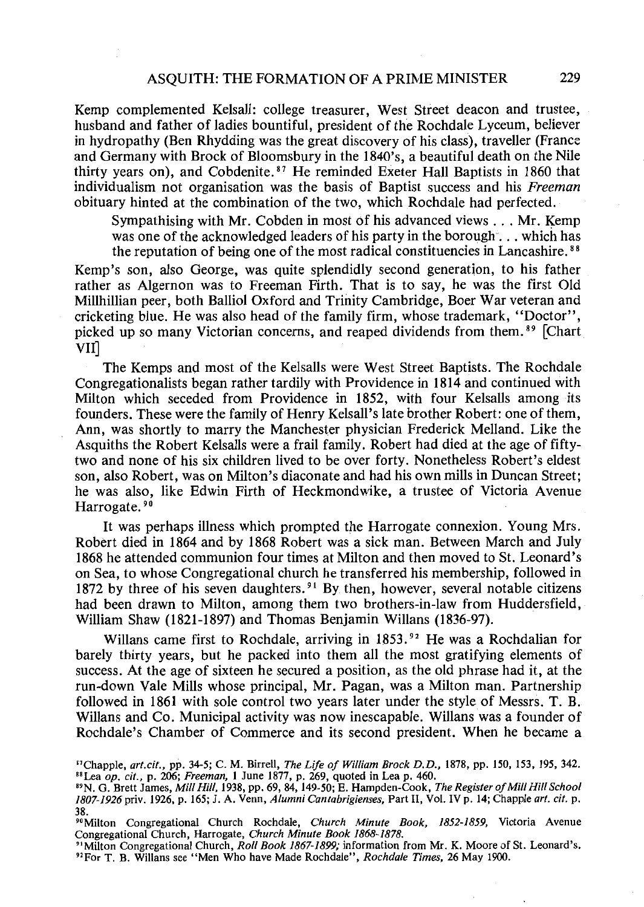Kemp complemented Kelsall: college treasurer, West Street deacon and trustee, husband and father of ladies bountiful, president of the Rochdale Lyceum, believer in hydropathy (Ben Rhydding was the great discovery of his class), traveller (France and Germany with Brock of Bloomsbury in the 1840's, a beautiful death on the Nile thirty years on), and Cobdenite.[87] He reminded Exeter Hall Baptists in 1860 that individualism not organisation was the basis of Baptist success and his *Freeman* obituary hinted at the combination of the two, which Rochdale had perfected.

> Sympathising with Mr. Cobden in most of his advanced views . . . Mr. Kemp was one of the acknowledged leaders of his party in the borough . . . which has the reputation of being one of the most radical constituencies in Lancashire.[88]

Kemp's son, also George, was quite splendidly second generation, to his father rather as Algernon was to Freeman Firth. That is to say, he was the first Old Millhillian peer, both Balliol Oxford and Trinity Cambridge, Boer War veteran and cricketing blue. He was also head of the family firm, whose trademark, "Doctor", picked up so many Victorian concerns, and reaped dividends from them.[89] [Chart VII]

The Kemps and most of the Kelsalls were West Street Baptists. The Rochdale Congregationalists began rather tardily with Providence in 1814 and continued with Milton which seceded from Providence in 1852, with four Kelsalls among its founders. These were the family of Henry Kelsall's late brother Robert: one of them, Ann, was shortly to marry the Manchester physician Frederick Melland. Like the Asquiths the Robert Kelsalls were a frail family. Robert had died at the age of fifty-two and none of his six children lived to be over forty. Nonetheless Robert's eldest son, also Robert, was on Milton's diaconate and had his own mills in Duncan Street; he was also, like Edwin Firth of Heckmondwike, a trustee of Victoria Avenue Harrogate.[90]

It was perhaps illness which prompted the Harrogate connexion. Young Mrs. Robert died in 1864 and by 1868 Robert was a sick man. Between March and July 1868 he attended communion four times at Milton and then moved to St. Leonard's on Sea, to whose Congregational church he transferred his membership, followed in 1872 by three of his seven daughters.[91] By then, however, several notable citizens had been drawn to Milton, among them two brothers-in-law from Huddersfield, William Shaw (1821-1897) and Thomas Benjamin Willans (1836-97).

Willans came first to Rochdale, arriving in 1853.[92] He was a Rochdalian for barely thirty years, but he packed into them all the most gratifying elements of success. At the age of sixteen he secured a position, as the old phrase had it, at the run-down Vale Mills whose principal, Mr. Pagan, was a Milton man. Partnership followed in 1861 with sole control two years later under the style of Messrs. T. B. Willans and Co. Municipal activity was now inescapable. Willans was a founder of Rochdale's Chamber of Commerce and its second president. When he became a

---

[87] Chapple, *art.cit.*, pp. 34-5; C. M. Birrell, *The Life of William Brock D.D.*, 1878, pp. 150, 153, 195, 342.
[88] Lea *op. cit.*, p. 206; *Freeman*, 1 June 1877, p. 269, quoted in Lea p. 460.
[89] N. G. Brett James, *Mill Hill*, 1938, pp. 69, 84, 149-50; E. Hampden-Cook, *The Register of Mill Hill School 1807-1926* priv. 1926, p. 165; J. A. Venn, *Alumni Cantabrigienses*, Part II, Vol. IV p. 14; Chapple *art. cit.* p. 38.
[90] Milton Congregational Church Rochdale, *Church Minute Book, 1852-1859*, Victoria Avenue Congregational Church, Harrogate, *Church Minute Book 1868-1878*.
[91] Milton Congregational Church, *Roll Book 1867-1899;* information from Mr. K. Moore of St. Leonard's.
[92] For T. B. Willans see "Men Who have Made Rochdale", *Rochdale Times*, 26 May 1900.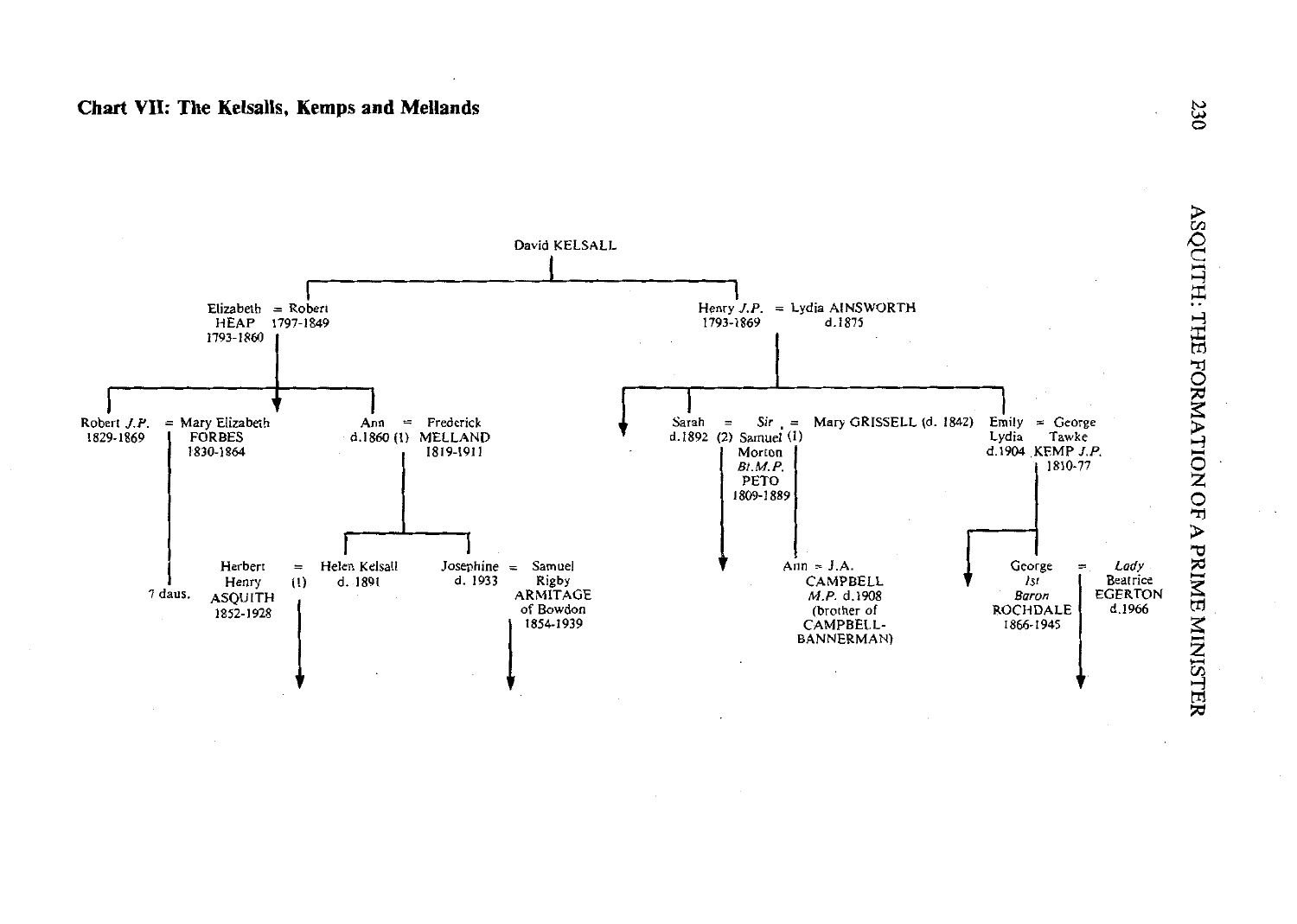**Chart VII: The Kelsalls, Kemps and Mellands**

David KELSALL

- Elizabeth HEAP 1793-1860 = Robert 1797-1849
  - Robert *J.P.* 1829-1869 = Mary Elizabeth FORBES 1830-1864
    - 7 daus.
  - ↓
  - Ann d.1860 (1) = Frederick MELLAND 1819-1911
    - Herbert Henry ASQUITH 1852-1928 = (1) Helen Kelsall d. 1891
      - ↓
    - Josephine d. 1933 = Samuel Rigby ARMITAGE of Bowdon 1854-1939
      - ↓
- Henry *J.P.* 1793-1869 = Lydia AINSWORTH d.1875
  - ↓
  - Sarah d.1892 (2) = *Sir* Samuel Morton *Bt.M.P.* PETO 1809-1889 = (1) Mary GRISSELL (d. 1842)
    - ↓ (by Sarah)
    - Ann = J.A. CAMPBELL *M.P.* d.1908 (brother of CAMPBELL-BANNERMAN)
  - Emily Lydia d.1904 = George Tawke KEMP *J.P.* 1810-77
    - ↓
    - George *1st Baron* ROCHDALE 1866-1945 = *Lady* Beatrice EGERTON d.1966
      - ↓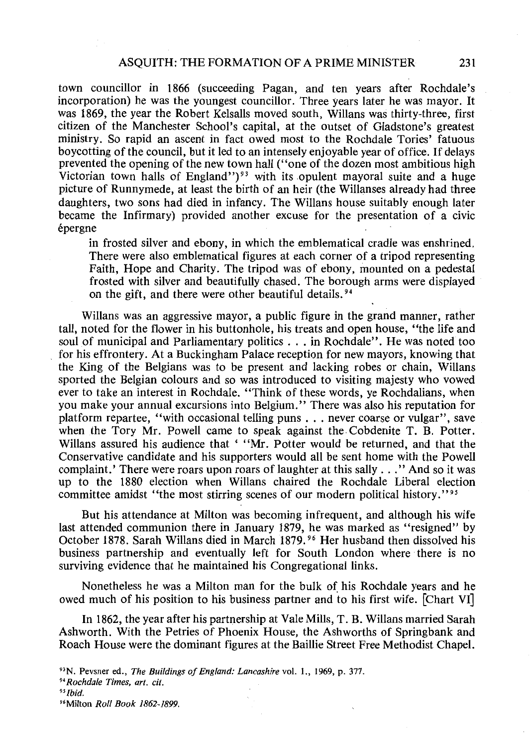town councillor in 1866 (succeeding Pagan, and ten years after Rochdale's incorporation) he was the youngest councillor. Three years later he was mayor. It was 1869, the year the Robert Kelsalls moved south, Willans was thirty-three, first citizen of the Manchester School's capital, at the outset of Gladstone's greatest ministry. So rapid an ascent in fact owed most to the Rochdale Tories' fatuous boycotting of the council, but it led to an intensely enjoyable year of office. If delays prevented the opening of the new town hall ("one of the dozen most ambitious high Victorian town halls of England")[93] with its opulent mayoral suite and a huge picture of Runnymede, at least the birth of an heir (the Willanses already had three daughters, two sons had died in infancy. The Willans house suitably enough later became the Infirmary) provided another excuse for the presentation of a civic épergne

> in frosted silver and ebony, in which the emblematical cradle was enshrined. There were also emblematical figures at each corner of a tripod representing Faith, Hope and Charity. The tripod was of ebony, mounted on a pedestal frosted with silver and beautifully chased. The borough arms were displayed on the gift, and there were other beautiful details.[94]

Willans was an aggressive mayor, a public figure in the grand manner, rather tall, noted for the flower in his buttonhole, his treats and open house, "the life and soul of municipal and Parliamentary politics . . . in Rochdale". He was noted too for his effrontery. At a Buckingham Palace reception for new mayors, knowing that the King of the Belgians was to be present and lacking robes or chain, Willans sported the Belgian colours and so was introduced to visiting majesty who vowed ever to take an interest in Rochdale. "Think of these words, ye Rochdalians, when you make your annual excursions into Belgium." There was also his reputation for platform repartee, "with occasional telling puns . . . never coarse or vulgar", save when the Tory Mr. Powell came to speak against the Cobdenite T. B. Potter. Willans assured his audience that ' "Mr. Potter would be returned, and that the Conservative candidate and his supporters would all be sent home with the Powell complaint.' There were roars upon roars of laughter at this sally . . ." And so it was up to the 1880 election when Willans chaired the Rochdale Liberal election committee amidst "the most stirring scenes of our modern political history."[95]

But his attendance at Milton was becoming infrequent, and although his wife last attended communion there in January 1879, he was marked as "resigned" by October 1878. Sarah Willans died in March 1879.[96] Her husband then dissolved his business partnership and eventually left for South London where there is no surviving evidence that he maintained his Congregational links.

Nonetheless he was a Milton man for the bulk of his Rochdale years and he owed much of his position to his business partner and to his first wife. [Chart VI]

In 1862, the year after his partnership at Vale Mills, T. B. Willans married Sarah Ashworth. With the Petries of Phoenix House, the Ashworths of Springbank and Roach House were the dominant figures at the Baillie Street Free Methodist Chapel.

[93] N. Pevsner ed., *The Buildings of England: Lancashire* vol. 1., 1969, p. 377.

[94] *Rochdale Times, art. cit.*

[95] *Ibid.*

[96] Milton *Roll Book 1862-1899.*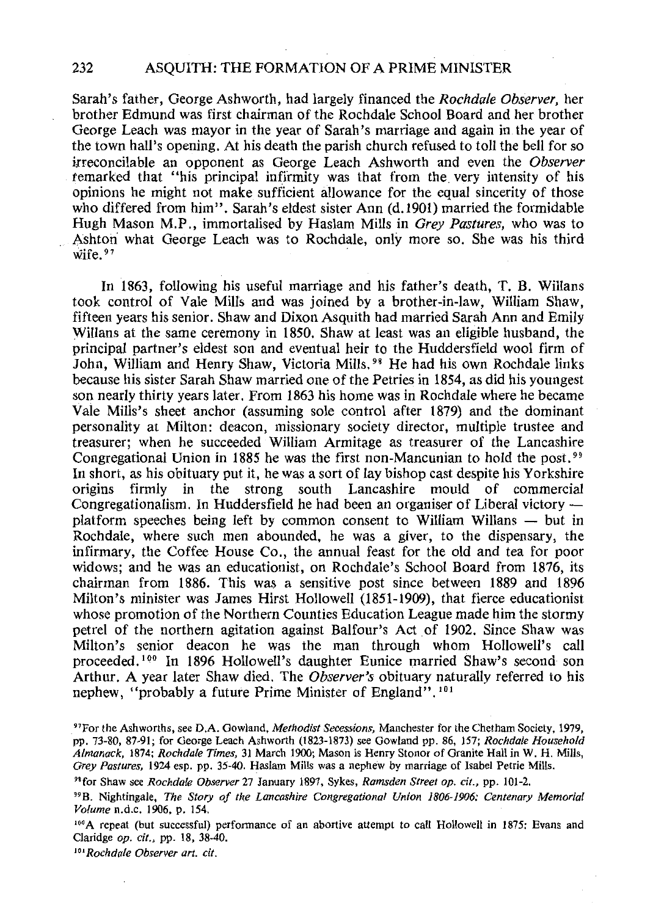Sarah's father, George Ashworth, had largely financed the *Rochdale Observer*, her brother Edmund was first chairman of the Rochdale School Board and her brother George Leach was mayor in the year of Sarah's marriage and again in the year of the town hall's opening. At his death the parish church refused to toll the bell for so irreconcilable an opponent as George Leach Ashworth and even the *Observer* remarked that "his principal infirmity was that from the very intensity of his opinions he might not make sufficient allowance for the equal sincerity of those who differed from him". Sarah's eldest sister Ann (d.1901) married the formidable Hugh Mason M.P., immortalised by Haslam Mills in *Grey Pastures*, who was to Ashton what George Leach was to Rochdale, only more so. She was his third wife.[97]

In 1863, following his useful marriage and his father's death, T. B. Willans took control of Vale Mills and was joined by a brother-in-law, William Shaw, fifteen years his senior. Shaw and Dixon Asquith had married Sarah Ann and Emily Willans at the same ceremony in 1850. Shaw at least was an eligible husband, the principal partner's eldest son and eventual heir to the Huddersfield wool firm of John, William and Henry Shaw, Victoria Mills.[98] He had his own Rochdale links because his sister Sarah Shaw married one of the Petries in 1854, as did his youngest son nearly thirty years later. From 1863 his home was in Rochdale where he became Vale Mills's sheet anchor (assuming sole control after 1879) and the dominant personality at Milton: deacon, missionary society director, multiple trustee and treasurer; when he succeeded William Armitage as treasurer of the Lancashire Congregational Union in 1885 he was the first non-Mancunian to hold the post.[99] In short, as his obituary put it, he was a sort of lay bishop cast despite his Yorkshire origins firmly in the strong south Lancashire mould of commercial Congregationalism. In Huddersfield he had been an organiser of Liberal victory — platform speeches being left by common consent to William Willans — but in Rochdale, where such men abounded, he was a giver, to the dispensary, the infirmary, the Coffee House Co., the annual feast for the old and tea for poor widows; and he was an educationist, on Rochdale's School Board from 1876, its chairman from 1886. This was a sensitive post since between 1889 and 1896 Milton's minister was James Hirst Hollowell (1851-1909), that fierce educationist whose promotion of the Northern Counties Education League made him the stormy petrel of the northern agitation against Balfour's Act of 1902. Since Shaw was Milton's senior deacon he was the man through whom Hollowell's call proceeded.[100] In 1896 Hollowell's daughter Eunice married Shaw's second son Arthur. A year later Shaw died. The *Observer's* obituary naturally referred to his nephew, "probably a future Prime Minister of England".[101]

[97] For the Ashworths, see D.A. Gowland, *Methodist Secessions*, Manchester for the Chetham Society, 1979, pp. 73-80, 87-91; for George Leach Ashworth (1823-1873) see Gowland pp. 86, 157; *Rochdale Household Almanack*, 1874; *Rochdale Times*, 31 March 1900; Mason is Henry Stonor of Granite Hall in W. H. Mills, *Grey Pastures*, 1924 esp. pp. 35-40. Haslam Mills was a nephew by marriage of Isabel Petrie Mills.

[98] for Shaw see *Rochdale Observer* 27 January 1897, Sykes, *Ramsden Street op. cit.*, pp. 101-2.

[99] B. Nightingale, *The Story of the Lancashire Congregational Union 1806-1906: Centenary Memorial Volume* n.d.c. 1906, p. 154.

[100] A repeat (but successful) performance of an abortive attempt to call Hollowell in 1875: Evans and Claridge *op. cit.*, pp. 18, 38-40.

[101] *Rochdale Observer art. cit.*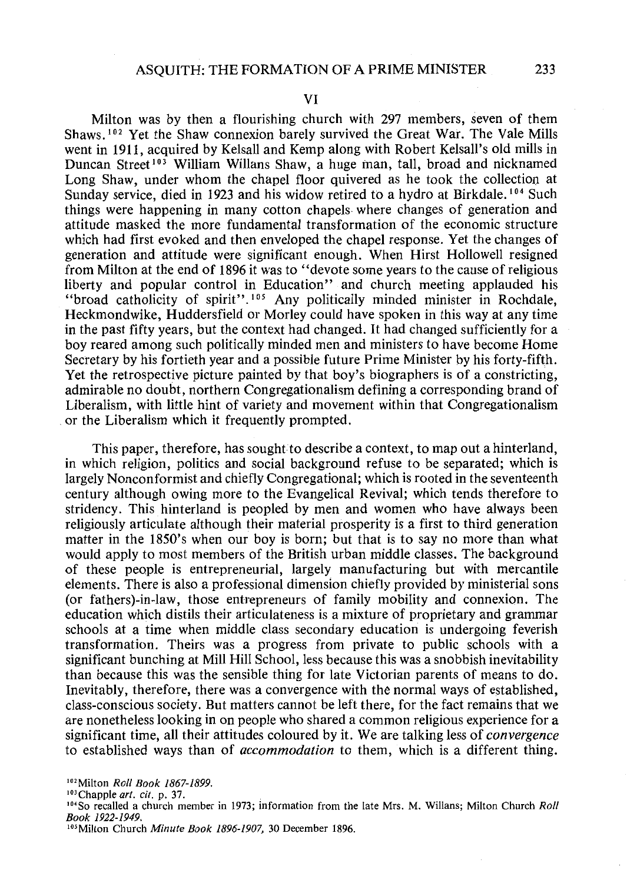## VI

Milton was by then a flourishing church with 297 members, seven of them Shaws.[102] Yet the Shaw connexion barely survived the Great War. The Vale Mills went in 1911, acquired by Kelsall and Kemp along with Robert Kelsall's old mills in Duncan Street[103] William Willans Shaw, a huge man, tall, broad and nicknamed Long Shaw, under whom the chapel floor quivered as he took the collection at Sunday service, died in 1923 and his widow retired to a hydro at Birkdale.[104] Such things were happening in many cotton chapels where changes of generation and attitude masked the more fundamental transformation of the economic structure which had first evoked and then enveloped the chapel response. Yet the changes of generation and attitude were significant enough. When Hirst Hollowell resigned from Milton at the end of 1896 it was to "devote some years to the cause of religious liberty and popular control in Education" and church meeting applauded his "broad catholicity of spirit".[105] Any politically minded minister in Rochdale, Heckmondwike, Huddersfield or Morley could have spoken in this way at any time in the past fifty years, but the context had changed. It had changed sufficiently for a boy reared among such politically minded men and ministers to have become Home Secretary by his fortieth year and a possible future Prime Minister by his forty-fifth. Yet the retrospective picture painted by that boy's biographers is of a constricting, admirable no doubt, northern Congregationalism defining a corresponding brand of Liberalism, with little hint of variety and movement within that Congregationalism or the Liberalism which it frequently prompted.

This paper, therefore, has sought to describe a context, to map out a hinterland, in which religion, politics and social background refuse to be separated; which is largely Nonconformist and chiefly Congregational; which is rooted in the seventeenth century although owing more to the Evangelical Revival; which tends therefore to stridency. This hinterland is peopled by men and women who have always been religiously articulate although their material prosperity is a first to third generation matter in the 1850's when our boy is born; but that is to say no more than what would apply to most members of the British urban middle classes. The background of these people is entrepreneurial, largely manufacturing but with mercantile elements. There is also a professional dimension chiefly provided by ministerial sons (or fathers)-in-law, those entrepreneurs of family mobility and connexion. The education which distils their articulateness is a mixture of proprietary and grammar schools at a time when middle class secondary education is undergoing feverish transformation. Theirs was a progress from private to public schools with a significant bunching at Mill Hill School, less because this was a snobbish inevitability than because this was the sensible thing for late Victorian parents of means to do. Inevitably, therefore, there was a convergence with the normal ways of established, class-conscious society. But matters cannot be left there, for the fact remains that we are nonetheless looking in on people who shared a common religious experience for a significant time, all their attitudes coloured by it. We are talking less of *convergence* to established ways than of *accommodation* to them, which is a different thing.

---

[102] Milton *Roll Book 1867-1899.*

[103] Chapple *art. cit.* p. 37.

[104] So recalled a church member in 1973; information from the late Mrs. M. Willans; Milton Church *Roll Book 1922-1949.*

[105] Milton Church *Minute Book 1896-1907,* 30 December 1896.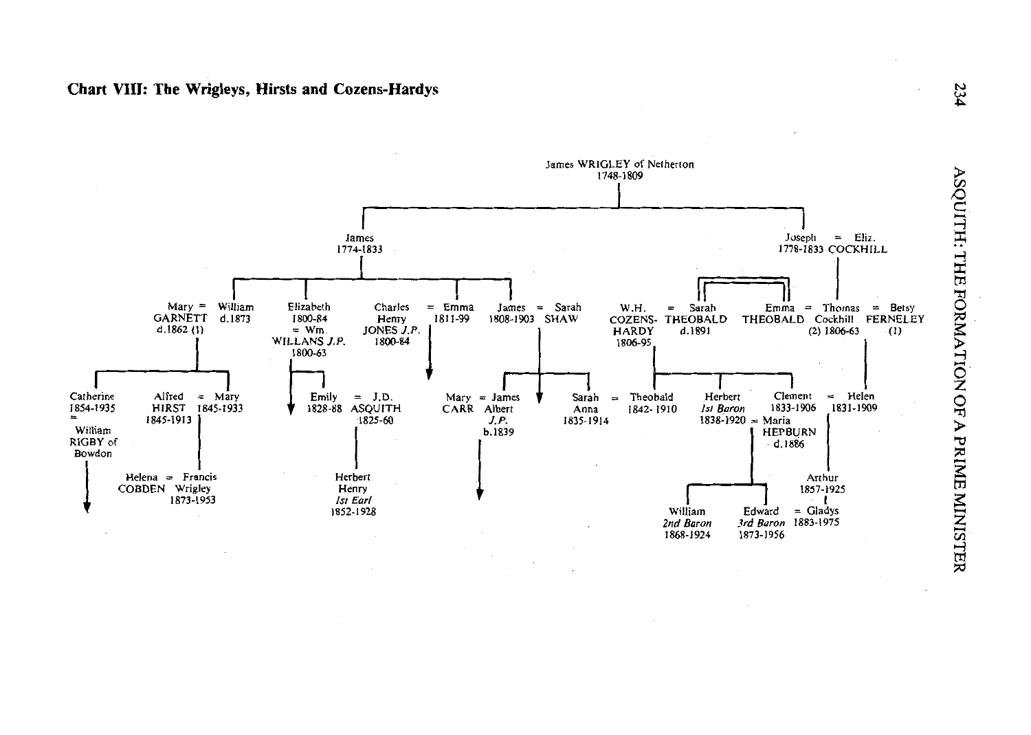## Chart VIII: The Wrigleys, Hirsts and Cozens-Hardys

James WRIGLEY of Netherton
1748-1809

- James 1774-1833
  - Mary GARNETT d.1862 (1) = William d.1873
    - Catherine 1854-1935 = William RIGBY of Bowdon
    - Alfred HIRST 1845-1913 = Mary 1845-1933
      - Helena COBDEN = Francis Wrigley 1873-1953
  - Elizabeth 1800-84 = Wm. WILLANS *J.P.* 1800-63
    - Emily 1828-88 = J.D. ASQUITH 1825-60
      - Herbert Henry *1st Earl* 1852-1928
  - Charles Henry JONES *J.P.* 1800-84 = Emma 1811-99
  - James 1808-1903 = Sarah SHAW
    - Mary CARR = James Albert *J.P.* b.1839
    - Sarah Anna 1835-1914 = Theobald 1842-1910
- Joseph 1778-1833 = Eliz. COCKHILL
  - Sarah THEOBALD d.1891 = W.H. COZENS-HARDY 1806-95
    - Theobald 1842-1910
    - Herbert *1st Baron* 1838-1920 = Maria HEPBURN d.1886
      - William *2nd Baron* 1868-1924
      - Edward *3rd Baron* 1873-1956 = Gladys 1883-1975
    - Clement 1833-1906 = Helen 1831-1909
  - Emma THEOBALD = Thomas Cockhill (2) 1806-63 = Betsy FERNELEY (1)
    - Helen 1831-1909
      - Arthur 1857-1925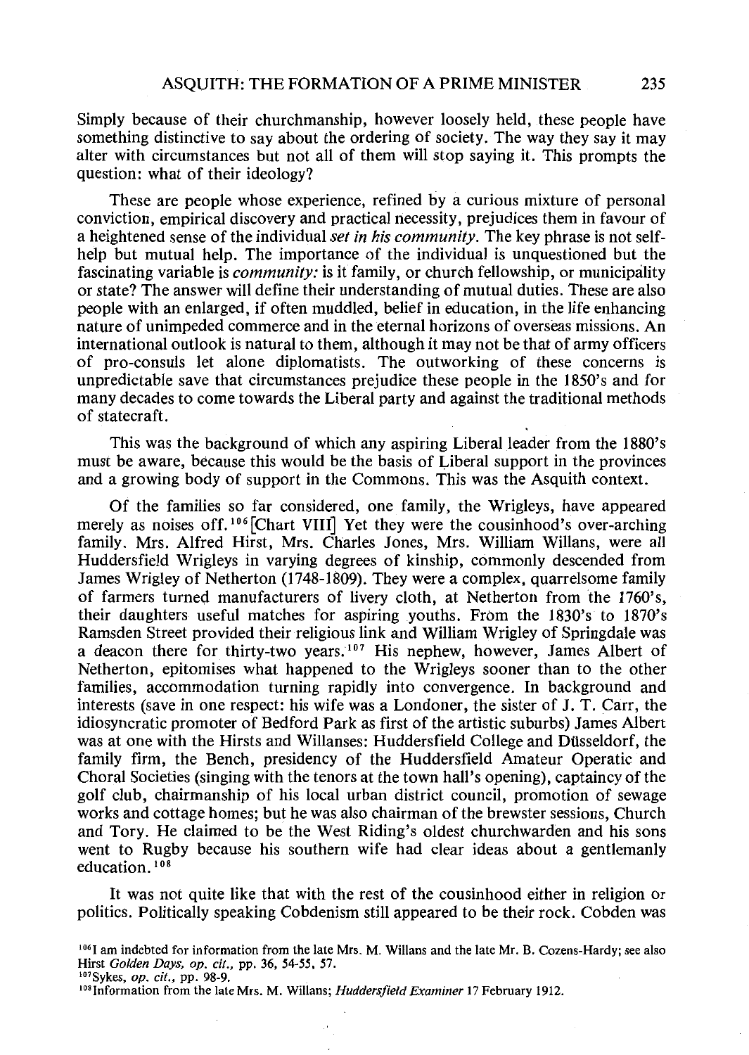Simply because of their churchmanship, however loosely held, these people have something distinctive to say about the ordering of society. The way they say it may alter with circumstances but not all of them will stop saying it. This prompts the question: what of their ideology?

These are people whose experience, refined by a curious mixture of personal conviction, empirical discovery and practical necessity, prejudices them in favour of a heightened sense of the individual *set in his community*. The key phrase is not self-help but mutual help. The importance of the individual is unquestioned but the fascinating variable is *community:* is it family, or church fellowship, or municipality or state? The answer will define their understanding of mutual duties. These are also people with an enlarged, if often muddled, belief in education, in the life enhancing nature of unimpeded commerce and in the eternal horizons of overseas missions. An international outlook is natural to them, although it may not be that of army officers of pro-consuls let alone diplomatists. The outworking of these concerns is unpredictable save that circumstances prejudice these people in the 1850's and for many decades to come towards the Liberal party and against the traditional methods of statecraft.

This was the background of which any aspiring Liberal leader from the 1880's must be aware, because this would be the basis of Liberal support in the provinces and a growing body of support in the Commons. This was the Asquith context.

Of the families so far considered, one family, the Wrigleys, have appeared merely as noises off.[106] [Chart VIII] Yet they were the cousinhood's over-arching family. Mrs. Alfred Hirst, Mrs. Charles Jones, Mrs. William Willans, were all Huddersfield Wrigleys in varying degrees of kinship, commonly descended from James Wrigley of Netherton (1748-1809). They were a complex, quarrelsome family of farmers turned manufacturers of livery cloth, at Netherton from the 1760's, their daughters useful matches for aspiring youths. From the 1830's to 1870's Ramsden Street provided their religious link and William Wrigley of Springdale was a deacon there for thirty-two years.[107] His nephew, however, James Albert of Netherton, epitomises what happened to the Wrigleys sooner than to the other families, accommodation turning rapidly into convergence. In background and interests (save in one respect: his wife was a Londoner, the sister of J. T. Carr, the idiosyncratic promoter of Bedford Park as first of the artistic suburbs) James Albert was at one with the Hirsts and Willanses: Huddersfield College and Düsseldorf, the family firm, the Bench, presidency of the Huddersfield Amateur Operatic and Choral Societies (singing with the tenors at the town hall's opening), captaincy of the golf club, chairmanship of his local urban district council, promotion of sewage works and cottage homes; but he was also chairman of the brewster sessions, Church and Tory. He claimed to be the West Riding's oldest churchwarden and his sons went to Rugby because his southern wife had clear ideas about a gentlemanly education.[108]

It was not quite like that with the rest of the cousinhood either in religion or politics. Politically speaking Cobdenism still appeared to be their rock. Cobden was

[106] I am indebted for information from the late Mrs. M. Willans and the late Mr. B. Cozens-Hardy; see also Hirst *Golden Days, op. cit.,* pp. 36, 54-55, 57.

[107] Sykes, *op. cit.,* pp. 98-9.

[108] Information from the late Mrs. M. Willans; *Huddersfield Examiner* 17 February 1912.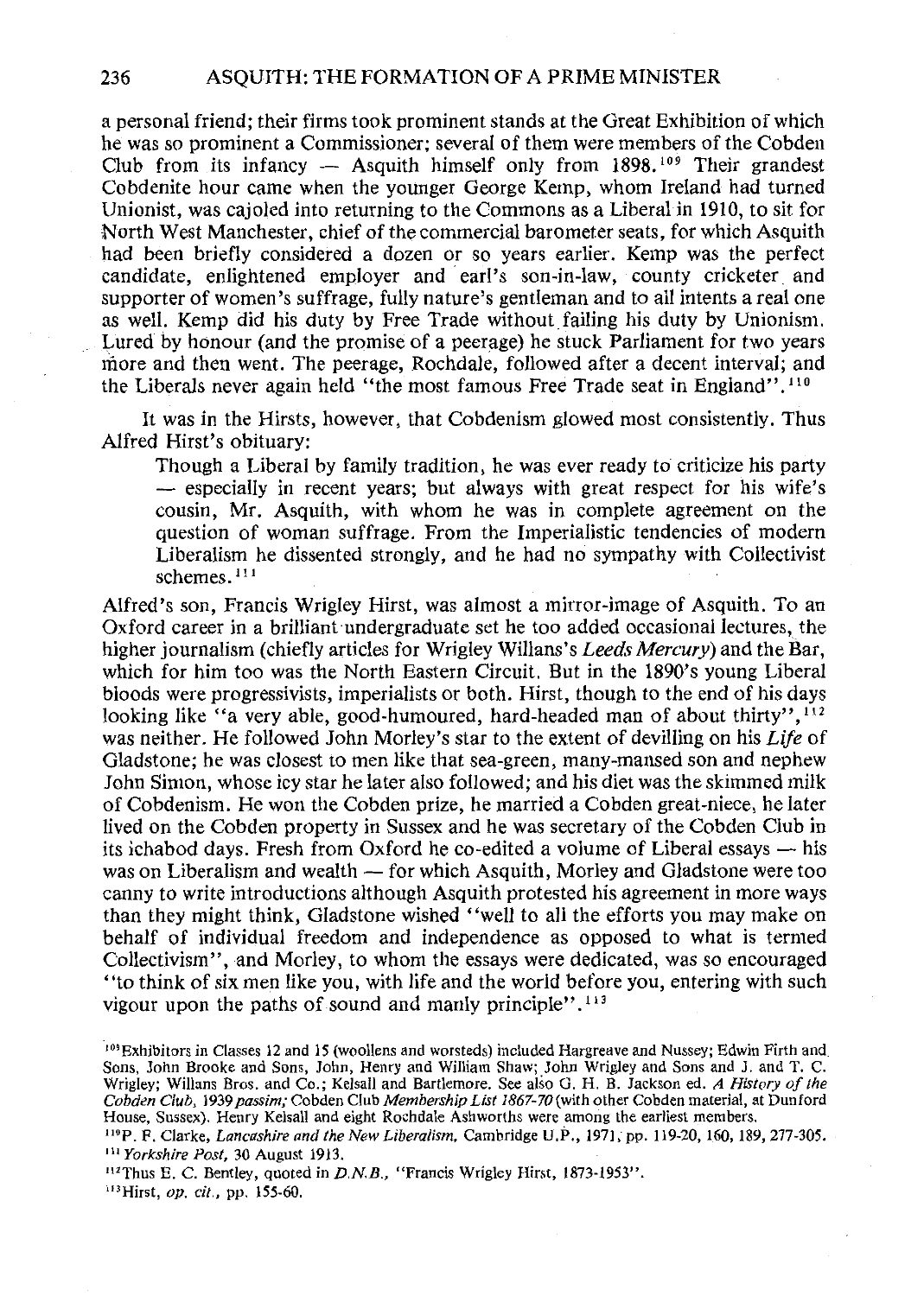a personal friend; their firms took prominent stands at the Great Exhibition of which he was so prominent a Commissioner; several of them were members of the Cobden Club from its infancy — Asquith himself only from 1898.[109] Their grandest Cobdenite hour came when the younger George Kemp, whom Ireland had turned Unionist, was cajoled into returning to the Commons as a Liberal in 1910, to sit for North West Manchester, chief of the commercial barometer seats, for which Asquith had been briefly considered a dozen or so years earlier. Kemp was the perfect candidate, enlightened employer and earl's son-in-law, county cricketer and supporter of women's suffrage, fully nature's gentleman and to all intents a real one as well. Kemp did his duty by Free Trade without failing his duty by Unionism. Lured by honour (and the promise of a peerage) he stuck Parliament for two years more and then went. The peerage, Rochdale, followed after a decent interval; and the Liberals never again held "the most famous Free Trade seat in England".[110]

It was in the Hirsts, however, that Cobdenism glowed most consistently. Thus Alfred Hirst's obituary:

> Though a Liberal by family tradition, he was ever ready to criticize his party — especially in recent years; but always with great respect for his wife's cousin, Mr. Asquith, with whom he was in complete agreement on the question of woman suffrage. From the Imperialistic tendencies of modern Liberalism he dissented strongly, and he had no sympathy with Collectivist schemes.[111]

Alfred's son, Francis Wrigley Hirst, was almost a mirror-image of Asquith. To an Oxford career in a brilliant undergraduate set he too added occasional lectures, the higher journalism (chiefly articles for Wrigley Willans's *Leeds Mercury*) and the Bar, which for him too was the North Eastern Circuit. But in the 1890's young Liberal bloods were progressivists, imperialists or both. Hirst, though to the end of his days looking like "a very able, good-humoured, hard-headed man of about thirty",[112] was neither. He followed John Morley's star to the extent of devilling on his *Life* of Gladstone; he was closest to men like that sea-green, many-mansed son and nephew John Simon, whose icy star he later also followed; and his diet was the skimmed milk of Cobdenism. He won the Cobden prize, he married a Cobden great-niece, he later lived on the Cobden property in Sussex and he was secretary of the Cobden Club in its ichabod days. Fresh from Oxford he co-edited a volume of Liberal essays — his was on Liberalism and wealth — for which Asquith, Morley and Gladstone were too canny to write introductions although Asquith protested his agreement in more ways than they might think, Gladstone wished "well to all the efforts you may make on behalf of individual freedom and independence as opposed to what is termed Collectivism", and Morley, to whom the essays were dedicated, was so encouraged "to think of six men like you, with life and the world before you, entering with such vigour upon the paths of sound and manly principle".[113]

---

[109] Exhibitors in Classes 12 and 15 (woollens and worsteds) included Hargreave and Nussey; Edwin Firth and Sons, John Brooke and Sons, John, Henry and William Shaw; John Wrigley and Sons and J. and T. C. Wrigley; Willans Bros. and Co.; Kelsall and Bartlemore. See also G. H. B. Jackson ed. *A History of the Cobden Club*, 1939 *passim;* Cobden Club *Membership List 1867-70* (with other Cobden material, at Dunford House, Sussex). Henry Kelsall and eight Rochdale Ashworths were among the earliest members.

[110] P. F. Clarke, *Lancashire and the New Liberalism*, Cambridge U.P., 1971, pp. 119-20, 160, 189, 277-305.

[111] *Yorkshire Post*, 30 August 1913.

[112] Thus E. C. Bentley, quoted in *D.N.B.*, "Francis Wrigley Hirst, 1873-1953".

[113] Hirst, *op. cit.*, pp. 155-60.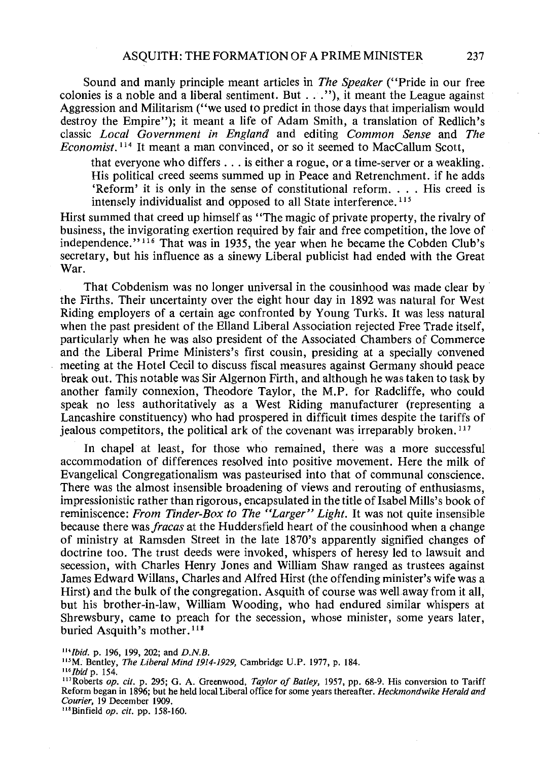Sound and manly principle meant articles in *The Speaker* ("Pride in our free colonies is a noble and a liberal sentiment. But . . ."), it meant the League against Aggression and Militarism ("we used to predict in those days that imperialism would destroy the Empire"); it meant a life of Adam Smith, a translation of Redlich's classic *Local Government in England* and editing *Common Sense* and *The Economist*.[114] It meant a man convinced, or so it seemed to MacCallum Scott,

> that everyone who differs . . . is either a rogue, or a time-server or a weakling. His political creed seems summed up in Peace and Retrenchment. if he adds 'Reform' it is only in the sense of constitutional reform. . . . His creed is intensely individualist and opposed to all State interference.[115]

Hirst summed that creed up himself as "The magic of private property, the rivalry of business, the invigorating exertion required by fair and free competition, the love of independence."[116] That was in 1935, the year when he became the Cobden Club's secretary, but his influence as a sinewy Liberal publicist had ended with the Great War.

That Cobdenism was no longer universal in the cousinhood was made clear by the Firths. Their uncertainty over the eight hour day in 1892 was natural for West Riding employers of a certain age confronted by Young Turks. It was less natural when the past president of the Elland Liberal Association rejected Free Trade itself, particularly when he was also president of the Associated Chambers of Commerce and the Liberal Prime Ministers's first cousin, presiding at a specially convened meeting at the Hotel Cecil to discuss fiscal measures against Germany should peace break out. This notable was Sir Algernon Firth, and although he was taken to task by another family connexion, Theodore Taylor, the M.P. for Radcliffe, who could speak no less authoritatively as a West Riding manufacturer (representing a Lancashire constituency) who had prospered in difficult times despite the tariffs of jealous competitors, the political ark of the covenant was irreparably broken.[117]

In chapel at least, for those who remained, there was a more successful accommodation of differences resolved into positive movement. Here the milk of Evangelical Congregationalism was pasteurised into that of communal conscience. There was the almost insensible broadening of views and rerouting of enthusiasms, impressionistic rather than rigorous, encapsulated in the title of Isabel Mills's book of reminiscence: *From Tinder-Box to The "Larger" Light*. It was not quite insensible because there was *fracas* at the Huddersfield heart of the cousinhood when a change of ministry at Ramsden Street in the late 1870's apparently signified changes of doctrine too. The trust deeds were invoked, whispers of heresy led to lawsuit and secession, with Charles Henry Jones and William Shaw ranged as trustees against James Edward Willans, Charles and Alfred Hirst (the offending minister's wife was a Hirst) and the bulk of the congregation. Asquith of course was well away from it all, but his brother-in-law, William Wooding, who had endured similar whispers at Shrewsbury, came to preach for the secession, whose minister, some years later, buried Asquith's mother.[118]

---

[114] *Ibid.* p. 196, 199, 202; and *D.N.B.*

[115] M. Bentley, *The Liberal Mind 1914-1929,* Cambridge U.P. 1977, p. 184.

[116] *Ibid* p. 154.

[117] Roberts *op. cit.* p. 295; G. A. Greenwood, *Taylor of Batley,* 1957, pp. 68-9. His conversion to Tariff Reform began in 1896; but he held local Liberal office for some years thereafter. *Heckmondwike Herald and Courier,* 19 December 1909.

[118] Binfield *op. cit.* pp. 158-160.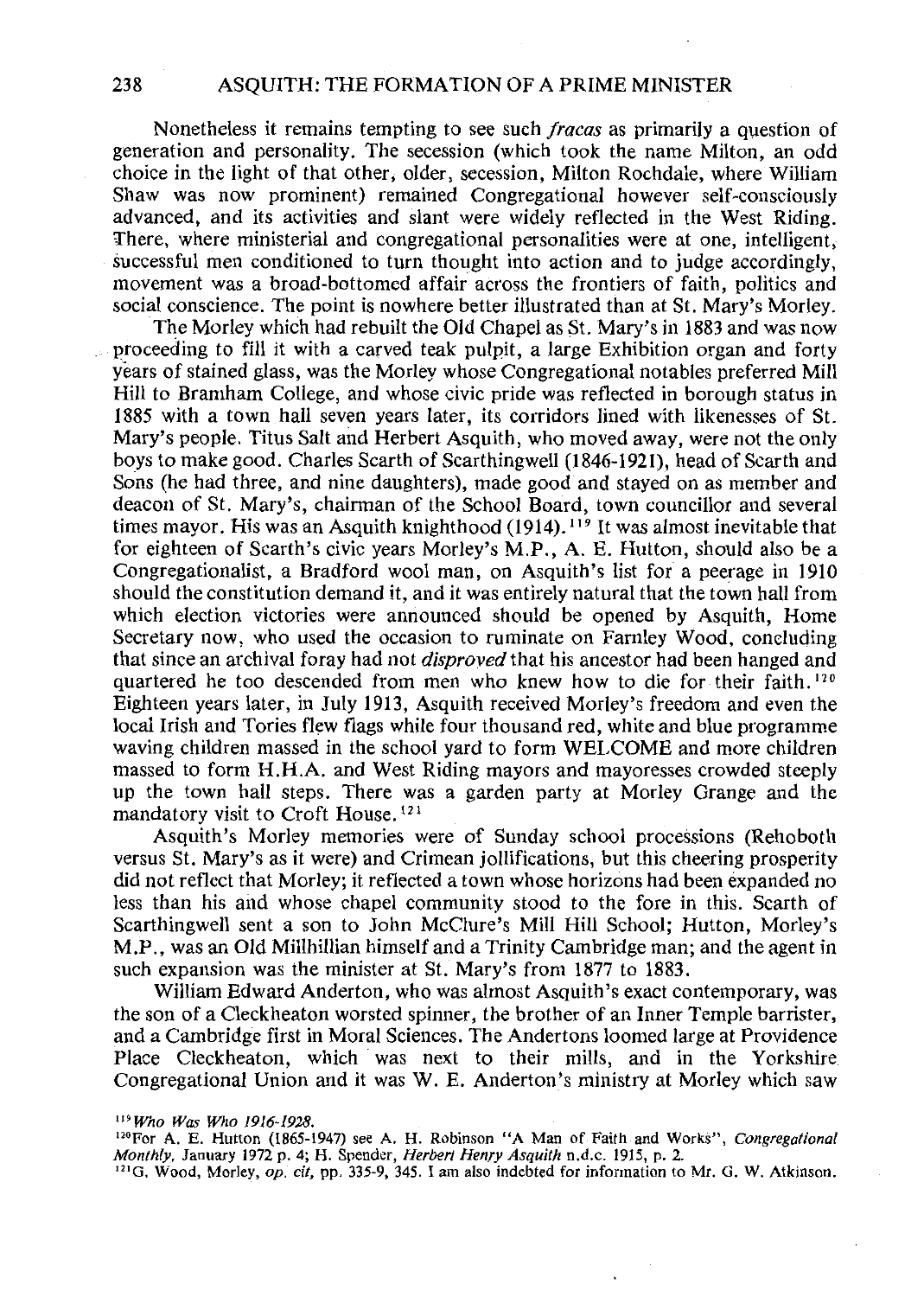Nonetheless it remains tempting to see such *fracas* as primarily a question of generation and personality. The secession (which took the name Milton, an odd choice in the light of that other, older, secession, Milton Rochdale, where William Shaw was now prominent) remained Congregational however self-consciously advanced, and its activities and slant were widely reflected in the West Riding. There, where ministerial and congregational personalities were at one, intelligent, successful men conditioned to turn thought into action and to judge accordingly, movement was a broad-bottomed affair across the frontiers of faith, politics and social conscience. The point is nowhere better illustrated than at St. Mary's Morley.

The Morley which had rebuilt the Old Chapel as St. Mary's in 1883 and was now proceeding to fill it with a carved teak pulpit, a large Exhibition organ and forty years of stained glass, was the Morley whose Congregational notables preferred Mill Hill to Bramham College, and whose civic pride was reflected in borough status in 1885 with a town hall seven years later, its corridors lined with likenesses of St. Mary's people. Titus Salt and Herbert Asquith, who moved away, were not the only boys to make good. Charles Scarth of Scarthingwell (1846-1921), head of Scarth and Sons (he had three, and nine daughters), made good and stayed on as member and deacon of St. Mary's, chairman of the School Board, town councillor and several times mayor. His was an Asquith knighthood (1914).[119] It was almost inevitable that for eighteen of Scarth's civic years Morley's M.P., A. E. Hutton, should also be a Congregationalist, a Bradford wool man, on Asquith's list for a peerage in 1910 should the constitution demand it, and it was entirely natural that the town hall from which election victories were announced should be opened by Asquith, Home Secretary now, who used the occasion to ruminate on Farnley Wood, concluding that since an archival foray had not *disproved* that his ancestor had been hanged and quartered he too descended from men who knew how to die for their faith.[120] Eighteen years later, in July 1913, Asquith received Morley's freedom and even the local Irish and Tories flew flags while four thousand red, white and blue programme waving children massed in the school yard to form WELCOME and more children massed to form H.H.A. and West Riding mayors and mayoresses crowded steeply up the town hall steps. There was a garden party at Morley Grange and the mandatory visit to Croft House.[121]

Asquith's Morley memories were of Sunday school processions (Rehoboth versus St. Mary's as it were) and Crimean jollifications, but this cheering prosperity did not reflect that Morley; it reflected a town whose horizons had been expanded no less than his and whose chapel community stood to the fore in this. Scarth of Scarthingwell sent a son to John McClure's Mill Hill School; Hutton, Morley's M.P., was an Old Millhillian himself and a Trinity Cambridge man; and the agent in such expansion was the minister at St. Mary's from 1877 to 1883.

William Edward Anderton, who was almost Asquith's exact contemporary, was the son of a Cleckheaton worsted spinner, the brother of an Inner Temple barrister, and a Cambridge first in Moral Sciences. The Andertons loomed large at Providence Place Cleckheaton, which was next to their mills, and in the Yorkshire Congregational Union and it was W. E. Anderton's ministry at Morley which saw

[119] *Who Was Who 1916-1928.*

[120] For A. E. Hutton (1865-1947) see A. H. Robinson "A Man of Faith and Works", *Congregational Monthly*, January 1972 p. 4; H. Spender, *Herbert Henry Asquith* n.d.c. 1915, p. 2.

[121] G. Wood, Morley, *op. cit*, pp. 335-9, 345. I am also indebted for information to Mr. G. W. Atkinson.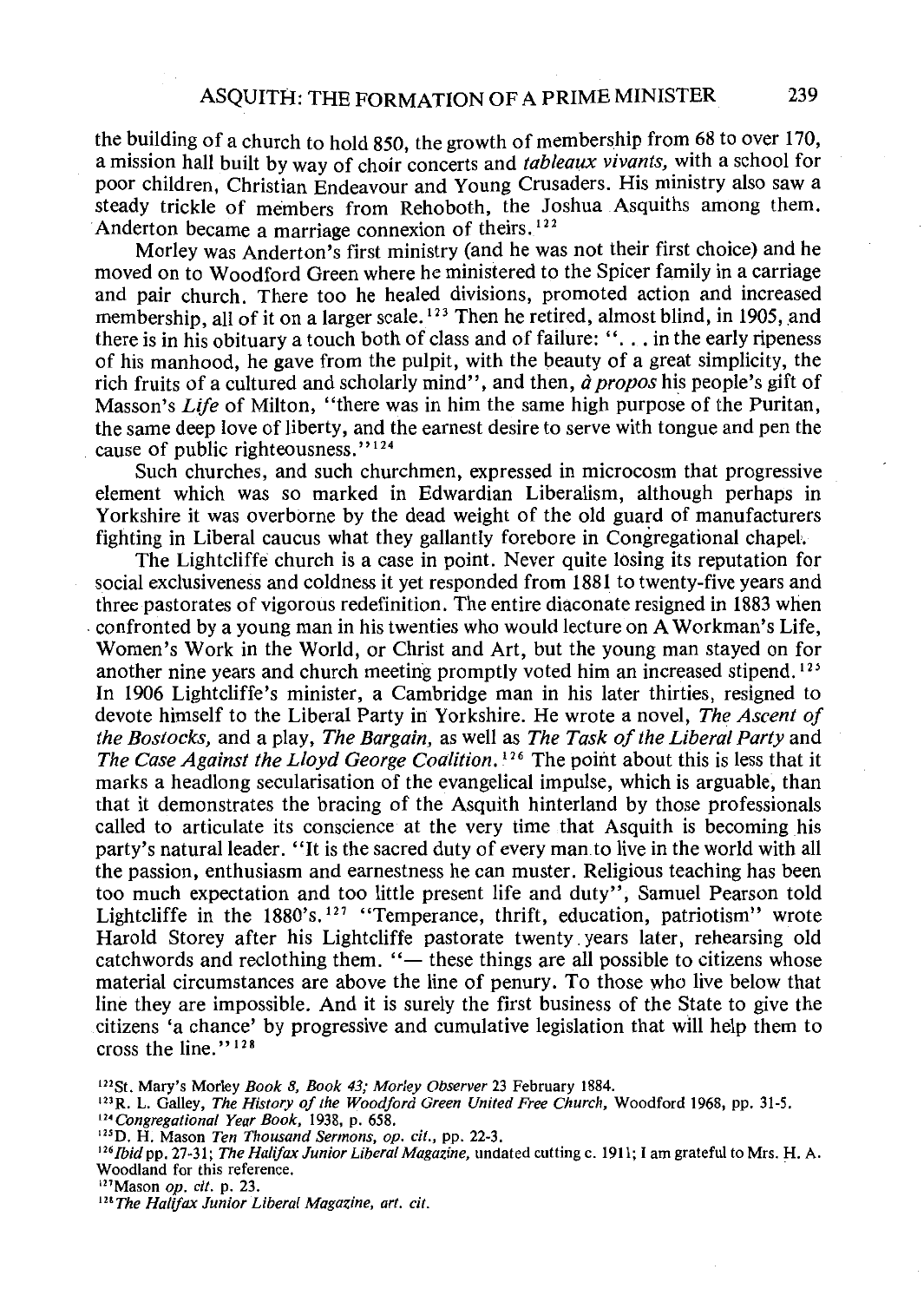the building of a church to hold 850, the growth of membership from 68 to over 170, a mission hall built by way of choir concerts and *tableaux vivants,* with a school for poor children, Christian Endeavour and Young Crusaders. His ministry also saw a steady trickle of members from Rehoboth, the Joshua Asquiths among them. Anderton became a marriage connexion of theirs.[122]

Morley was Anderton's first ministry (and he was not their first choice) and he moved on to Woodford Green where he ministered to the Spicer family in a carriage and pair church. There too he healed divisions, promoted action and increased membership, all of it on a larger scale.[123] Then he retired, almost blind, in 1905, and there is in his obituary a touch both of class and of failure: ". . . in the early ripeness of his manhood, he gave from the pulpit, with the beauty of a great simplicity, the rich fruits of a cultured and scholarly mind", and then, *à propos* his people's gift of Masson's *Life* of Milton, "there was in him the same high purpose of the Puritan, the same deep love of liberty, and the earnest desire to serve with tongue and pen the cause of public righteousness."[124]

Such churches, and such churchmen, expressed in microcosm that progressive element which was so marked in Edwardian Liberalism, although perhaps in Yorkshire it was overborne by the dead weight of the old guard of manufacturers fighting in Liberal caucus what they gallantly forebore in Congregational chapel.

The Lightcliffe church is a case in point. Never quite losing its reputation for social exclusiveness and coldness it yet responded from 1881 to twenty-five years and three pastorates of vigorous redefinition. The entire diaconate resigned in 1883 when confronted by a young man in his twenties who would lecture on A Workman's Life, Women's Work in the World, or Christ and Art, but the young man stayed on for another nine years and church meeting promptly voted him an increased stipend.[125] In 1906 Lightcliffe's minister, a Cambridge man in his later thirties, resigned to devote himself to the Liberal Party in Yorkshire. He wrote a novel, *The Ascent of the Bostocks,* and a play, *The Bargain,* as well as *The Task of the Liberal Party* and *The Case Against the Lloyd George Coalition.*[126] The point about this is less that it marks a headlong secularisation of the evangelical impulse, which is arguable, than that it demonstrates the bracing of the Asquith hinterland by those professionals called to articulate its conscience at the very time that Asquith is becoming his party's natural leader. "It is the sacred duty of every man to live in the world with all the passion, enthusiasm and earnestness he can muster. Religious teaching has been too much expectation and too little present life and duty", Samuel Pearson told Lightcliffe in the 1880's.[127] "Temperance, thrift, education, patriotism" wrote Harold Storey after his Lightcliffe pastorate twenty years later, rehearsing old catchwords and reclothing them. "— these things are all possible to citizens whose material circumstances are above the line of penury. To those who live below that line they are impossible. And it is surely the first business of the State to give the citizens 'a chance' by progressive and cumulative legislation that will help them to cross the line."[128]

[122] St. Mary's Morley *Book 8, Book 43; Morley Observer* 23 February 1884.
[123] R. L. Galley, *The History of the Woodford Green United Free Church,* Woodford 1968, pp. 31-5.
[124] *Congregational Year Book,* 1938, p. 658.
[125] D. H. Mason *Ten Thousand Sermons, op. cit.,* pp. 22-3.
[126] *Ibid* pp. 27-31; *The Halifax Junior Liberal Magazine,* undated cutting c. 1911; I am grateful to Mrs. H. A. Woodland for this reference.
[127] Mason *op. cit.* p. 23.
[128] *The Halifax Junior Liberal Magazine, art. cit.*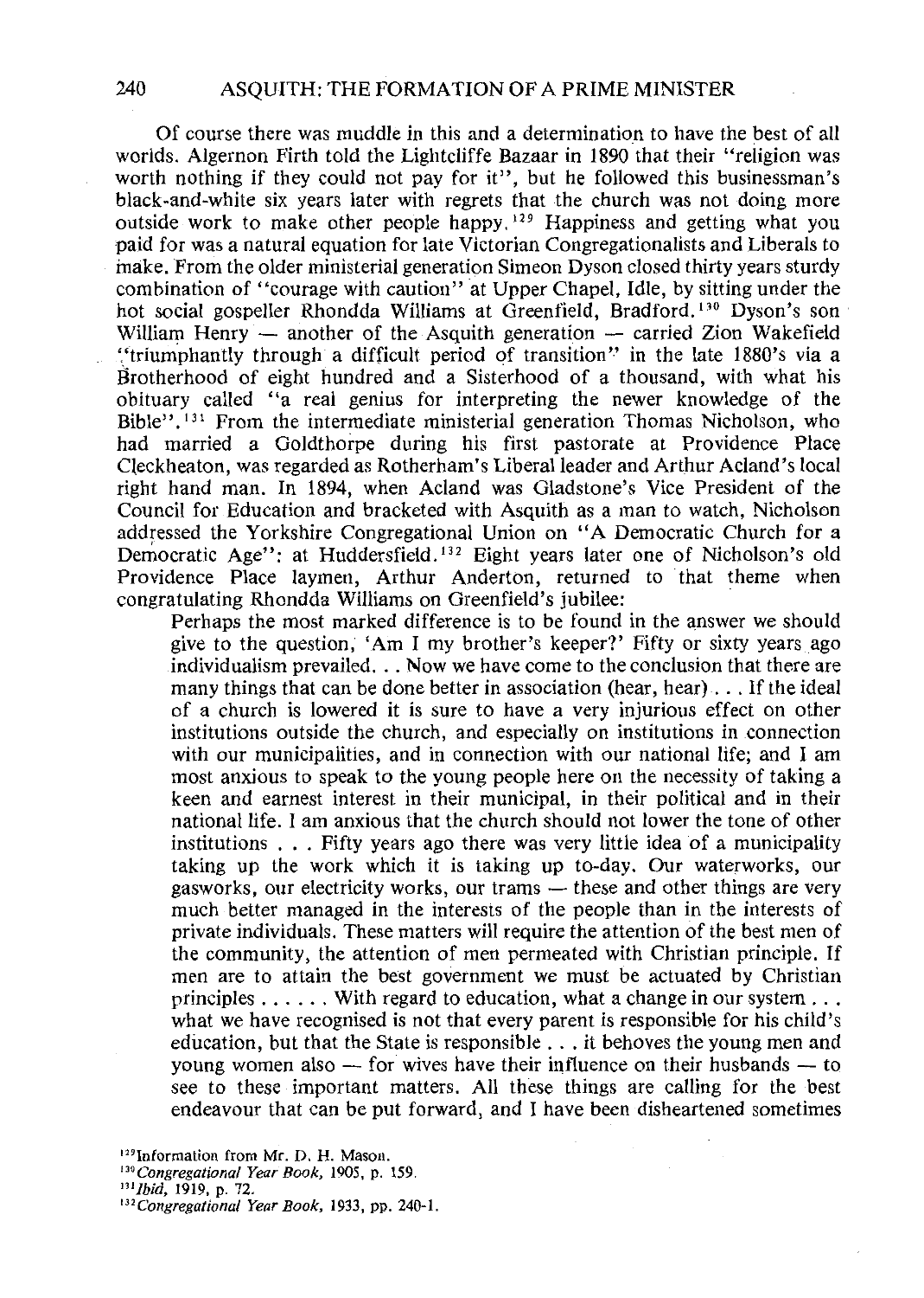Of course there was muddle in this and a determination to have the best of all worlds. Algernon Firth told the Lightcliffe Bazaar in 1890 that their "religion was worth nothing if they could not pay for it", but he followed this businessman's black-and-white six years later with regrets that the church was not doing more outside work to make other people happy.[129] Happiness and getting what you paid for was a natural equation for late Victorian Congregationalists and Liberals to make. From the older ministerial generation Simeon Dyson closed thirty years sturdy combination of "courage with caution" at Upper Chapel, Idle, by sitting under the hot social gospeller Rhondda Williams at Greenfield, Bradford.[130] Dyson's son William Henry — another of the Asquith generation — carried Zion Wakefield "triumphantly through a difficult period of transition" in the late 1880's via a Brotherhood of eight hundred and a Sisterhood of a thousand, with what his obituary called "a real genius for interpreting the newer knowledge of the Bible".[131] From the intermediate ministerial generation Thomas Nicholson, who had married a Goldthorpe during his first pastorate at Providence Place Cleckheaton, was regarded as Rotherham's Liberal leader and Arthur Acland's local right hand man. In 1894, when Acland was Gladstone's Vice President of the Council for Education and bracketed with Asquith as a man to watch, Nicholson addressed the Yorkshire Congregational Union on "A Democratic Church for a Democratic Age": at Huddersfield.[132] Eight years later one of Nicholson's old Providence Place laymen, Arthur Anderton, returned to that theme when congratulating Rhondda Williams on Greenfield's jubilee:

> Perhaps the most marked difference is to be found in the answer we should give to the question, 'Am I my brother's keeper?' Fifty or sixty years ago individualism prevailed. . . Now we have come to the conclusion that there are many things that can be done better in association (hear, hear) . . . If the ideal of a church is lowered it is sure to have a very injurious effect on other institutions outside the church, and especially on institutions in connection with our municipalities, and in connection with our national life; and I am most anxious to speak to the young people here on the necessity of taking a keen and earnest interest in their municipal, in their political and in their national life. I am anxious that the church should not lower the tone of other institutions . . . Fifty years ago there was very little idea of a municipality taking up the work which it is taking up to-day. Our waterworks, our gasworks, our electricity works, our trams — these and other things are very much better managed in the interests of the people than in the interests of private individuals. These matters will require the attention of the best men of the community, the attention of men permeated with Christian principle. If men are to attain the best government we must be actuated by Christian principles . . . . . . With regard to education, what a change in our system . . . what we have recognised is not that every parent is responsible for his child's education, but that the State is responsible . . . it behoves the young men and young women also — for wives have their influence on their husbands — to see to these important matters. All these things are calling for the best endeavour that can be put forward, and I have been disheartened sometimes

[129] Information from Mr. D. H. Mason.

[130] *Congregational Year Book*, 1905, p. 159.

[131] *Ibid*, 1919, p. 72.

[132] *Congregational Year Book*, 1933, pp. 240-1.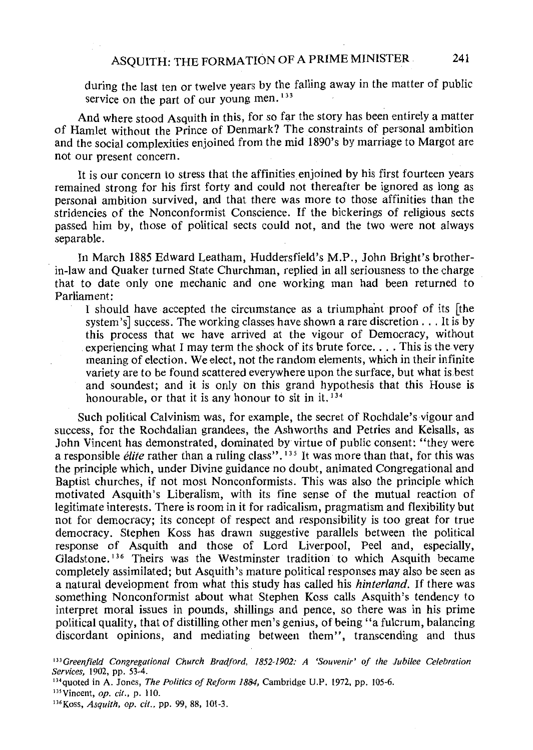during the last ten or twelve years by the falling away in the matter of public service on the part of our young men.[133]

And where stood Asquith in this, for so far the story has been entirely a matter of Hamlet without the Prince of Denmark? The constraints of personal ambition and the social complexities enjoined from the mid 1890's by marriage to Margot are not our present concern.

It is our concern to stress that the affinities enjoined by his first fourteen years remained strong for his first forty and could not thereafter be ignored as long as personal ambition survived, and that there was more to those affinities than the stridencies of the Nonconformist Conscience. If the bickerings of religious sects passed him by, those of political sects could not, and the two were not always separable.

In March 1885 Edward Leatham, Huddersfield's M.P., John Bright's brother-in-law and Quaker turned State Churchman, replied in all seriousness to the charge that to date only one mechanic and one working man had been returned to Parliament:

> I should have accepted the circumstance as a triumphant proof of its [the system's] success. The working classes have shown a rare discretion . . . It is by this process that we have arrived at the vigour of Democracy, without experiencing what I may term the shock of its brute force. . . . This is the very meaning of election. We elect, not the random elements, which in their infinite variety are to be found scattered everywhere upon the surface, but what is best and soundest; and it is only on this grand hypothesis that this House is honourable, or that it is any honour to sit in it.[134]

Such political Calvinism was, for example, the secret of Rochdale's vigour and success, for the Rochdalian grandees, the Ashworths and Petries and Kelsalls, as John Vincent has demonstrated, dominated by virtue of public consent: "they were a responsible *élite* rather than a ruling class".[135] It was more than that, for this was the principle which, under Divine guidance no doubt, animated Congregational and Baptist churches, if not most Nonconformists. This was also the principle which motivated Asquith's Liberalism, with its fine sense of the mutual reaction of legitimate interests. There is room in it for radicalism, pragmatism and flexibility but not for democracy; its concept of respect and responsibility is too great for true democracy. Stephen Koss has drawn suggestive parallels between the political response of Asquith and those of Lord Liverpool, Peel and, especially, Gladstone.[136] Theirs was the Westminster tradition to which Asquith became completely assimilated; but Asquith's mature political responses may also be seen as a natural development from what this study has called his *hinterland*. If there was something Nonconformist about what Stephen Koss calls Asquith's tendency to interpret moral issues in pounds, shillings and pence, so there was in his prime political quality, that of distilling other men's genius, of being "a fulcrum, balancing discordant opinions, and mediating between them", transcending and thus

[133] *Greenfield Congregational Church Bradford, 1852-1902: A 'Souvenir' of the Jubilee Celebration Services*, 1902, pp. 53-4.

[134] quoted in A. Jones, *The Politics of Reform 1884*, Cambridge U.P. 1972, pp. 105-6.

[135] Vincent, *op. cit.*, p. 110.

[136] Koss, *Asquith, op. cit.*, pp. 99, 88, 101-3.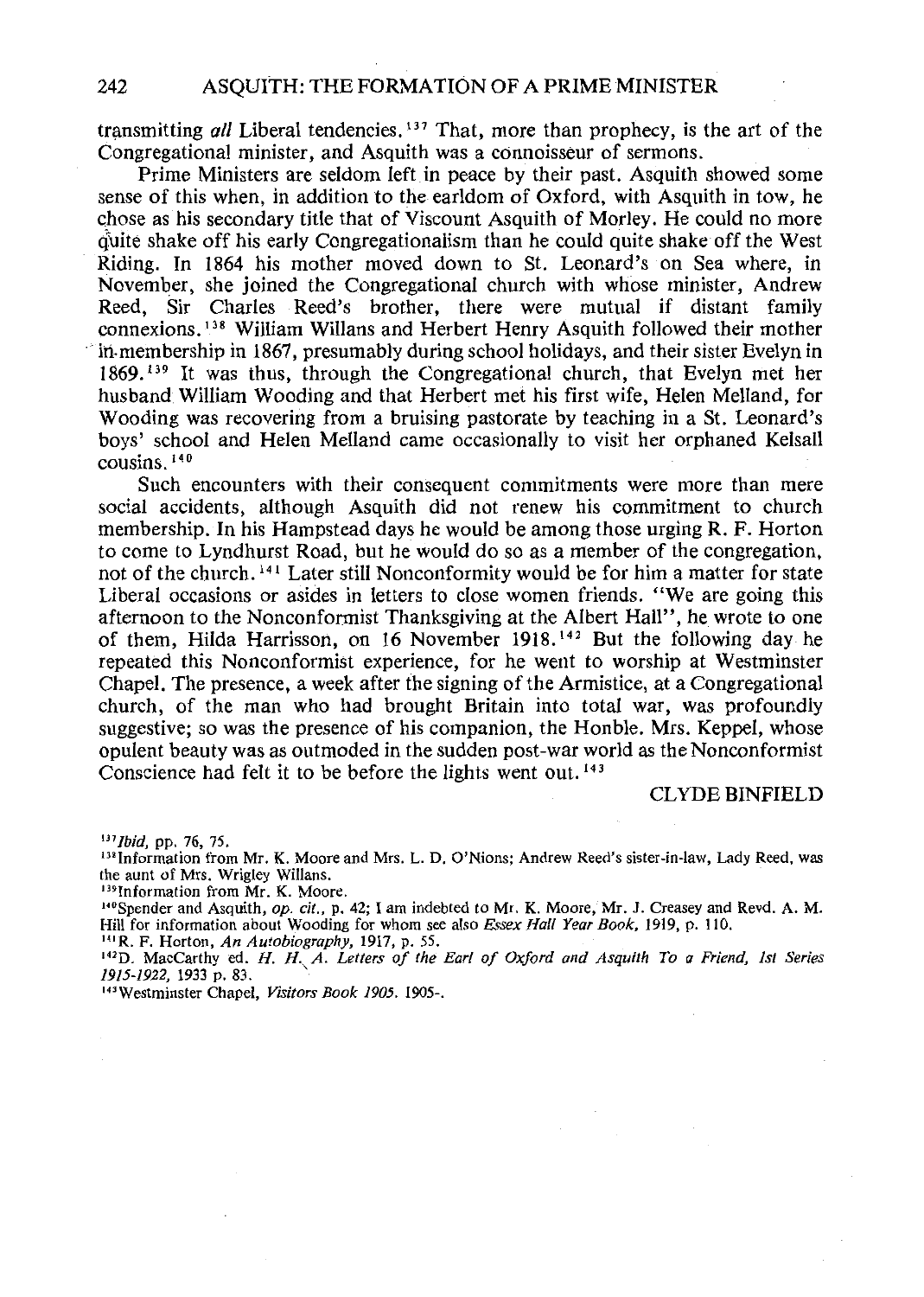transmitting *all* Liberal tendencies.[137] That, more than prophecy, is the art of the Congregational minister, and Asquith was a connoisseur of sermons.

Prime Ministers are seldom left in peace by their past. Asquith showed some sense of this when, in addition to the earldom of Oxford, with Asquith in tow, he chose as his secondary title that of Viscount Asquith of Morley. He could no more quite shake off his early Congregationalism than he could quite shake off the West Riding. In 1864 his mother moved down to St. Leonard's on Sea where, in November, she joined the Congregational church with whose minister, Andrew Reed, Sir Charles Reed's brother, there were mutual if distant family connexions.[138] William Willans and Herbert Henry Asquith followed their mother in membership in 1867, presumably during school holidays, and their sister Evelyn in 1869.[139] It was thus, through the Congregational church, that Evelyn met her husband William Wooding and that Herbert met his first wife, Helen Melland, for Wooding was recovering from a bruising pastorate by teaching in a St. Leonard's boys' school and Helen Melland came occasionally to visit her orphaned Kelsall cousins.[140]

Such encounters with their consequent commitments were more than mere social accidents, although Asquith did not renew his commitment to church membership. In his Hampstead days he would be among those urging R. F. Horton to come to Lyndhurst Road, but he would do so as a member of the congregation, not of the church.[141] Later still Nonconformity would be for him a matter for state Liberal occasions or asides in letters to close women friends. "We are going this afternoon to the Nonconformist Thanksgiving at the Albert Hall", he wrote to one of them, Hilda Harrisson, on 16 November 1918.[142] But the following day he repeated this Nonconformist experience, for he went to worship at Westminster Chapel. The presence, a week after the signing of the Armistice, at a Congregational church, of the man who had brought Britain into total war, was profoundly suggestive; so was the presence of his companion, the Honble. Mrs. Keppel, whose opulent beauty was as outmoded in the sudden post-war world as the Nonconformist Conscience had felt it to be before the lights went out.[143]

CLYDE BINFIELD

---

[137] *Ibid*, pp. 76, 75.

[138] Information from Mr. K. Moore and Mrs. L. D. O'Nions; Andrew Reed's sister-in-law, Lady Reed, was the aunt of Mrs. Wrigley Willans.

[139] Information from Mr. K. Moore.

[140] Spender and Asquith, *op. cit.*, p. 42; I am indebted to Mr. K. Moore, Mr. J. Creasey and Revd. A. M. Hill for information about Wooding for whom see also *Essex Hall Year Book*, 1919, p. 110.

[141] R. F. Horton, *An Autobiography*, 1917, p. 55.

[142] D. MacCarthy ed. *H. H. A. Letters of the Earl of Oxford and Asquith To a Friend, 1st Series 1915-1922*, 1933 p. 83.

[143] Westminster Chapel, *Visitors Book 1905*. 1905-.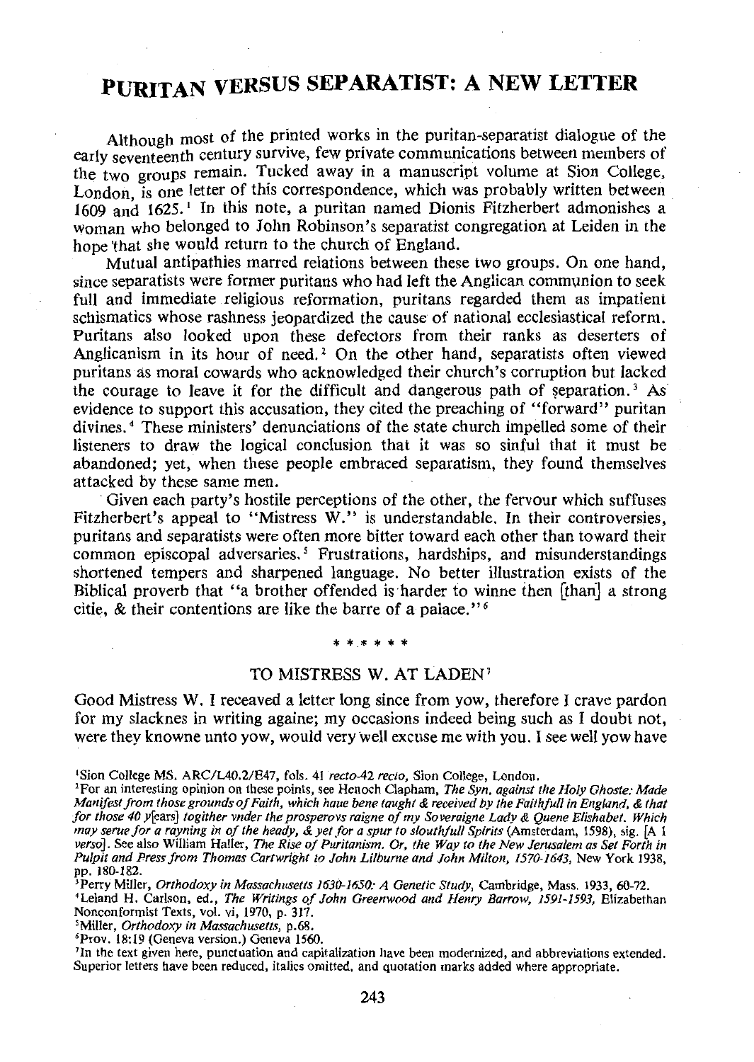# PURITAN VERSUS SEPARATIST: A NEW LETTER

Although most of the printed works in the puritan-separatist dialogue of the early seventeenth century survive, few private communications between members of the two groups remain. Tucked away in a manuscript volume at Sion College, London, is one letter of this correspondence, which was probably written between 1609 and 1625.[1] In this note, a puritan named Dionis Fitzherbert admonishes a woman who belonged to John Robinson's separatist congregation at Leiden in the hope that she would return to the church of England.

Mutual antipathies marred relations between these two groups. On one hand, since separatists were former puritans who had left the Anglican communion to seek full and immediate religious reformation, puritans regarded them as impatient schismatics whose rashness jeopardized the cause of national ecclesiastical reform. Puritans also looked upon these defectors from their ranks as deserters of Anglicanism in its hour of need.[2] On the other hand, separatists often viewed puritans as moral cowards who acknowledged their church's corruption but lacked the courage to leave it for the difficult and dangerous path of separation.[3] As evidence to support this accusation, they cited the preaching of "forward" puritan divines.[4] These ministers' denunciations of the state church impelled some of their listeners to draw the logical conclusion that it was so sinful that it must be abandoned; yet, when these people embraced separatism, they found themselves attacked by these same men.

Given each party's hostile perceptions of the other, the fervour which suffuses Fitzherbert's appeal to "Mistress W." is understandable. In their controversies, puritans and separatists were often more bitter toward each other than toward their common episcopal adversaries.[5] Frustrations, hardships, and misunderstandings shortened tempers and sharpened language. No better illustration exists of the Biblical proverb that "a brother offended is harder to winne then [than] a strong citie, & their contentions are like the barre of a palace."[6]

\* \* \* \* \* \*

## TO MISTRESS W. AT LADEN[7]

Good Mistress W. I receaved a letter long since from yow, therefore I crave pardon for my slacknes in writing againe; my occasions indeed being such as I doubt not, were they knowne unto yow, would very well excuse me with you. I see well yow have

---

[1] Sion College MS. ARC/L40.2/E47, fols. 41 *recto*-42 *recto*, Sion College, London.

[2] For an interesting opinion on these points, see Henoch Clapham, *The Syn, against the Holy Ghoste: Made Manifest from those grounds of Faith, which haue bene taught & received by the Faithfull in England, & that for those 40 y*[ears] *togither vnder the prosperovs raigne of my Soveraigne Lady & Quene Elishabet. Which may serue for a rayning in of the heady, & yet for a spur to slouthfull Spirits* (Amsterdam, 1598), sig. [A 1 *verso*]. See also William Haller, *The Rise of Puritanism. Or, the Way to the New Jerusalem as Set Forth in Pulpit and Press from Thomas Cartwright to John Lilburne and John Milton, 1570-1643*, New York 1938, pp. 180-182.

[3] Perry Miller, *Orthodoxy in Massachusetts 1630-1650: A Genetic Study*, Cambridge, Mass. 1933, 60-72.

[4] Leland H. Carlson, ed., *The Writings of John Greenwood and Henry Barrow, 1591-1593*, Elizabethan Nonconformist Texts, vol. vi, 1970, p. 317.

[5] Miller, *Orthodoxy in Massachusetts*, p.68.

[6] Prov. 18:19 (Geneva version.) Geneva 1560.

[7] In the text given here, punctuation and capitalization have been modernized, and abbreviations extended. Superior letters have been reduced, italics omitted, and quotation marks added where appropriate.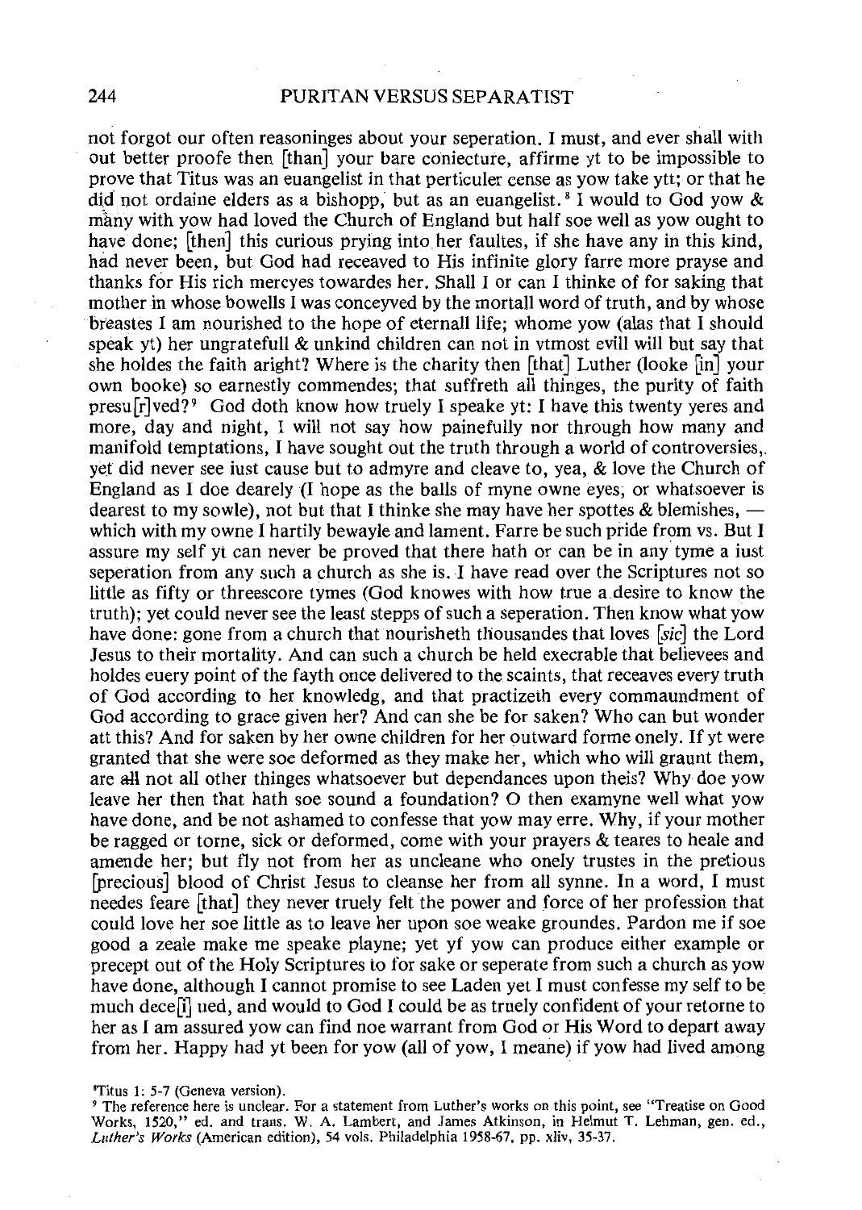not forgot our often reasoninges about your seperation. I must, and ever shall with out better proofe then [than] your bare coniecture, affirme yt to be impossible to prove that Titus was an euangelist in that perticuler cense as yow take ytt; or that he did not ordaine elders as a bishopp, but as an euangelist.[8] I would to God yow & many with yow had loved the Church of England but half soe well as yow ought to have done; [then] this curious prying into her faultes, if she have any in this kind, had never been, but God had receaved to His infinite glory farre more prayse and thanks for His rich mercyes towardes her. Shall I or can I thinke of for saking that mother in whose bowells I was conceyved by the mortall word of truth, and by whose breastes I am nourished to the hope of eternall life; whome yow (alas that I should speak yt) her ungratefull & unkind children can not in vtmost evill will but say that she holdes the faith aright? Where is the charity then [that] Luther (looke [in] your own booke) so earnestly commendes; that suffreth all thinges, the purity of faith presu[r]ved?[9] God doth know how truely I speake yt: I have this twenty yeres and more, day and night, I will not say how painefully nor through how many and manifold temptations, I have sought out the truth through a world of controversies, yet did never see iust cause but to admyre and cleave to, yea, & love the Church of England as I doe dearely (I hope as the balls of myne owne eyes, or whatsoever is dearest to my sowle), not but that I thinke she may have her spottes & blemishes, — which with my owne I hartily bewayle and lament. Farre be such pride from vs. But I assure my self yt can never be proved that there hath or can be in any tyme a iust seperation from any such a church as she is. I have read over the Scriptures not so little as fifty or threescore tymes (God knowes with how true a desire to know the truth); yet could never see the least stepps of such a seperation. Then know what yow have done: gone from a church that nourisheth thousandes that loves [*sic*] the Lord Jesus to their mortality. And can such a church be held execrable that believees and holdes euery point of the fayth once delivered to the scaints, that receaves every truth of God according to her knowledg, and that practizeth every commaundment of God according to grace given her? And can she be for saken? Who can but wonder att this? And for saken by her owne children for her outward forme onely. If yt were granted that she were soe deformed as they make her, which who will graunt them, are ~~all~~ not all other thinges whatsoever but dependances upon theis? Why doe yow leave her then that hath soe sound a foundation? O then examyne well what yow have done, and be not ashamed to confesse that yow may erre. Why, if your mother be ragged or torne, sick or deformed, come with your prayers & teares to heale and amende her; but fly not from her as uncleane who onely trustes in the pretious [precious] blood of Christ Jesus to cleanse her from all synne. In a word, I must needes feare [that] they never truely felt the power and force of her profession that could love her soe little as to leave her upon soe weake groundes. Pardon me if soe good a zeale make me speake playne; yet yf yow can produce either example or precept out of the Holy Scriptures to for sake or seperate from such a church as yow have done, although I cannot promise to see Laden yet I must confesse my self to be much dece[i]ued, and would to God I could be as truely confident of your retorne to her as I am assured yow can find noe warrant from God or His Word to depart away from her. Happy had yt been for yow (all of yow, I meane) if yow had lived among

---

[8] Titus 1: 5-7 (Geneva version).

[9] The reference here is unclear. For a statement from Luther's works on this point, see "Treatise on Good Works, 1520," ed. and trans. W. A. Lambert, and James Atkinson, in Helmut T. Lehman, gen. ed., *Luther's Works* (American edition), 54 vols. Philadelphia 1958-67, pp. xliv, 35-37.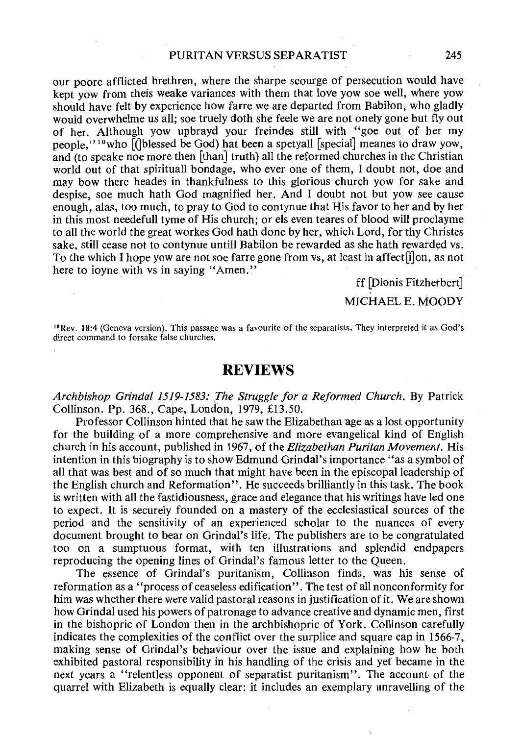our poore afflicted brethren, where the sharpe scourge of persecution would have kept yow from theis weake variances with them that love yow soe well, where yow should have felt by experience how farre we are departed from Babilon, who gladly would overwhelme us all; soe truely doth she feele we are not onely gone but fly out of her. Although yow upbrayd your freindes still with "goe out of her my people,"[10] who [(]blessed be God) hat been a spetyall [special] meanes to draw yow, and (to speake noe more then [than] truth) all the reformed churches in the Christian world out of that spirituall bondage, who ever one of them, I doubt not, doe and may bow there heades in thankfulness to this glorious church yow for sake and despise, soe much hath God magnified her. And I doubt not but yow see cause enough, alas, too much, to pray to God to contynue that His favor to her and by her in this most needefull tyme of His church; or els even teares of blood will proclayme to all the world the great workes God hath done by her, which Lord, for thy Christes sake, still cease not to contynue untill Babilon be rewarded as she hath rewarded vs. To the which I hope yow are not soe farre gone from vs, at least in affect[i]on, as not here to ioyne with vs in saying "Amen."

ff [Dionis Fitzherbert]

MICHAEL E. MOODY

[10] Rev. 18:4 (Geneva version). This passage was a favourite of the separatists. They interpreted it as God's direct command to forsake false churches.

## REVIEWS

*Archbishop Grindal 1519-1583: The Struggle for a Reformed Church.* By Patrick Collinson. Pp. 368., Cape, London, 1979, £13.50.

Professor Collinson hinted that he saw the Elizabethan age as a lost opportunity for the building of a more comprehensive and more evangelical kind of English church in his account, published in 1967, of the *Elizabethan Puritan Movement.* His intention in this biography is to show Edmund Grindal's importance "as a symbol of all that was best and of so much that might have been in the episcopal leadership of the English church and Reformation". He succeeds brilliantly in this task. The book is written with all the fastidiousness, grace and elegance that his writings have led one to expect. It is securely founded on a mastery of the ecclesiastical sources of the period and the sensitivity of an experienced scholar to the nuances of every document brought to bear on Grindal's life. The publishers are to be congratulated too on a sumptuous format, with ten illustrations and splendid endpapers reproducing the opening lines of Grindal's famous letter to the Queen.

The essence of Grindal's puritanism, Collinson finds, was his sense of reformation as a "process of ceaseless edification". The test of all nonconformity for him was whether there were valid pastoral reasons in justification of it. We are shown how Grindal used his powers of patronage to advance creative and dynamic men, first in the bishopric of London then in the archbishopric of York. Collinson carefully indicates the complexities of the conflict over the surplice and square cap in 1566-7, making sense of Grindal's behaviour over the issue and explaining how he both exhibited pastoral responsibility in his handling of the crisis and yet became in the next years a "relentless opponent of separatist puritanism". The account of the quarrel with Elizabeth is equally clear: it includes an exemplary unravelling of the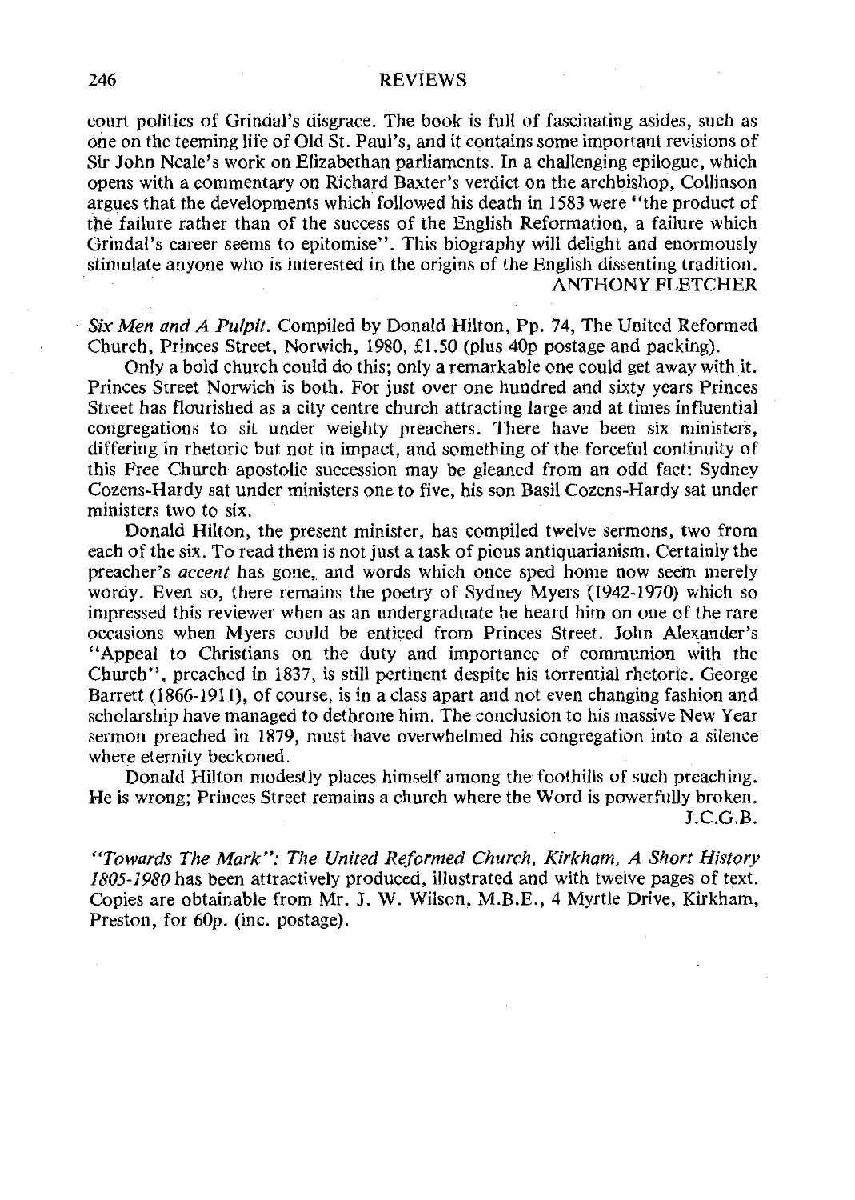court politics of Grindal's disgrace. The book is full of fascinating asides, such as one on the teeming life of Old St. Paul's, and it contains some important revisions of Sir John Neale's work on Elizabethan parliaments. In a challenging epilogue, which opens with a commentary on Richard Baxter's verdict on the archbishop, Collinson argues that the developments which followed his death in 1583 were "the product of the failure rather than of the success of the English Reformation, a failure which Grindal's career seems to epitomise". This biography will delight and enormously stimulate anyone who is interested in the origins of the English dissenting tradition.

ANTHONY FLETCHER

*Six Men and A Pulpit.* Compiled by Donald Hilton, Pp. 74, The United Reformed Church, Princes Street, Norwich, 1980, £1.50 (plus 40p postage and packing).

Only a bold church could do this; only a remarkable one could get away with it. Princes Street Norwich is both. For just over one hundred and sixty years Princes Street has flourished as a city centre church attracting large and at times influential congregations to sit under weighty preachers. There have been six ministers, differing in rhetoric but not in impact, and something of the forceful continuity of this Free Church apostolic succession may be gleaned from an odd fact: Sydney Cozens-Hardy sat under ministers one to five, his son Basil Cozens-Hardy sat under ministers two to six.

Donald Hilton, the present minister, has compiled twelve sermons, two from each of the six. To read them is not just a task of pious antiquarianism. Certainly the preacher's *accent* has gone, and words which once sped home now seem merely wordy. Even so, there remains the poetry of Sydney Myers (1942-1970) which so impressed this reviewer when as an undergraduate he heard him on one of the rare occasions when Myers could be enticed from Princes Street. John Alexander's "Appeal to Christians on the duty and importance of communion with the Church", preached in 1837, is still pertinent despite his torrential rhetoric. George Barrett (1866-1911), of course, is in a class apart and not even changing fashion and scholarship have managed to dethrone him. The conclusion to his massive New Year sermon preached in 1879, must have overwhelmed his congregation into a silence where eternity beckoned.

Donald Hilton modestly places himself among the foothills of such preaching. He is wrong; Princes Street remains a church where the Word is powerfully broken.

J.C.G.B.

*"Towards The Mark": The United Reformed Church, Kirkham, A Short History 1805-1980* has been attractively produced, illustrated and with twelve pages of text. Copies are obtainable from Mr. J. W. Wilson, M.B.E., 4 Myrtle Drive, Kirkham, Preston, for 60p. (inc. postage).